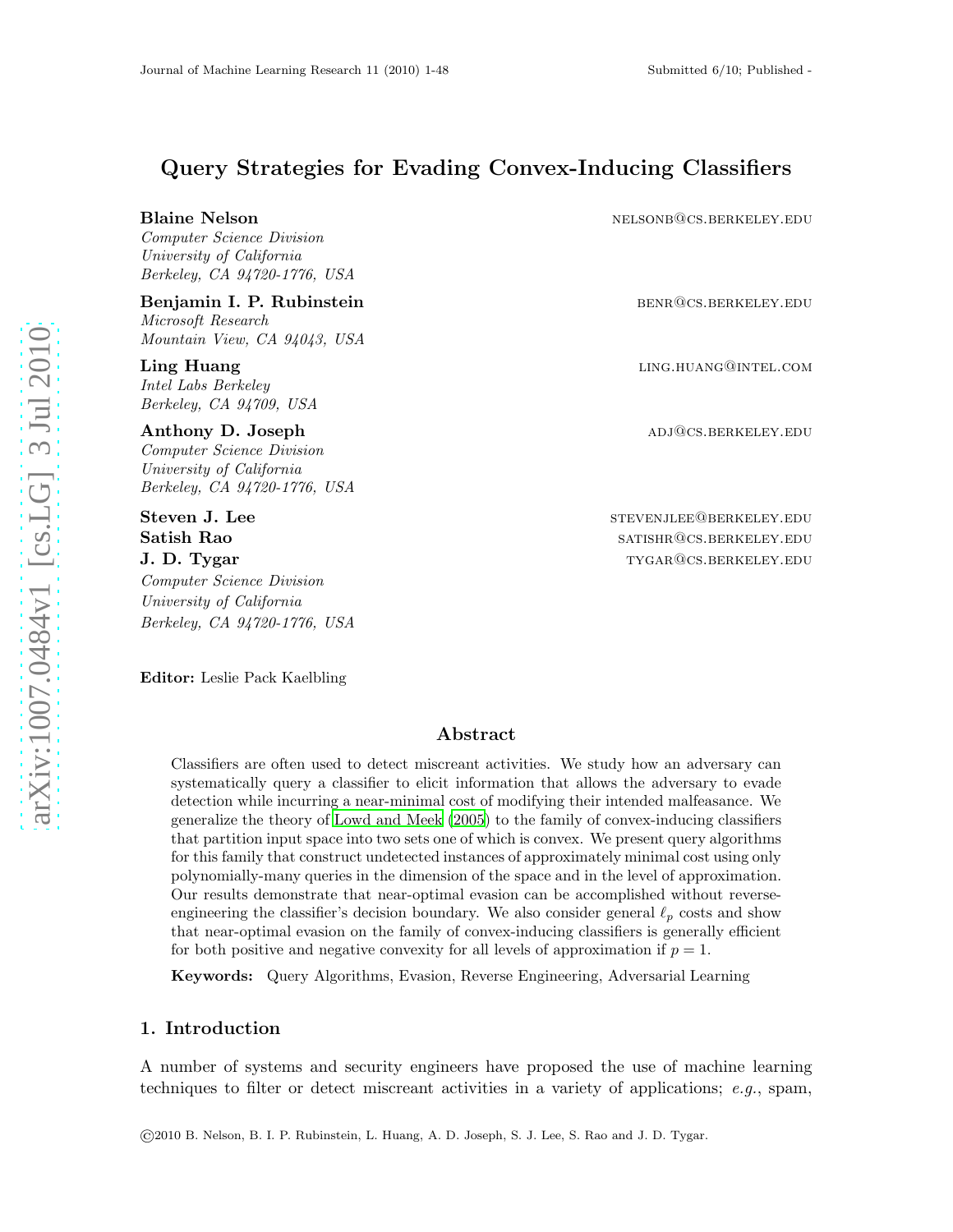# Query Strategies for Evading Convex-Inducing Classifiers

**Blaine Nelson** NELSONB@CS.BERKELEY.EDU
*Computer Science Division*
*University of California*
*Berkeley, CA 94720-1776, USA*

**Benjamin I. P. Rubinstein** BENR@CS.BERKELEY.EDU
*Microsoft Research*
*Mountain View, CA 94043, USA*

**Ling Huang** LING.HUANG@INTEL.COM
*Intel Labs Berkeley*
*Berkeley, CA 94709, USA*

**Anthony D. Joseph** ADJ@CS.BERKELEY.EDU
*Computer Science Division*
*University of California*
*Berkeley, CA 94720-1776, USA*

**Steven J. Lee** STEVENJLEE@BERKELEY.EDU
**Satish Rao** SATISHR@CS.BERKELEY.EDU
**J. D. Tygar** TYGAR@CS.BERKELEY.EDU
*Computer Science Division*
*University of California*
*Berkeley, CA 94720-1776, USA*

**Editor:** Leslie Pack Kaelbling

## Abstract

Classifiers are often used to detect miscreant activities. We study how an adversary can systematically query a classifier to elicit information that allows the adversary to evade detection while incurring a near-minimal cost of modifying their intended malfeasance. We generalize the theory of Lowd and Meek (2005) to the family of convex-inducing classifiers that partition input space into two sets one of which is convex. We present query algorithms for this family that construct undetected instances of approximately minimal cost using only polynomially-many queries in the dimension of the space and in the level of approximation. Our results demonstrate that near-optimal evasion can be accomplished without reverse-engineering the classifier's decision boundary. We also consider general $\ell_p$ costs and show that near-optimal evasion on the family of convex-inducing classifiers is generally efficient for both positive and negative convexity for all levels of approximation if $p = 1$.

**Keywords:** Query Algorithms, Evasion, Reverse Engineering, Adversarial Learning

## 1. Introduction

A number of systems and security engineers have proposed the use of machine learning techniques to filter or detect miscreant activities in a variety of applications; *e.g.*, spam,

©2010 B. Nelson, B. I. P. Rubinstein, L. Huang, A. D. Joseph, S. J. Lee, S. Rao and J. D. Tygar.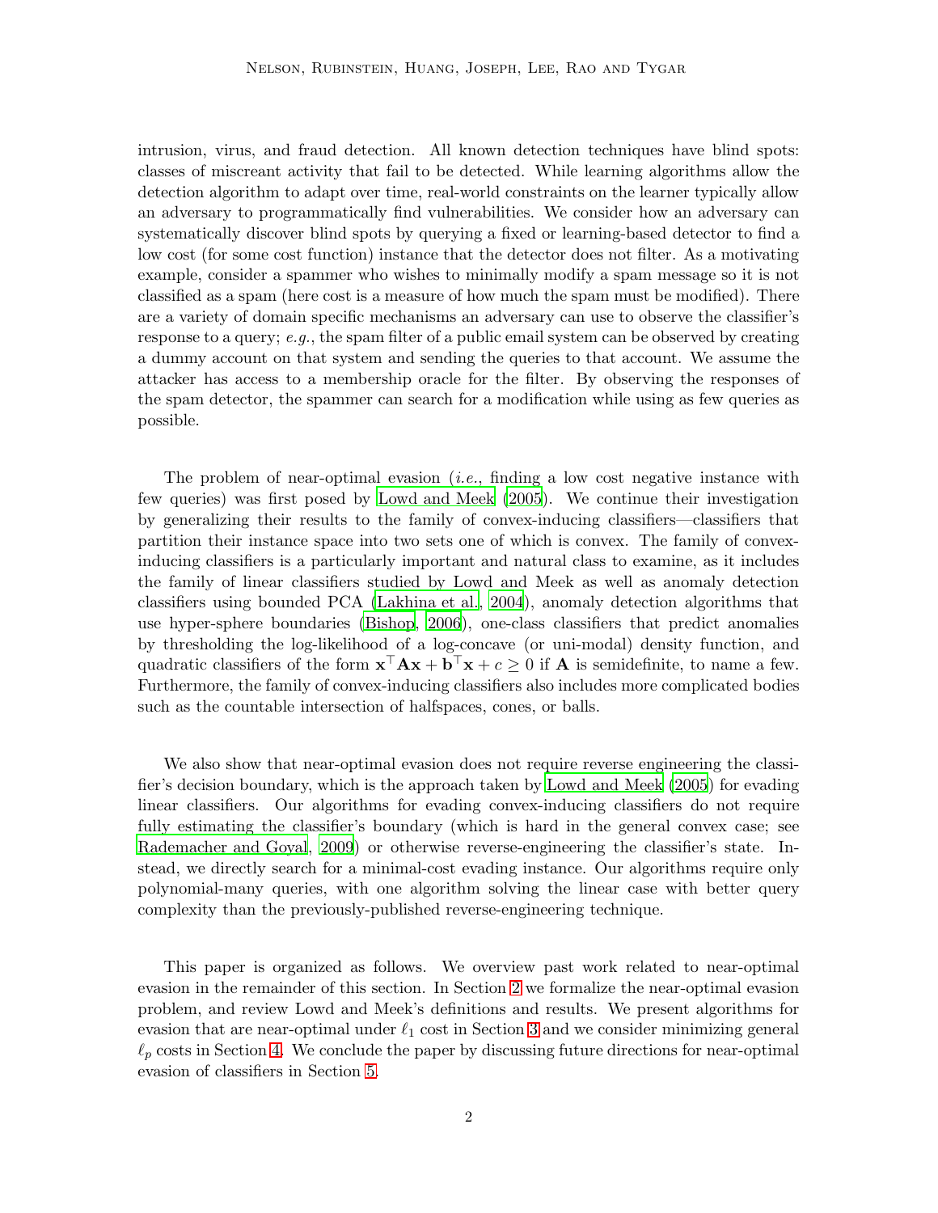intrusion, virus, and fraud detection. All known detection techniques have blind spots: classes of miscreant activity that fail to be detected. While learning algorithms allow the detection algorithm to adapt over time, real-world constraints on the learner typically allow an adversary to programmatically find vulnerabilities. We consider how an adversary can systematically discover blind spots by querying a fixed or learning-based detector to find a low cost (for some cost function) instance that the detector does not filter. As a motivating example, consider a spammer who wishes to minimally modify a spam message so it is not classified as a spam (here cost is a measure of how much the spam must be modified). There are a variety of domain specific mechanisms an adversary can use to observe the classifier's response to a query; *e.g.*, the spam filter of a public email system can be observed by creating a dummy account on that system and sending the queries to that account. We assume the attacker has access to a membership oracle for the filter. By observing the responses of the spam detector, the spammer can search for a modification while using as few queries as possible.

The problem of near-optimal evasion (*i.e.*, finding a low cost negative instance with few queries) was first posed by Lowd and Meek (2005). We continue their investigation by generalizing their results to the family of convex-inducing classifiers—classifiers that partition their instance space into two sets one of which is convex. The family of convex-inducing classifiers is a particularly important and natural class to examine, as it includes the family of linear classifiers studied by Lowd and Meek as well as anomaly detection classifiers using bounded PCA (Lakhina et al., 2004), anomaly detection algorithms that use hyper-sphere boundaries (Bishop, 2006), one-class classifiers that predict anomalies by thresholding the log-likelihood of a log-concave (or uni-modal) density function, and quadratic classifiers of the form $\mathbf{x}^\top \mathbf{A}\mathbf{x} + \mathbf{b}^\top \mathbf{x} + c \geq 0$ if $\mathbf{A}$ is semidefinite, to name a few. Furthermore, the family of convex-inducing classifiers also includes more complicated bodies such as the countable intersection of halfspaces, cones, or balls.

We also show that near-optimal evasion does not require reverse engineering the classifier's decision boundary, which is the approach taken by Lowd and Meek (2005) for evading linear classifiers. Our algorithms for evading convex-inducing classifiers do not require fully estimating the classifier's boundary (which is hard in the general convex case; see Rademacher and Goyal, 2009) or otherwise reverse-engineering the classifier's state. Instead, we directly search for a minimal-cost evading instance. Our algorithms require only polynomial-many queries, with one algorithm solving the linear case with better query complexity than the previously-published reverse-engineering technique.

This paper is organized as follows. We overview past work related to near-optimal evasion in the remainder of this section. In Section 2 we formalize the near-optimal evasion problem, and review Lowd and Meek's definitions and results. We present algorithms for evasion that are near-optimal under $\ell_1$ cost in Section 3 and we consider minimizing general $\ell_p$ costs in Section 4. We conclude the paper by discussing future directions for near-optimal evasion of classifiers in Section 5.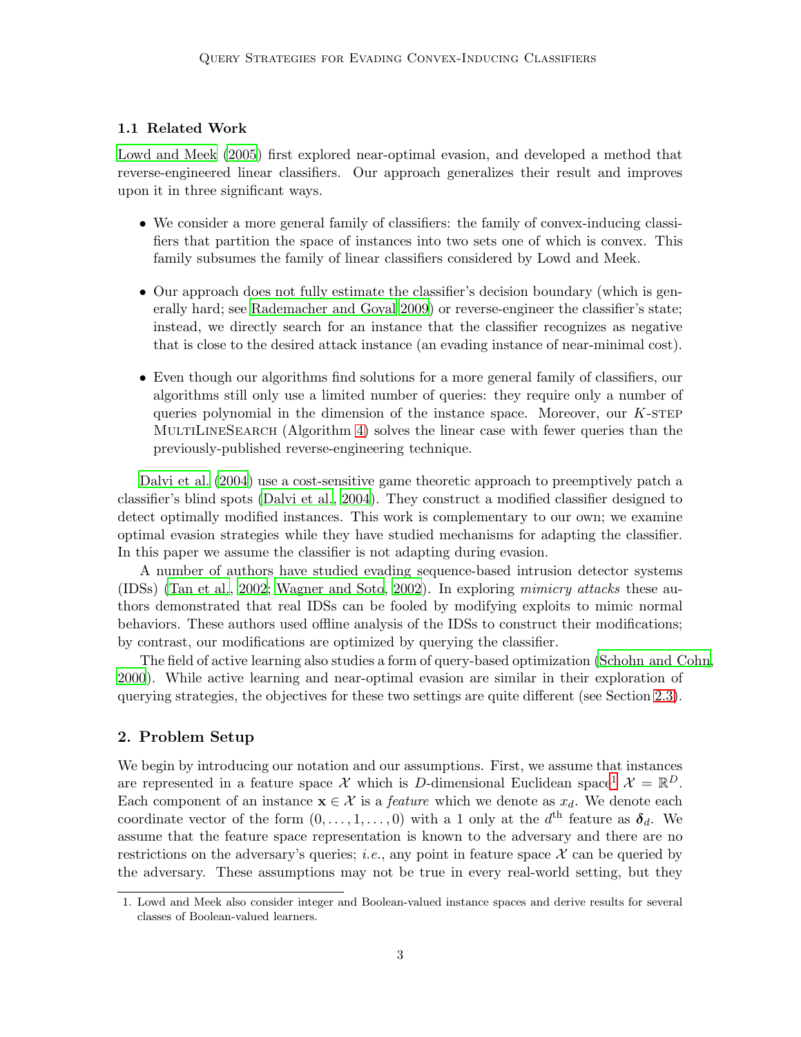### 1.1 Related Work

Lowd and Meek (2005) first explored near-optimal evasion, and developed a method that reverse-engineered linear classifiers. Our approach generalizes their result and improves upon it in three significant ways.

- We consider a more general family of classifiers: the family of convex-inducing classifiers that partition the space of instances into two sets one of which is convex. This family subsumes the family of linear classifiers considered by Lowd and Meek.

- Our approach does not fully estimate the classifier's decision boundary (which is generally hard; see Rademacher and Goyal 2009) or reverse-engineer the classifier's state; instead, we directly search for an instance that the classifier recognizes as negative that is close to the desired attack instance (an evading instance of near-minimal cost).

- Even though our algorithms find solutions for a more general family of classifiers, our algorithms still only use a limited number of queries: they require only a number of queries polynomial in the dimension of the instance space. Moreover, our $K$-step MultiLineSearch (Algorithm 4) solves the linear case with fewer queries than the previously-published reverse-engineering technique.

Dalvi et al. (2004) use a cost-sensitive game theoretic approach to preemptively patch a classifier's blind spots (Dalvi et al., 2004). They construct a modified classifier designed to detect optimally modified instances. This work is complementary to our own; we examine optimal evasion strategies while they have studied mechanisms for adapting the classifier. In this paper we assume the classifier is not adapting during evasion.

A number of authors have studied evading sequence-based intrusion detector systems (IDSs) (Tan et al., 2002; Wagner and Soto, 2002). In exploring *mimicry attacks* these authors demonstrated that real IDSs can be fooled by modifying exploits to mimic normal behaviors. These authors used offline analysis of the IDSs to construct their modifications; by contrast, our modifications are optimized by querying the classifier.

The field of active learning also studies a form of query-based optimization (Schohn and Cohn, 2000). While active learning and near-optimal evasion are similar in their exploration of querying strategies, the objectives for these two settings are quite different (see Section 2.3).

## 2. Problem Setup

We begin by introducing our notation and our assumptions. First, we assume that instances are represented in a feature space $\mathcal{X}$ which is $D$-dimensional Euclidean space[1] $\mathcal{X} = \mathbb{R}^D$. Each component of an instance $\mathbf{x} \in \mathcal{X}$ is a *feature* which we denote as $x_d$. We denote each coordinate vector of the form $(0, \ldots, 1, \ldots, 0)$ with a 1 only at the $d^{\text{th}}$ feature as $\boldsymbol{\delta}_d$. We assume that the feature space representation is known to the adversary and there are no restrictions on the adversary's queries; *i.e.*, any point in feature space $\mathcal{X}$ can be queried by the adversary. These assumptions may not be true in every real-world setting, but they

1. Lowd and Meek also consider integer and Boolean-valued instance spaces and derive results for several classes of Boolean-valued learners.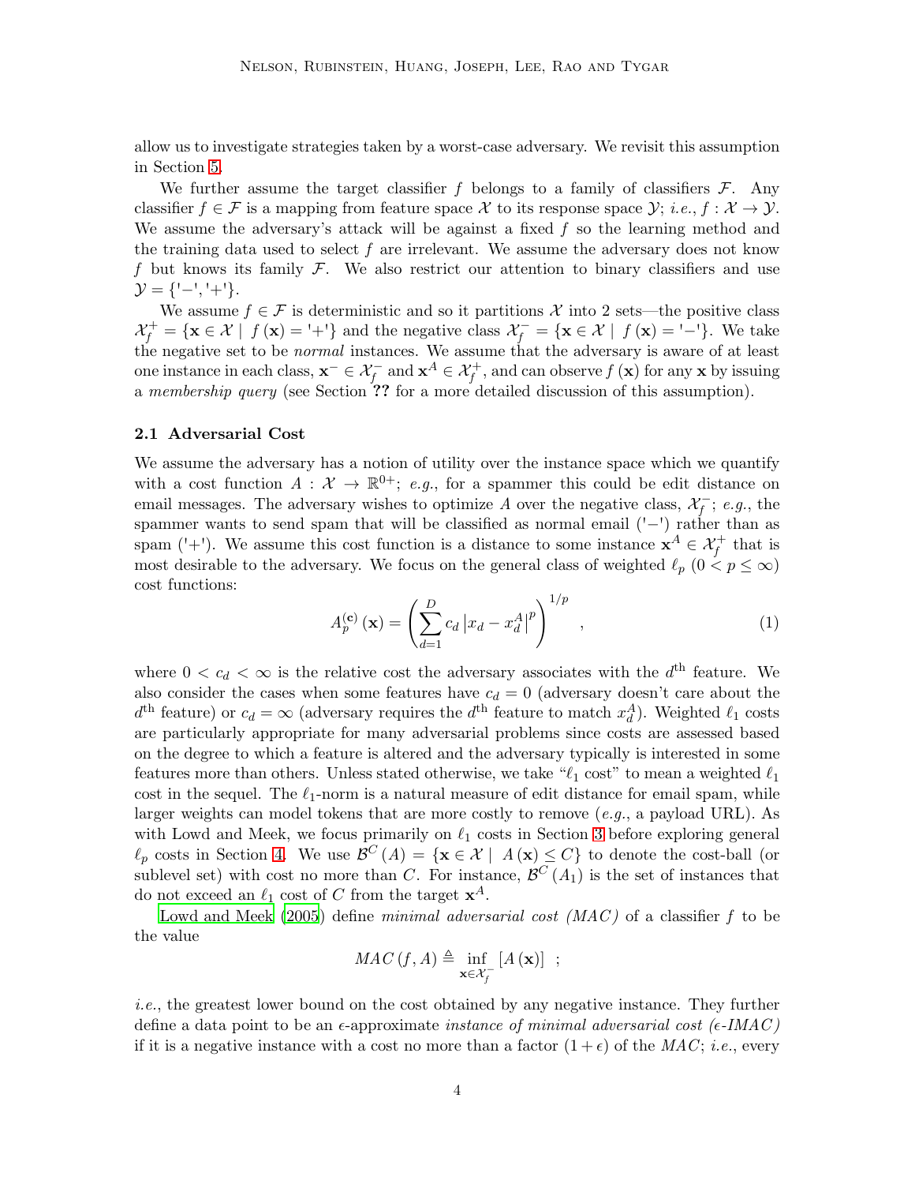allow us to investigate strategies taken by a worst-case adversary. We revisit this assumption in Section 5.

We further assume the target classifier $f$ belongs to a family of classifiers $\mathcal{F}$. Any classifier $f \in \mathcal{F}$ is a mapping from feature space $\mathcal{X}$ to its response space $\mathcal{Y}$; *i.e.*, $f : \mathcal{X} \to \mathcal{Y}$. We assume the adversary's attack will be against a fixed $f$ so the learning method and the training data used to select $f$ are irrelevant. We assume the adversary does not know $f$ but knows its family $\mathcal{F}$. We also restrict our attention to binary classifiers and use $\mathcal{Y} = \{\text{'}-\text{'}, \text{'}+\text{'}\}$.

We assume $f \in \mathcal{F}$ is deterministic and so it partitions $\mathcal{X}$ into 2 sets—the positive class $\mathcal{X}_f^+ = \{\mathbf{x} \in \mathcal{X} \mid f(\mathbf{x}) = \text{'}+\text{'}\}$ and the negative class $\mathcal{X}_f^- = \{\mathbf{x} \in \mathcal{X} \mid f(\mathbf{x}) = \text{'}-\text{'}\}$. We take the negative set to be *normal* instances. We assume that the adversary is aware of at least one instance in each class, $\mathbf{x}^- \in \mathcal{X}_f^-$ and $\mathbf{x}^A \in \mathcal{X}_f^+$, and can observe $f(\mathbf{x})$ for any $\mathbf{x}$ by issuing a *membership query* (see Section **??** for a more detailed discussion of this assumption).

### 2.1 Adversarial Cost

We assume the adversary has a notion of utility over the instance space which we quantify with a cost function $A : \mathcal{X} \to \mathbb{R}^{0+}$; *e.g.*, for a spammer this could be edit distance on email messages. The adversary wishes to optimize $A$ over the negative class, $\mathcal{X}_f^-$; *e.g.*, the spammer wants to send spam that will be classified as normal email ('$-$') rather than as spam ('$+$'). We assume this cost function is a distance to some instance $\mathbf{x}^A \in \mathcal{X}_f^+$ that is most desirable to the adversary. We focus on the general class of weighted $\ell_p$ $(0 < p \leq \infty)$ cost functions:

$$A_p^{(\mathbf{c})}(\mathbf{x}) = \left( \sum_{d=1}^{D} c_d \left| x_d - x_d^A \right|^p \right)^{1/p} , \tag{1}$$

where $0 < c_d < \infty$ is the relative cost the adversary associates with the $d^{\text{th}}$ feature. We also consider the cases when some features have $c_d = 0$ (adversary doesn't care about the $d^{\text{th}}$ feature) or $c_d = \infty$ (adversary requires the $d^{\text{th}}$ feature to match $x_d^A$). Weighted $\ell_1$ costs are particularly appropriate for many adversarial problems since costs are assessed based on the degree to which a feature is altered and the adversary typically is interested in some features more than others. Unless stated otherwise, we take "$\ell_1$ cost" to mean a weighted $\ell_1$ cost in the sequel. The $\ell_1$-norm is a natural measure of edit distance for email spam, while larger weights can model tokens that are more costly to remove (*e.g.*, a payload URL). As with Lowd and Meek, we focus primarily on $\ell_1$ costs in Section 3 before exploring general $\ell_p$ costs in Section 4. We use $\mathcal{B}^C(A) = \{\mathbf{x} \in \mathcal{X} \mid A(\mathbf{x}) \leq C\}$ to denote the cost-ball (or sublevel set) with cost no more than $C$. For instance, $\mathcal{B}^C(A_1)$ is the set of instances that do not exceed an $\ell_1$ cost of $C$ from the target $\mathbf{x}^A$.

Lowd and Meek (2005) define *minimal adversarial cost (MAC)* of a classifier $f$ to be the value

$$MAC(f, A) \triangleq \inf_{\mathbf{x} \in \mathcal{X}_f^-} [A(\mathbf{x})] \ ;$$

*i.e.*, the greatest lower bound on the cost obtained by any negative instance. They further define a data point to be an $\epsilon$-approximate *instance of minimal adversarial cost ($\epsilon$-IMAC)* if it is a negative instance with a cost no more than a factor $(1 + \epsilon)$ of the *MAC*; *i.e.*, every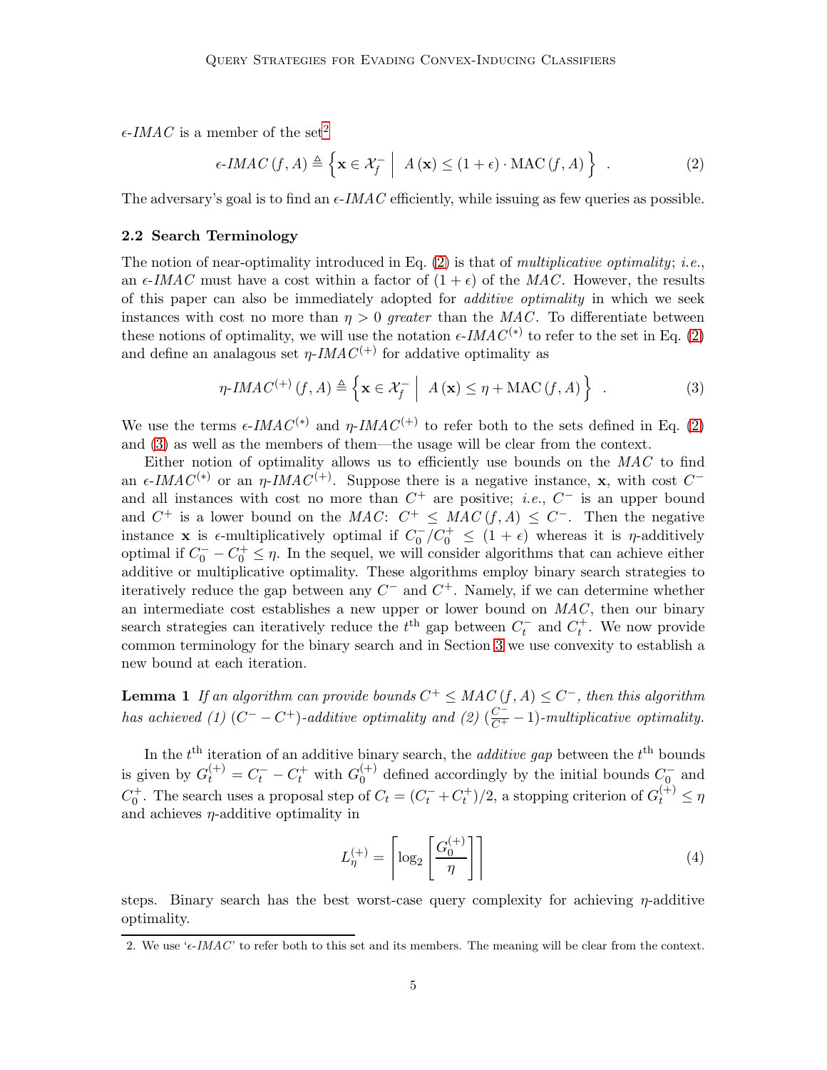$\epsilon$-*IMAC* is a member of the set[2]

$$\epsilon\text{-}IMAC\,(f, A) \triangleq \left\{ \mathbf{x} \in \mathcal{X}_f^- \;\middle|\; A\,(\mathbf{x}) \leq (1+\epsilon) \cdot \mathrm{MAC}\,(f, A) \right\} \quad . \tag{2}$$

The adversary's goal is to find an $\epsilon$-*IMAC* efficiently, while issuing as few queries as possible.

### 2.2 Search Terminology

The notion of near-optimality introduced in Eq. (2) is that of *multiplicative optimality*; *i.e.*, an $\epsilon$-*IMAC* must have a cost within a factor of $(1+\epsilon)$ of the *MAC*. However, the results of this paper can also be immediately adopted for *additive optimality* in which we seek instances with cost no more than $\eta > 0$ *greater* than the *MAC*. To differentiate between these notions of optimality, we will use the notation $\epsilon$-$IMAC^{(*)}$ to refer to the set in Eq. (2) and define an analagous set $\eta$-$IMAC^{(+)}$ for addative optimality as

$$\eta\text{-}IMAC^{(+)}\,(f, A) \triangleq \left\{ \mathbf{x} \in \mathcal{X}_f^- \;\middle|\; A\,(\mathbf{x}) \leq \eta + \mathrm{MAC}\,(f, A) \right\} \quad . \tag{3}$$

We use the terms $\epsilon$-$IMAC^{(*)}$ and $\eta$-$IMAC^{(+)}$ to refer both to the sets defined in Eq. (2) and (3) as well as the members of them—the usage will be clear from the context.

Either notion of optimality allows us to efficiently use bounds on the *MAC* to find an $\epsilon$-$IMAC^{(*)}$ or an $\eta$-$IMAC^{(+)}$. Suppose there is a negative instance, $\mathbf{x}$, with cost $C^-$ and all instances with cost no more than $C^+$ are positive; *i.e.*, $C^-$ is an upper bound and $C^+$ is a lower bound on the *MAC*: $C^+ \leq MAC\,(f, A) \leq C^-$. Then the negative instance $\mathbf{x}$ is $\epsilon$-multiplicatively optimal if $C_0^-/C_0^+ \leq (1+\epsilon)$ whereas it is $\eta$-additively optimal if $C_0^- - C_0^+ \leq \eta$. In the sequel, we will consider algorithms that can achieve either additive or multiplicative optimality. These algorithms employ binary search strategies to iteratively reduce the gap between any $C^-$ and $C^+$. Namely, if we can determine whether an intermediate cost establishes a new upper or lower bound on *MAC*, then our binary search strategies can iteratively reduce the $t^{\text{th}}$ gap between $C_t^-$ and $C_t^+$. We now provide common terminology for the binary search and in Section 3 we use convexity to establish a new bound at each iteration.

**Lemma 1** *If an algorithm can provide bounds $C^+ \leq MAC\,(f, A) \leq C^-$, then this algorithm has achieved (1) $(C^- - C^+)$-additive optimality and (2) $(\frac{C^-}{C^+} - 1)$-multiplicative optimality.*

In the $t^{\text{th}}$ iteration of an additive binary search, the *additive gap* between the $t^{\text{th}}$ bounds is given by $G_t^{(+)} = C_t^- - C_t^+$ with $G_0^{(+)}$ defined accordingly by the initial bounds $C_0^-$ and $C_0^+$. The search uses a proposal step of $C_t = (C_t^- + C_t^+)/2$, a stopping criterion of $G_t^{(+)} \leq \eta$ and achieves $\eta$-additive optimality in

$$L_\eta^{(+)} = \left\lceil \log_2 \left\lceil \frac{G_0^{(+)}}{\eta} \right\rceil \right\rceil \tag{4}$$

steps. Binary search has the best worst-case query complexity for achieving $\eta$-additive optimality.

---

2. We use '$\epsilon$-*IMAC*' to refer both to this set and its members. The meaning will be clear from the context.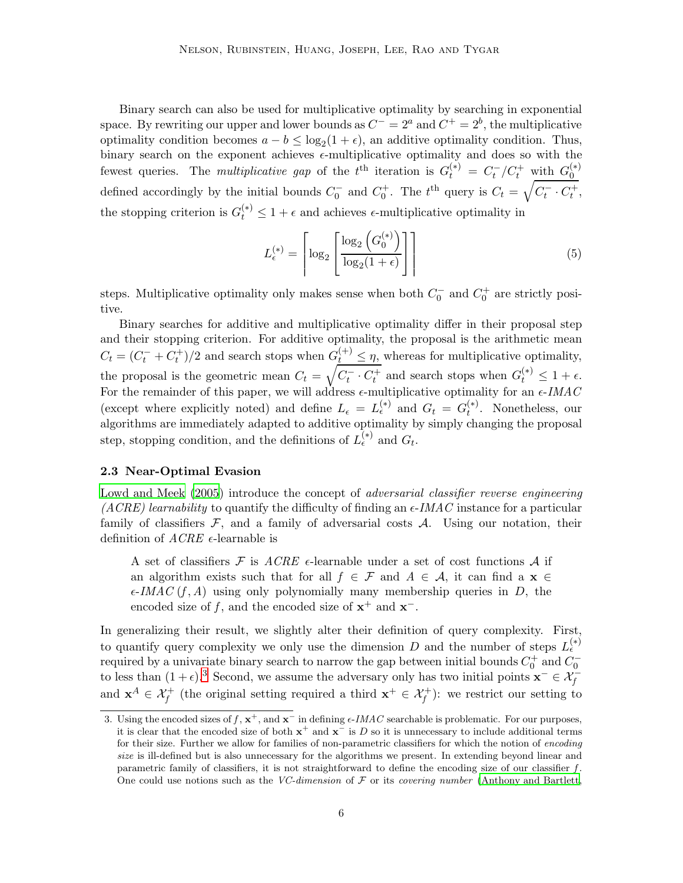Binary search can also be used for multiplicative optimality by searching in exponential space. By rewriting our upper and lower bounds as $C^- = 2^a$ and $C^+ = 2^b$, the multiplicative optimality condition becomes $a - b \le \log_2(1+\epsilon)$, an additive optimality condition. Thus, binary search on the exponent achieves $\epsilon$-multiplicative optimality and does so with the fewest queries. The *multiplicative gap* of the $t^{\text{th}}$ iteration is $G_t^{(*)} = C_t^-/C_t^+$ with $G_0^{(*)}$ defined accordingly by the initial bounds $C_0^-$ and $C_0^+$. The $t^{\text{th}}$ query is $C_t = \sqrt{C_t^- \cdot C_t^+}$, the stopping criterion is $G_t^{(*)} \le 1+\epsilon$ and achieves $\epsilon$-multiplicative optimality in

$$L_\epsilon^{(*)} = \left\lceil \log_2 \left\lceil \frac{\log_2\left(G_0^{(*)}\right)}{\log_2(1+\epsilon)} \right\rceil \right\rceil \tag{5}$$

steps. Multiplicative optimality only makes sense when both $C_0^-$ and $C_0^+$ are strictly positive.

Binary searches for additive and multiplicative optimality differ in their proposal step and their stopping criterion. For additive optimality, the proposal is the arithmetic mean $C_t = (C_t^- + C_t^+)/2$ and search stops when $G_t^{(+)} \le \eta$, whereas for multiplicative optimality, the proposal is the geometric mean $C_t = \sqrt{C_t^- \cdot C_t^+}$ and search stops when $G_t^{(*)} \le 1+\epsilon$. For the remainder of this paper, we will address $\epsilon$-multiplicative optimality for an $\epsilon$-*IMAC* (except where explicitly noted) and define $L_\epsilon = L_\epsilon^{(*)}$ and $G_t = G_t^{(*)}$. Nonetheless, our algorithms are immediately adapted to additive optimality by simply changing the proposal step, stopping condition, and the definitions of $L_\epsilon^{(*)}$ and $G_t$.

### 2.3 Near-Optimal Evasion

Lowd and Meek (2005) introduce the concept of *adversarial classifier reverse engineering (ACRE) learnability* to quantify the difficulty of finding an $\epsilon$-*IMAC* instance for a particular family of classifiers $\mathcal{F}$, and a family of adversarial costs $\mathcal{A}$. Using our notation, their definition of *ACRE* $\epsilon$-learnable is

> A set of classifiers $\mathcal{F}$ is *ACRE* $\epsilon$-learnable under a set of cost functions $\mathcal{A}$ if an algorithm exists such that for all $f \in \mathcal{F}$ and $A \in \mathcal{A}$, it can find a $\mathbf{x} \in \epsilon$-*IMAC* $(f, A)$ using only polynomially many membership queries in $D$, the encoded size of $f$, and the encoded size of $\mathbf{x}^+$ and $\mathbf{x}^-$.

In generalizing their result, we slightly alter their definition of query complexity. First, to quantify query complexity we only use the dimension $D$ and the number of steps $L_\epsilon^{(*)}$ required by a univariate binary search to narrow the gap between initial bounds $C_0^+$ and $C_0^-$ to less than $(1+\epsilon)$.[3] Second, we assume the adversary only has two initial points $\mathbf{x}^- \in \mathcal{X}_f^-$ and $\mathbf{x}^A \in \mathcal{X}_f^+$ (the original setting required a third $\mathbf{x}^+ \in \mathcal{X}_f^+$): we restrict our setting to

3. Using the encoded sizes of $f$, $\mathbf{x}^+$, and $\mathbf{x}^-$ in defining $\epsilon$-*IMAC* searchable is problematic. For our purposes, it is clear that the encoded size of both $\mathbf{x}^+$ and $\mathbf{x}^-$ is $D$ so it is unnecessary to include additional terms for their size. Further we allow for families of non-parametric classifiers for which the notion of *encoding size* is ill-defined but is also unnecessary for the algorithms we present. In extending beyond linear and parametric family of classifiers, it is not straightforward to define the encoding size of our classifier $f$. One could use notions such as the *VC-dimension* of $\mathcal{F}$ or its *covering number* (Anthony and Bartlett,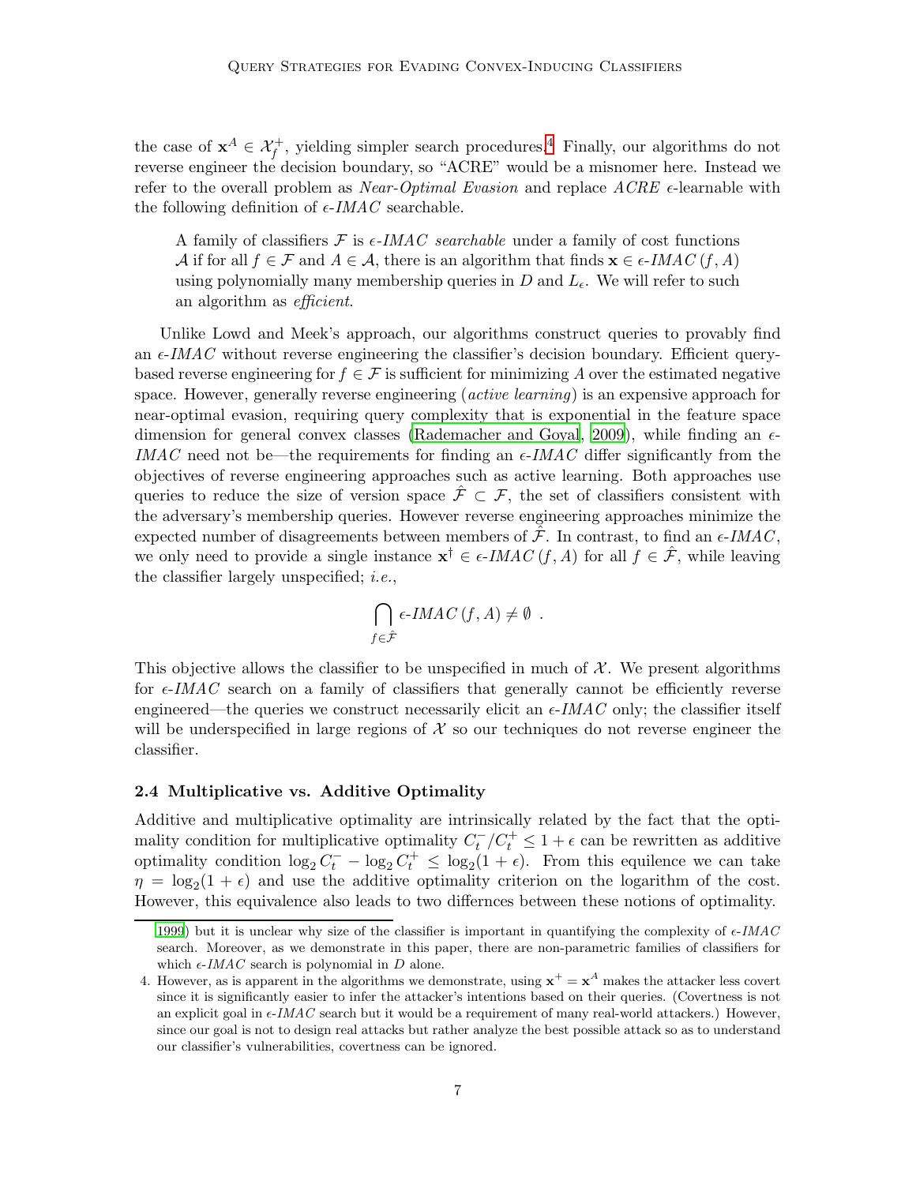the case of $\mathbf{x}^A \in \mathcal{X}_f^+$, yielding simpler search procedures.[4] Finally, our algorithms do not reverse engineer the decision boundary, so "ACRE" would be a misnomer here. Instead we refer to the overall problem as *Near-Optimal Evasion* and replace *ACRE* $\epsilon$-learnable with the following definition of $\epsilon$-*IMAC* searchable.

> A family of classifiers $\mathcal{F}$ is $\epsilon$-*IMAC searchable* under a family of cost functions $\mathcal{A}$ if for all $f \in \mathcal{F}$ and $A \in \mathcal{A}$, there is an algorithm that finds $\mathbf{x} \in \epsilon\text{-}IMAC\,(f, A)$ using polynomially many membership queries in $D$ and $L_\epsilon$. We will refer to such an algorithm as *efficient*.

Unlike Lowd and Meek's approach, our algorithms construct queries to provably find an $\epsilon$-*IMAC* without reverse engineering the classifier's decision boundary. Efficient query-based reverse engineering for $f \in \mathcal{F}$ is sufficient for minimizing $A$ over the estimated negative space. However, generally reverse engineering (*active learning*) is an expensive approach for near-optimal evasion, requiring query complexity that is exponential in the feature space dimension for general convex classes (Rademacher and Goyal, 2009), while finding an $\epsilon$-*IMAC* need not be—the requirements for finding an $\epsilon$-*IMAC* differ significantly from the objectives of reverse engineering approaches such as active learning. Both approaches use queries to reduce the size of version space $\hat{\mathcal{F}} \subset \mathcal{F}$, the set of classifiers consistent with the adversary's membership queries. However reverse engineering approaches minimize the expected number of disagreements between members of $\hat{\mathcal{F}}$. In contrast, to find an $\epsilon$-*IMAC*, we only need to provide a single instance $\mathbf{x}^\dagger \in \epsilon\text{-}IMAC\,(f, A)$ for all $f \in \hat{\mathcal{F}}$, while leaving the classifier largely unspecified; *i.e.*,

$$\bigcap_{f \in \hat{\mathcal{F}}} \epsilon\text{-}IMAC\,(f, A) \neq \emptyset \ .$$

This objective allows the classifier to be unspecified in much of $\mathcal{X}$. We present algorithms for $\epsilon$-*IMAC* search on a family of classifiers that generally cannot be efficiently reverse engineered—the queries we construct necessarily elicit an $\epsilon$-*IMAC* only; the classifier itself will be underspecified in large regions of $\mathcal{X}$ so our techniques do not reverse engineer the classifier.

### 2.4 Multiplicative vs. Additive Optimality

Additive and multiplicative optimality are intrinsically related by the fact that the optimality condition for multiplicative optimality $C_t^-/C_t^+ \leq 1 + \epsilon$ can be rewritten as additive optimality condition $\log_2 C_t^- - \log_2 C_t^+ \leq \log_2(1 + \epsilon)$. From this equilence we can take $\eta = \log_2(1 + \epsilon)$ and use the additive optimality criterion on the logarithm of the cost. However, this equivalence also leads to two differnces between these notions of optimality.

---

1999) but it is unclear why size of the classifier is important in quantifying the complexity of $\epsilon$-*IMAC* search. Moreover, as we demonstrate in this paper, there are non-parametric families of classifiers for which $\epsilon$-*IMAC* search is polynomial in $D$ alone.

4. However, as is apparent in the algorithms we demonstrate, using $\mathbf{x}^+ = \mathbf{x}^A$ makes the attacker less covert since it is significantly easier to infer the attacker's intentions based on their queries. (Covertness is not an explicit goal in $\epsilon$-*IMAC* search but it would be a requirement of many real-world attackers.) However, since our goal is not to design real attacks but rather analyze the best possible attack so as to understand our classifier's vulnerabilities, covertness can be ignored.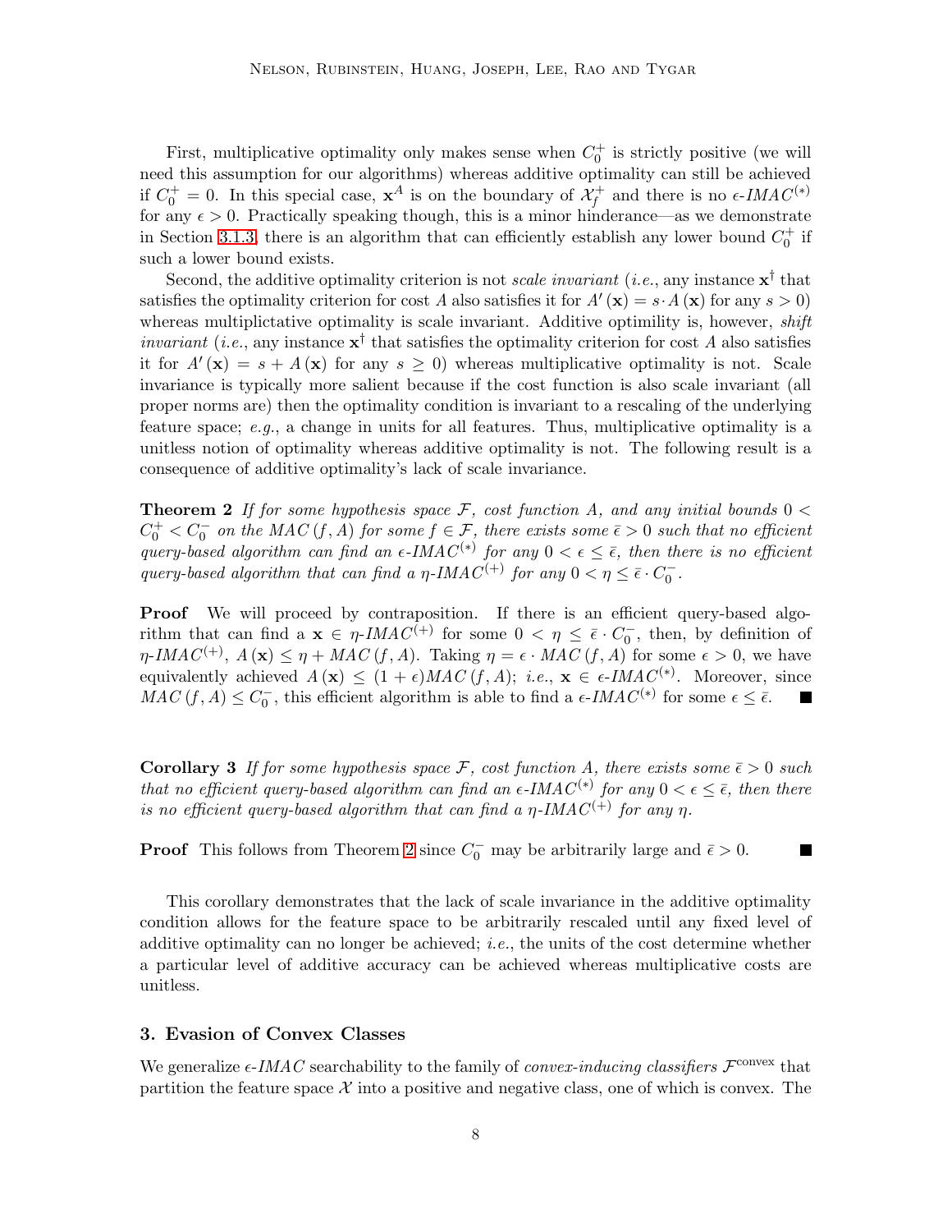First, multiplicative optimality only makes sense when $C_0^+$ is strictly positive (we will need this assumption for our algorithms) whereas additive optimality can still be achieved if $C_0^+ = 0$. In this special case, $\mathbf{x}^A$ is on the boundary of $\mathcal{X}_f^+$ and there is no $\epsilon$-$IMAC^{(*)}$ for any $\epsilon > 0$. Practically speaking though, this is a minor hinderance—as we demonstrate in Section 3.1.3, there is an algorithm that can efficiently establish any lower bound $C_0^+$ if such a lower bound exists.

Second, the additive optimality criterion is not *scale invariant* (*i.e.*, any instance $\mathbf{x}^\dagger$ that satisfies the optimality criterion for cost $A$ also satisfies it for $A'(\mathbf{x}) = s \cdot A(\mathbf{x})$ for any $s > 0$) whereas multiplictative optimality is scale invariant. Additive optimility is, however, *shift invariant* (*i.e.*, any instance $\mathbf{x}^\dagger$ that satisfies the optimality criterion for cost $A$ also satisfies it for $A'(\mathbf{x}) = s + A(\mathbf{x})$ for any $s \geq 0$) whereas multiplicative optimality is not. Scale invariance is typically more salient because if the cost function is also scale invariant (all proper norms are) then the optimality condition is invariant to a rescaling of the underlying feature space; *e.g.*, a change in units for all features. Thus, multiplicative optimality is a unitless notion of optimality whereas additive optimality is not. The following result is a consequence of additive optimality's lack of scale invariance.

**Theorem 2** *If for some hypothesis space $\mathcal{F}$, cost function $A$, and any initial bounds $0 < C_0^+ < C_0^-$ on the $MAC(f, A)$ for some $f \in \mathcal{F}$, there exists some $\bar{\epsilon} > 0$ such that no efficient query-based algorithm can find an $\epsilon$-$IMAC^{(*)}$ for any $0 < \epsilon \leq \bar{\epsilon}$, then there is no efficient query-based algorithm that can find a $\eta$-$IMAC^{(+)}$ for any $0 < \eta \leq \bar{\epsilon} \cdot C_0^-$.*

**Proof** We will proceed by contraposition. If there is an efficient query-based algorithm that can find a $\mathbf{x} \in \eta$-$IMAC^{(+)}$ for some $0 < \eta \leq \bar{\epsilon} \cdot C_0^-$, then, by definition of $\eta$-$IMAC^{(+)}$, $A(\mathbf{x}) \leq \eta + MAC(f, A)$. Taking $\eta = \epsilon \cdot MAC(f, A)$ for some $\epsilon > 0$, we have equivalently achieved $A(\mathbf{x}) \leq (1 + \epsilon) MAC(f, A)$; *i.e.*, $\mathbf{x} \in \epsilon$-$IMAC^{(*)}$. Moreover, since $MAC(f, A) \leq C_0^-$, this efficient algorithm is able to find a $\epsilon$-$IMAC^{(*)}$ for some $\epsilon \leq \bar{\epsilon}$. ∎

**Corollary 3** *If for some hypothesis space $\mathcal{F}$, cost function $A$, there exists some $\bar{\epsilon} > 0$ such that no efficient query-based algorithm can find an $\epsilon$-$IMAC^{(*)}$ for any $0 < \epsilon \leq \bar{\epsilon}$, then there is no efficient query-based algorithm that can find a $\eta$-$IMAC^{(+)}$ for any $\eta$.*

**Proof** This follows from Theorem 2 since $C_0^-$ may be arbitrarily large and $\bar{\epsilon} > 0$. ∎

This corollary demonstrates that the lack of scale invariance in the additive optimality condition allows for the feature space to be arbitrarily rescaled until any fixed level of additive optimality can no longer be achieved; *i.e.*, the units of the cost determine whether a particular level of additive accuracy can be achieved whereas multiplicative costs are unitless.

## 3. Evasion of Convex Classes

We generalize $\epsilon$-*IMAC* searchability to the family of *convex-inducing classifiers* $\mathcal{F}^{\text{convex}}$ that partition the feature space $\mathcal{X}$ into a positive and negative class, one of which is convex. The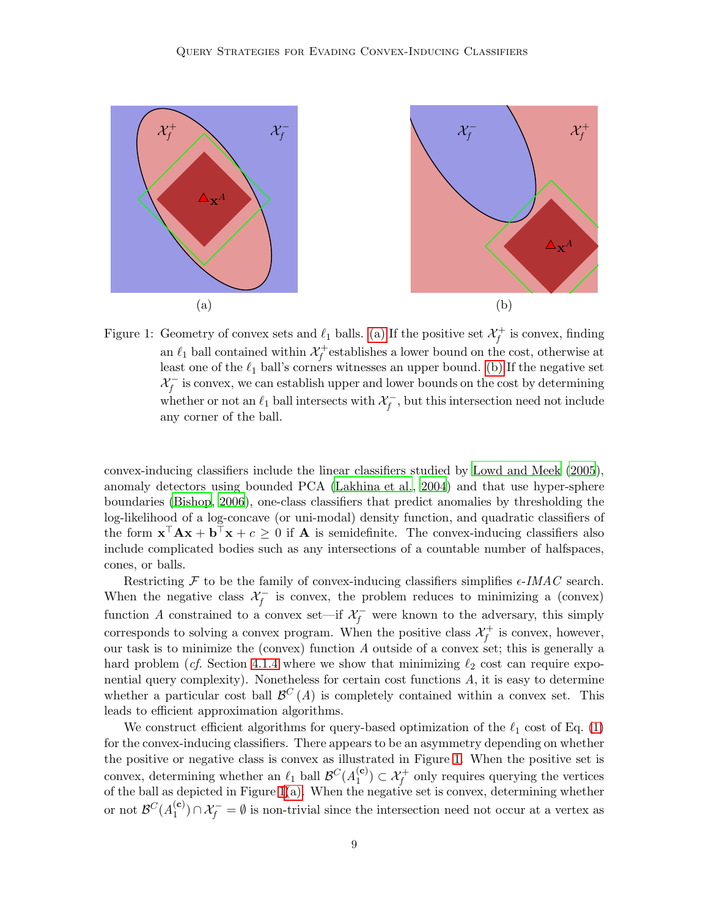(a) (b)

Figure 1: Geometry of convex sets and $\ell_1$ balls. (a) If the positive set $\mathcal{X}_f^+$ is convex, finding an $\ell_1$ ball contained within $\mathcal{X}_f^+$establishes a lower bound on the cost, otherwise at least one of the $\ell_1$ ball's corners witnesses an upper bound. (b) If the negative set $\mathcal{X}_f^-$ is convex, we can establish upper and lower bounds on the cost by determining whether or not an $\ell_1$ ball intersects with $\mathcal{X}_f^-$, but this intersection need not include any corner of the ball.

convex-inducing classifiers include the linear classifiers studied by Lowd and Meek (2005), anomaly detectors using bounded PCA (Lakhina et al., 2004) and that use hyper-sphere boundaries (Bishop, 2006), one-class classifiers that predict anomalies by thresholding the log-likelihood of a log-concave (or uni-modal) density function, and quadratic classifiers of the form $\mathbf{x}^\top \mathbf{A}\mathbf{x} + \mathbf{b}^\top \mathbf{x} + c \geq 0$ if $\mathbf{A}$ is semidefinite. The convex-inducing classifiers also include complicated bodies such as any intersections of a countable number of halfspaces, cones, or balls.

Restricting $\mathcal{F}$ to be the family of convex-inducing classifiers simplifies $\epsilon$-*IMAC* search. When the negative class $\mathcal{X}_f^-$ is convex, the problem reduces to minimizing a (convex) function $A$ constrained to a convex set—if $\mathcal{X}_f^-$ were known to the adversary, this simply corresponds to solving a convex program. When the positive class $\mathcal{X}_f^+$ is convex, however, our task is to minimize the (convex) function $A$ outside of a convex set; this is generally a hard problem (*cf.* Section 4.1.4 where we show that minimizing $\ell_2$ cost can require exponential query complexity). Nonetheless for certain cost functions $A$, it is easy to determine whether a particular cost ball $\mathcal{B}^C(A)$ is completely contained within a convex set. This leads to efficient approximation algorithms.

We construct efficient algorithms for query-based optimization of the $\ell_1$ cost of Eq. (1) for the convex-inducing classifiers. There appears to be an asymmetry depending on whether the positive or negative class is convex as illustrated in Figure 1. When the positive set is convex, determining whether an $\ell_1$ ball $\mathcal{B}^C(A_1^{(\mathbf{c})}) \subset \mathcal{X}_f^+$ only requires querying the vertices of the ball as depicted in Figure 1(a). When the negative set is convex, determining whether or not $\mathcal{B}^C(A_1^{(\mathbf{c})}) \cap \mathcal{X}_f^- = \emptyset$ is non-trivial since the intersection need not occur at a vertex as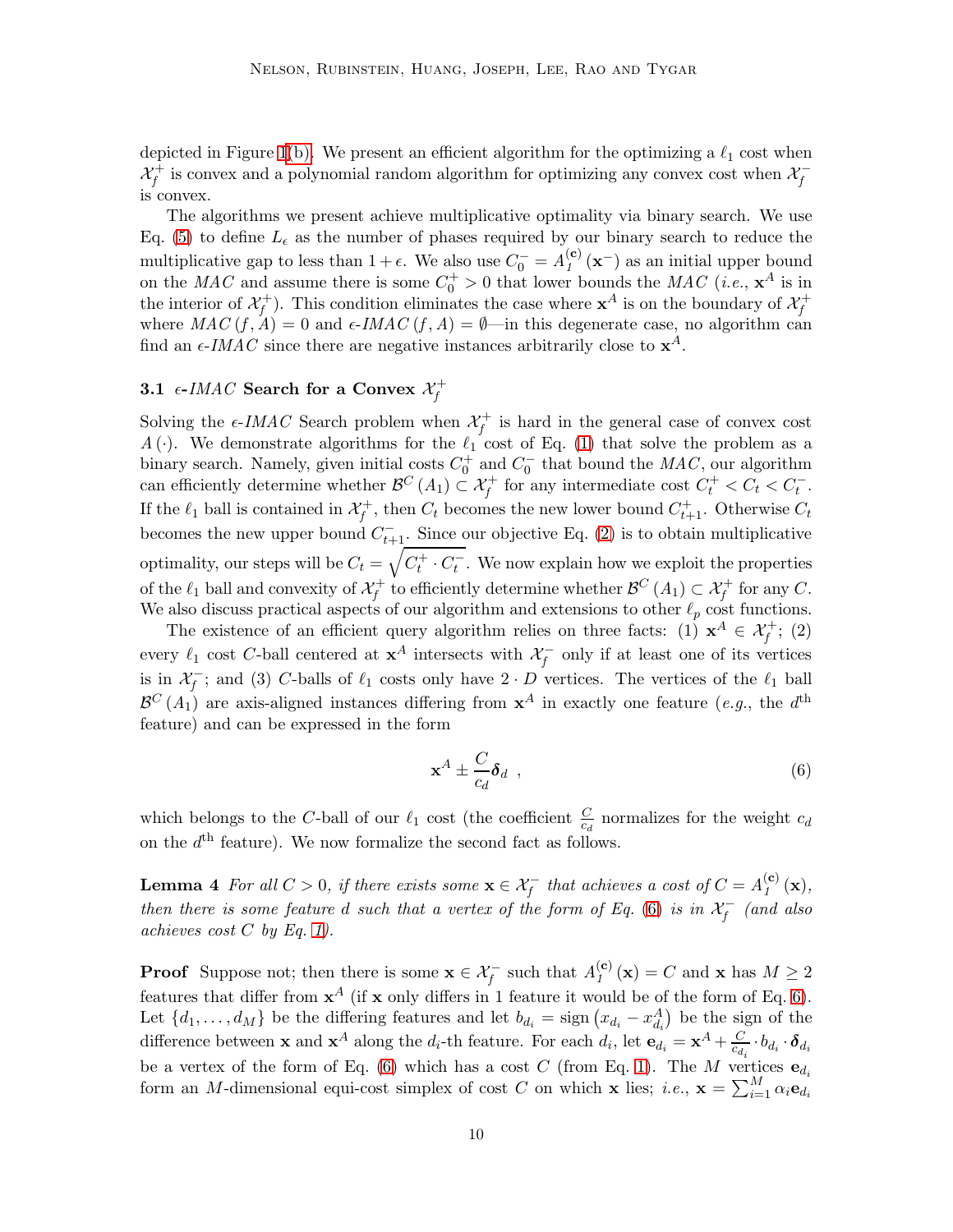depicted in Figure 1(b). We present an efficient algorithm for the optimizing a $\ell_1$ cost when $\mathcal{X}_f^+$ is convex and a polynomial random algorithm for optimizing any convex cost when $\mathcal{X}_f^-$ is convex.

The algorithms we present achieve multiplicative optimality via binary search. We use Eq. (5) to define $L_\epsilon$ as the number of phases required by our binary search to reduce the multiplicative gap to less than $1+\epsilon$. We also use $C_0^- = A_1^{(\mathbf{c})}(\mathbf{x}^-)$ as an initial upper bound on the $MAC$ and assume there is some $C_0^+ > 0$ that lower bounds the $MAC$ (*i.e.*, $\mathbf{x}^A$ is in the interior of $\mathcal{X}_f^+$). This condition eliminates the case where $\mathbf{x}^A$ is on the boundary of $\mathcal{X}_f^+$ where $MAC(f, A) = 0$ and $\epsilon$-$IMAC(f, A) = \emptyset$—in this degenerate case, no algorithm can find an $\epsilon$-$IMAC$ since there are negative instances arbitrarily close to $\mathbf{x}^A$.

### 3.1 $\epsilon$-*IMAC* Search for a Convex $\mathcal{X}_f^+$

Solving the $\epsilon$-*IMAC* Search problem when $\mathcal{X}_f^+$ is hard in the general case of convex cost $A(\cdot)$. We demonstrate algorithms for the $\ell_1$ cost of Eq. (1) that solve the problem as a binary search. Namely, given initial costs $C_0^+$ and $C_0^-$ that bound the $MAC$, our algorithm can efficiently determine whether $\mathcal{B}^C(A_1) \subset \mathcal{X}_f^+$ for any intermediate cost $C_t^+ < C_t < C_t^-$. If the $\ell_1$ ball is contained in $\mathcal{X}_f^+$, then $C_t$ becomes the new lower bound $C_{t+1}^+$. Otherwise $C_t$ becomes the new upper bound $C_{t+1}^-$. Since our objective Eq. (2) is to obtain multiplicative optimality, our steps will be $C_t = \sqrt{C_t^+ \cdot C_t^-}$. We now explain how we exploit the properties of the $\ell_1$ ball and convexity of $\mathcal{X}_f^+$ to efficiently determine whether $\mathcal{B}^C(A_1) \subset \mathcal{X}_f^+$ for any $C$. We also discuss practical aspects of our algorithm and extensions to other $\ell_p$ cost functions.

The existence of an efficient query algorithm relies on three facts: (1) $\mathbf{x}^A \in \mathcal{X}_f^+$; (2) every $\ell_1$ cost $C$-ball centered at $\mathbf{x}^A$ intersects with $\mathcal{X}_f^-$ only if at least one of its vertices is in $\mathcal{X}_f^-$; and (3) $C$-balls of $\ell_1$ costs only have $2 \cdot D$ vertices. The vertices of the $\ell_1$ ball $\mathcal{B}^C(A_1)$ are axis-aligned instances differing from $\mathbf{x}^A$ in exactly one feature (*e.g.*, the $d^{\text{th}}$ feature) and can be expressed in the form

$$\mathbf{x}^A \pm \frac{C}{c_d}\boldsymbol{\delta}_d \ , \tag{6}$$

which belongs to the $C$-ball of our $\ell_1$ cost (the coefficient $\frac{C}{c_d}$ normalizes for the weight $c_d$ on the $d^{\text{th}}$ feature). We now formalize the second fact as follows.

**Lemma 4** *For all $C > 0$, if there exists some $\mathbf{x} \in \mathcal{X}_f^-$ that achieves a cost of $C = A_1^{(\mathbf{c})}(\mathbf{x})$, then there is some feature $d$ such that a vertex of the form of Eq. (6) is in $\mathcal{X}_f^-$ (and also achieves cost $C$ by Eq. 1).*

**Proof** Suppose not; then there is some $\mathbf{x} \in \mathcal{X}_f^-$ such that $A_1^{(\mathbf{c})}(\mathbf{x}) = C$ and $\mathbf{x}$ has $M \geq 2$ features that differ from $\mathbf{x}^A$ (if $\mathbf{x}$ only differs in 1 feature it would be of the form of Eq. 6). Let $\{d_1, \ldots, d_M\}$ be the differing features and let $b_{d_i} = \text{sign}\left(x_{d_i} - x_{d_i}^A\right)$ be the sign of the difference between $\mathbf{x}$ and $\mathbf{x}^A$ along the $d_i$-th feature. For each $d_i$, let $\mathbf{e}_{d_i} = \mathbf{x}^A + \frac{C}{c_{d_i}} \cdot b_{d_i} \cdot \boldsymbol{\delta}_{d_i}$ be a vertex of the form of Eq. (6) which has a cost $C$ (from Eq. 1). The $M$ vertices $\mathbf{e}_{d_i}$ form an $M$-dimensional equi-cost simplex of cost $C$ on which $\mathbf{x}$ lies; *i.e.*, $\mathbf{x} = \sum_{i=1}^{M} \alpha_i \mathbf{e}_{d_i}$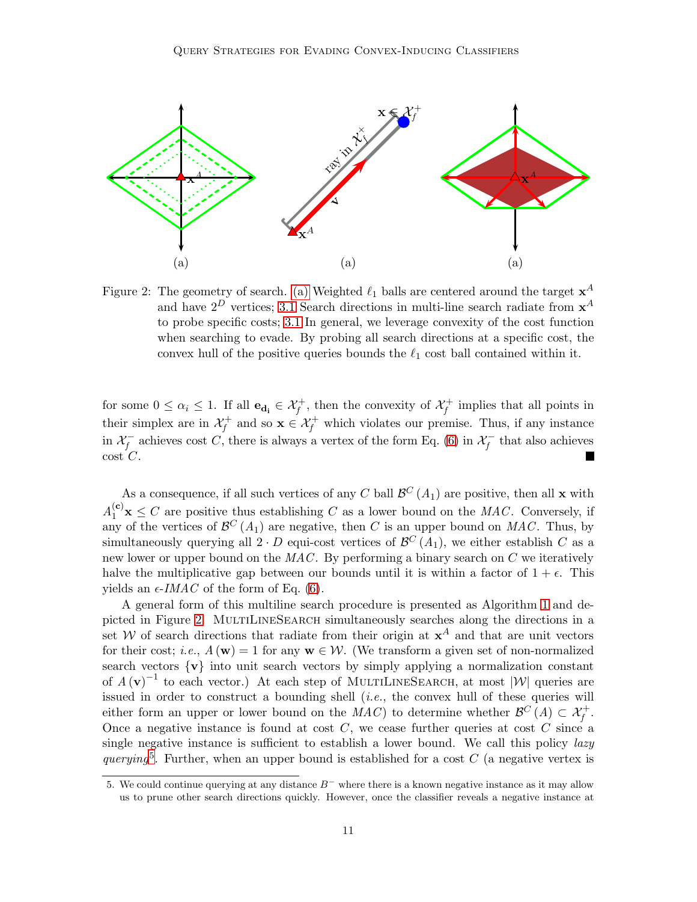(a) (a) (a)

Figure 2: The geometry of search. (a) Weighted $\ell_1$ balls are centered around the target $\mathbf{x}^A$ and have $2^D$ vertices; 3.1 Search directions in multi-line search radiate from $\mathbf{x}^A$ to probe specific costs; 3.1 In general, we leverage convexity of the cost function when searching to evade. By probing all search directions at a specific cost, the convex hull of the positive queries bounds the $\ell_1$ cost ball contained within it.

for some $0 \leq \alpha_i \leq 1$. If all $\mathbf{e_{d_i}} \in \mathcal{X}_f^+$, then the convexity of $\mathcal{X}_f^+$ implies that all points in their simplex are in $\mathcal{X}_f^+$ and so $\mathbf{x} \in \mathcal{X}_f^+$ which violates our premise. Thus, if any instance in $\mathcal{X}_f^-$ achieves cost $C$, there is always a vertex of the form Eq. (6) in $\mathcal{X}_f^-$ that also achieves cost $C$. ■

As a consequence, if all such vertices of any $C$ ball $\mathcal{B}^C(A_1)$ are positive, then all $\mathbf{x}$ with $A_1^{(\mathbf{c})}\mathbf{x} \leq C$ are positive thus establishing $C$ as a lower bound on the *MAC*. Conversely, if any of the vertices of $\mathcal{B}^C(A_1)$ are negative, then $C$ is an upper bound on *MAC*. Thus, by simultaneously querying all $2 \cdot D$ equi-cost vertices of $\mathcal{B}^C(A_1)$, we either establish $C$ as a new lower or upper bound on the *MAC*. By performing a binary search on $C$ we iteratively halve the multiplicative gap between our bounds until it is within a factor of $1 + \epsilon$. This yields an $\epsilon$-*IMAC* of the form of Eq. (6).

A general form of this multiline search procedure is presented as Algorithm 1 and depicted in Figure 2. MultiLineSearch simultaneously searches along the directions in a set $\mathcal{W}$ of search directions that radiate from their origin at $\mathbf{x}^A$ and that are unit vectors for their cost; *i.e.*, $A(\mathbf{w}) = 1$ for any $\mathbf{w} \in \mathcal{W}$. (We transform a given set of non-normalized search vectors $\{\mathbf{v}\}$ into unit search vectors by simply applying a normalization constant of $A(\mathbf{v})^{-1}$ to each vector.) At each step of MultiLineSearch, at most $|\mathcal{W}|$ queries are issued in order to construct a bounding shell (*i.e.*, the convex hull of these queries will either form an upper or lower bound on the *MAC*) to determine whether $\mathcal{B}^C(A) \subset \mathcal{X}_f^+$. Once a negative instance is found at cost $C$, we cease further queries at cost $C$ since a single negative instance is sufficient to establish a lower bound. We call this policy *lazy querying*[5]. Further, when an upper bound is established for a cost $C$ (a negative vertex is

5. We could continue querying at any distance $B^-$ where there is a known negative instance as it may allow us to prune other search directions quickly. However, once the classifier reveals a negative instance at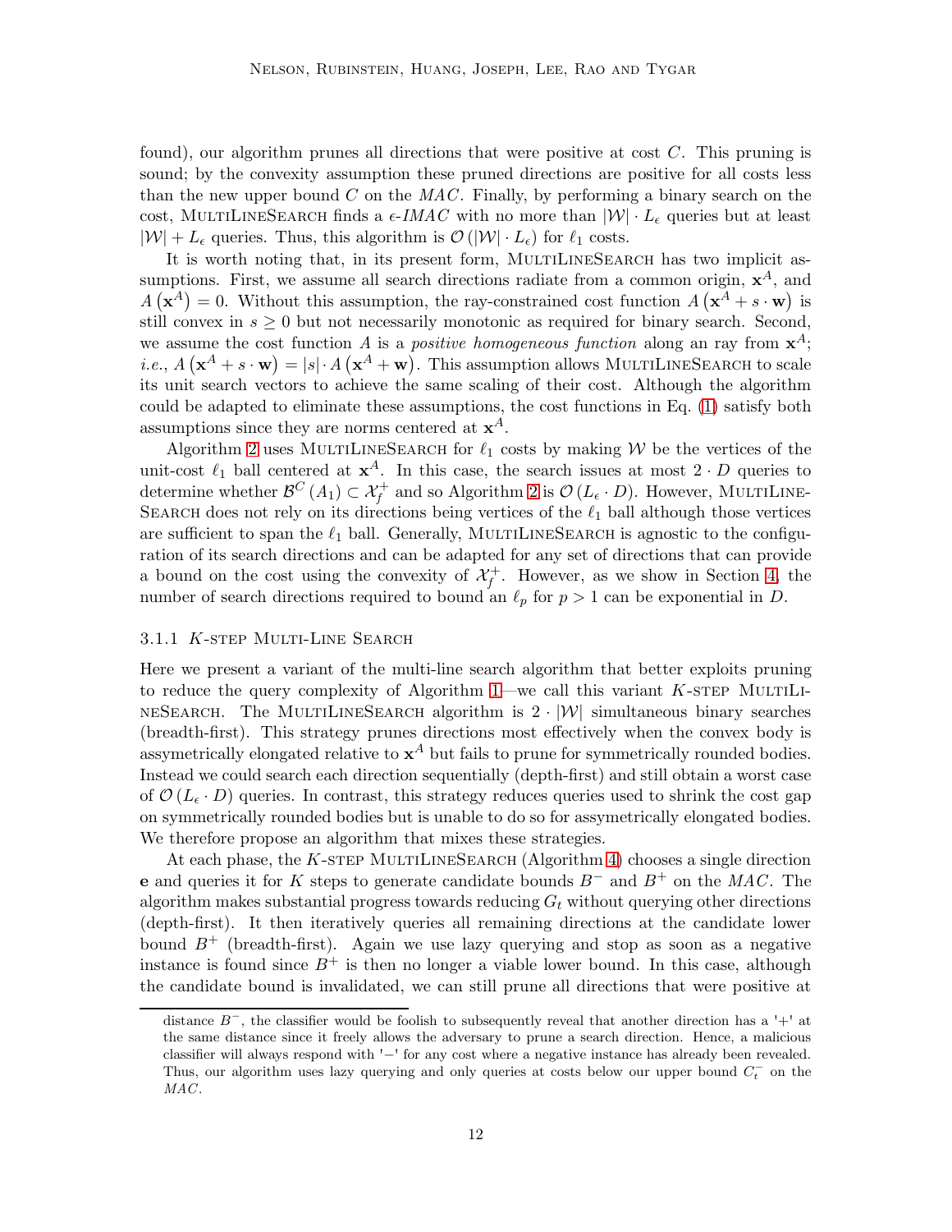found), our algorithm prunes all directions that were positive at cost $C$. This pruning is sound; by the convexity assumption these pruned directions are positive for all costs less than the new upper bound $C$ on the $MAC$. Finally, by performing a binary search on the cost, MultiLineSearch finds a $\epsilon$-$IMAC$ with no more than $|\mathcal{W}| \cdot L_\epsilon$ queries but at least $|\mathcal{W}| + L_\epsilon$ queries. Thus, this algorithm is $\mathcal{O}(|\mathcal{W}| \cdot L_\epsilon)$ for $\ell_1$ costs.

It is worth noting that, in its present form, MultiLineSearch has two implicit assumptions. First, we assume all search directions radiate from a common origin, $\mathbf{x}^A$, and $A(\mathbf{x}^A) = 0$. Without this assumption, the ray-constrained cost function $A(\mathbf{x}^A + s \cdot \mathbf{w})$ is still convex in $s \geq 0$ but not necessarily monotonic as required for binary search. Second, we assume the cost function $A$ is a *positive homogeneous function* along an ray from $\mathbf{x}^A$; *i.e.*, $A(\mathbf{x}^A + s \cdot \mathbf{w}) = |s| \cdot A(\mathbf{x}^A + \mathbf{w})$. This assumption allows MultiLineSearch to scale its unit search vectors to achieve the same scaling of their cost. Although the algorithm could be adapted to eliminate these assumptions, the cost functions in Eq. (1) satisfy both assumptions since they are norms centered at $\mathbf{x}^A$.

Algorithm 2 uses MultiLineSearch for $\ell_1$ costs by making $\mathcal{W}$ be the vertices of the unit-cost $\ell_1$ ball centered at $\mathbf{x}^A$. In this case, the search issues at most $2 \cdot D$ queries to determine whether $\mathcal{B}^C(A_1) \subset \mathcal{X}_f^+$ and so Algorithm 2 is $\mathcal{O}(L_\epsilon \cdot D)$. However, MultiLineSearch does not rely on its directions being vertices of the $\ell_1$ ball although those vertices are sufficient to span the $\ell_1$ ball. Generally, MultiLineSearch is agnostic to the configuration of its search directions and can be adapted for any set of directions that can provide a bound on the cost using the convexity of $\mathcal{X}_f^+$. However, as we show in Section 4, the number of search directions required to bound an $\ell_p$ for $p > 1$ can be exponential in $D$.

### 3.1.1 $K$-step Multi-Line Search

Here we present a variant of the multi-line search algorithm that better exploits pruning to reduce the query complexity of Algorithm 1—we call this variant $K$-step MultiLineSearch. The MultiLineSearch algorithm is $2 \cdot |\mathcal{W}|$ simultaneous binary searches (breadth-first). This strategy prunes directions most effectively when the convex body is assymetrically elongated relative to $\mathbf{x}^A$ but fails to prune for symmetrically rounded bodies. Instead we could search each direction sequentially (depth-first) and still obtain a worst case of $\mathcal{O}(L_\epsilon \cdot D)$ queries. In contrast, this strategy reduces queries used to shrink the cost gap on symmetrically rounded bodies but is unable to do so for assymetrically elongated bodies. We therefore propose an algorithm that mixes these strategies.

At each phase, the $K$-step MultiLineSearch (Algorithm 4) chooses a single direction $\mathbf{e}$ and queries it for $K$ steps to generate candidate bounds $B^-$ and $B^+$ on the $MAC$. The algorithm makes substantial progress towards reducing $G_t$ without querying other directions (depth-first). It then iteratively queries all remaining directions at the candidate lower bound $B^+$ (breadth-first). Again we use lazy querying and stop as soon as a negative instance is found since $B^+$ is then no longer a viable lower bound. In this case, although the candidate bound is invalidated, we can still prune all directions that were positive at

distance $B^-$, the classifier would be foolish to subsequently reveal that another direction has a '+' at the same distance since it freely allows the adversary to prune a search direction. Hence, a malicious classifier will always respond with '−' for any cost where a negative instance has already been revealed. Thus, our algorithm uses lazy querying and only queries at costs below our upper bound $C_t^-$ on the $MAC$.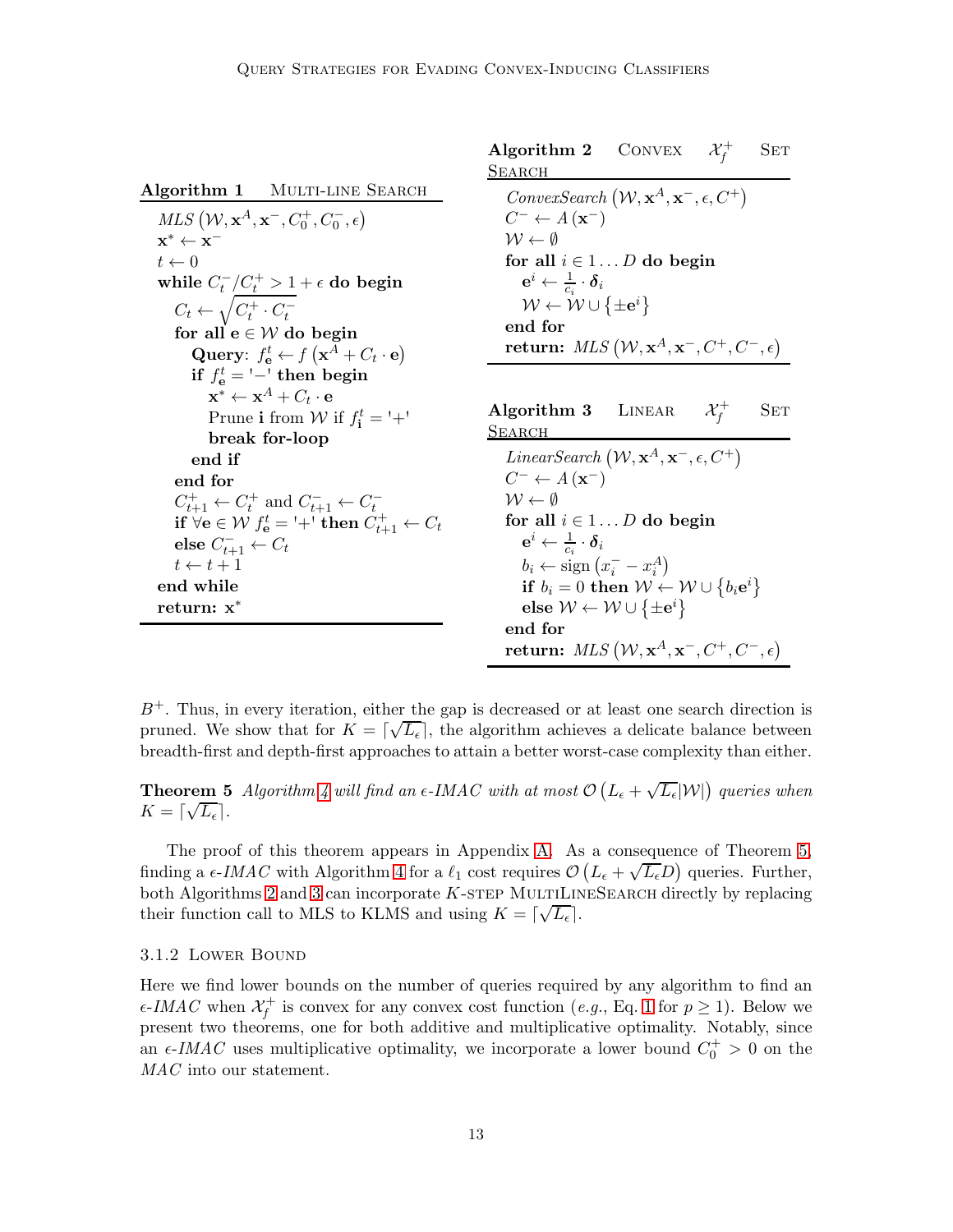**Algorithm 1** Multi-line Search

```
MLS (W, x^A, x^-, C_0^+, C_0^-, ε)
x* ← x^-
t ← 0
while C_t^- / C_t^+ > 1 + ε do begin
  C_t ← sqrt(C_t^+ · C_t^-)
  for all e ∈ W do begin
    Query: f_e^t ← f(x^A + C_t · e)
    if f_e^t = '−' then begin
      x* ← x^A + C_t · e
      Prune i from W if f_i^t = '+'
      break for-loop
    end if
  end for
  C_{t+1}^+ ← C_t^+ and C_{t+1}^- ← C_t^-
  if ∀e ∈ W f_e^t = '+' then C_{t+1}^+ ← C_t
  else C_{t+1}^- ← C_t
  t ← t + 1
end while
return: x*
```

**Algorithm 2** Convex $\mathcal{X}_f^+$ Set Search

```
ConvexSearch (W, x^A, x^-, ε, C^+)
C^- ← A(x^-)
W ← ∅
for all i ∈ 1...D do begin
  e^i ← (1/c_i) · δ_i
  W ← W ∪ {±e^i}
end for
return: MLS (W, x^A, x^-, C^+, C^-, ε)
```

**Algorithm 3** Linear $\mathcal{X}_f^+$ Set Search

```
LinearSearch (W, x^A, x^-, ε, C^+)
C^- ← A(x^-)
W ← ∅
for all i ∈ 1...D do begin
  e^i ← (1/c_i) · δ_i
  b_i ← sign(x_i^- − x_i^A)
  if b_i = 0 then W ← W ∪ {b_i e^i}
  else W ← W ∪ {±e^i}
end for
return: MLS (W, x^A, x^-, C^+, C^-, ε)
```

$B^+$. Thus, in every iteration, either the gap is decreased or at least one search direction is pruned. We show that for $K = \lceil \sqrt{L_\epsilon} \rceil$, the algorithm achieves a delicate balance between breadth-first and depth-first approaches to attain a better worst-case complexity than either.

**Theorem 5** *Algorithm 4 will find an $\epsilon$-IMAC with at most $\mathcal{O}\left(L_\epsilon + \sqrt{L_\epsilon}|\mathcal{W}|\right)$ queries when $K = \lceil \sqrt{L_\epsilon} \rceil$.*

The proof of this theorem appears in Appendix A. As a consequence of Theorem 5, finding a $\epsilon$-*IMAC* with Algorithm 4 for a $\ell_1$ cost requires $\mathcal{O}\left(L_\epsilon + \sqrt{L_\epsilon} D\right)$ queries. Further, both Algorithms 2 and 3 can incorporate $K$-step MultiLineSearch directly by replacing their function call to MLS to KLMS and using $K = \lceil \sqrt{L_\epsilon} \rceil$.

### 3.1.2 Lower Bound

Here we find lower bounds on the number of queries required by any algorithm to find an $\epsilon$-*IMAC* when $\mathcal{X}_f^+$ is convex for any convex cost function (*e.g.*, Eq. 1 for $p \geq 1$). Below we present two theorems, one for both additive and multiplicative optimality. Notably, since an $\epsilon$-*IMAC* uses multiplicative optimality, we incorporate a lower bound $C_0^+ > 0$ on the *MAC* into our statement.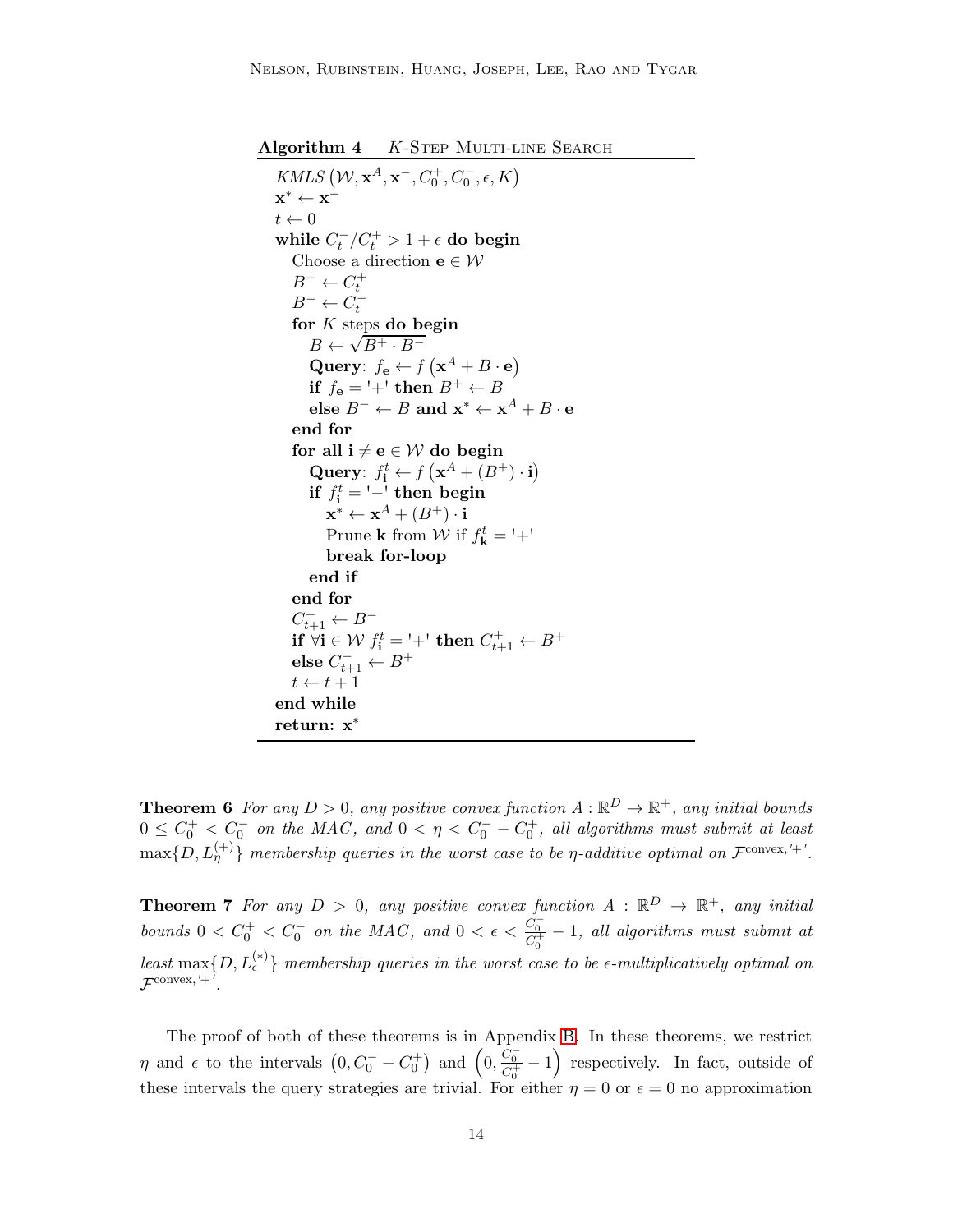**Algorithm 4** $K$-Step Multi-line Search

```
KMLS(W, x^A, x^-, C_0^+, C_0^-, ε, K)
x* ← x^-
t ← 0
while C_t^- / C_t^+ > 1 + ε do begin
   Choose a direction e ∈ W
   B^+ ← C_t^+
   B^- ← C_t^-
   for K steps do begin
      B ← sqrt(B^+ · B^-)
      Query: f_e ← f(x^A + B · e)
      if f_e = '+' then B^+ ← B
      else B^- ← B and x* ← x^A + B · e
   end for
   for all i ≠ e ∈ W do begin
      Query: f_i^t ← f(x^A + (B^+) · i)
      if f_i^t = '−' then begin
         x* ← x^A + (B^+) · i
         Prune k from W if f_k^t = '+'
         break for-loop
      end if
   end for
   C_{t+1}^- ← B^-
   if ∀i ∈ W f_i^t = '+' then C_{t+1}^+ ← B^+
   else C_{t+1}^- ← B^+
   t ← t + 1
end while
return: x*
```

**Theorem 6** *For any $D > 0$, any positive convex function $A : \mathbb{R}^D \to \mathbb{R}^+$, any initial bounds $0 \leq C_0^+ < C_0^-$ on the MAC, and $0 < \eta < C_0^- - C_0^+$, all algorithms must submit at least $\max\{D, L_\eta^{(+)}\}$ membership queries in the worst case to be $\eta$-additive optimal on $\mathcal{F}^{\text{convex},'+'}$.*

**Theorem 7** *For any $D > 0$, any positive convex function $A : \mathbb{R}^D \to \mathbb{R}^+$, any initial bounds $0 < C_0^+ < C_0^-$ on the MAC, and $0 < \epsilon < \frac{C_0^-}{C_0^+} - 1$, all algorithms must submit at least $\max\{D, L_\epsilon^{(*)}\}$ membership queries in the worst case to be $\epsilon$-multiplicatively optimal on $\mathcal{F}^{\text{convex},'+'}$.*

The proof of both of these theorems is in Appendix B. In these theorems, we restrict $\eta$ and $\epsilon$ to the intervals $\left(0, C_0^- - C_0^+\right)$ and $\left(0, \frac{C_0^-}{C_0^+} - 1\right)$ respectively. In fact, outside of these intervals the query strategies are trivial. For either $\eta = 0$ or $\epsilon = 0$ no approximation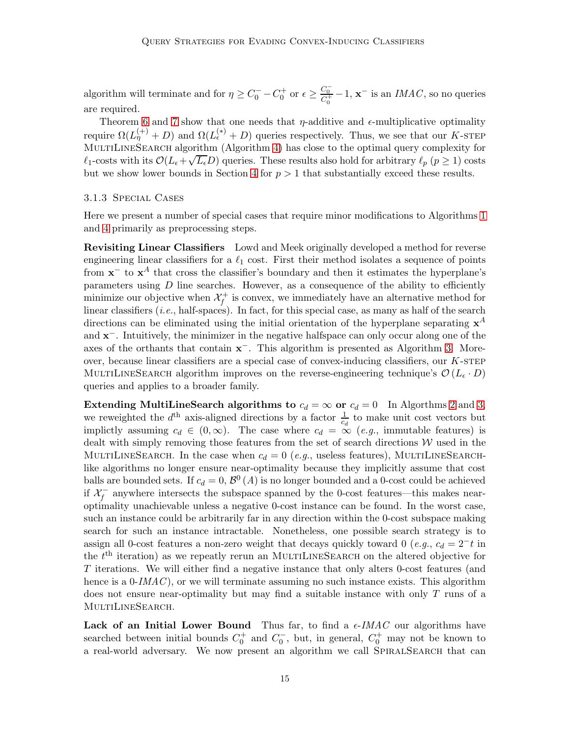algorithm will terminate and for $\eta \geq C_0^- - C_0^+$ or $\epsilon \geq \frac{C_0^-}{C_0^+} - 1$, $\mathbf{x}^-$ is an *IMAC*, so no queries are required.

Theorem 6 and 7 show that one needs that $\eta$-additive and $\epsilon$-multiplicative optimality require $\Omega(L_\eta^{(+)} + D)$ and $\Omega(L_\epsilon^{(*)} + D)$ queries respectively. Thus, we see that our $K$-STEP MULTILINESEARCH algorithm (Algorithm 4) has close to the optimal query complexity for $\ell_1$-costs with its $\mathcal{O}(L_\epsilon + \sqrt{L_\epsilon} D)$ queries. These results also hold for arbitrary $\ell_p$ $(p \geq 1)$ costs but we show lower bounds in Section 4 for $p > 1$ that substantially exceed these results.

#### 3.1.3 Special Cases

Here we present a number of special cases that require minor modifications to Algorithms 1 and 4 primarily as preprocessing steps.

**Revisiting Linear Classifiers** Lowd and Meek originally developed a method for reverse engineering linear classifiers for a $\ell_1$ cost. First their method isolates a sequence of points from $\mathbf{x}^-$ to $\mathbf{x}^A$ that cross the classifier's boundary and then it estimates the hyperplane's parameters using $D$ line searches. However, as a consequence of the ability to efficiently minimize our objective when $\mathcal{X}_f^+$ is convex, we immediately have an alternative method for linear classifiers (*i.e.*, half-spaces). In fact, for this special case, as many as half of the search directions can be eliminated using the initial orientation of the hyperplane separating $\mathbf{x}^A$ and $\mathbf{x}^-$. Intuitively, the minimizer in the negative halfspace can only occur along one of the axes of the orthants that contain $\mathbf{x}^-$. This algorithm is presented as Algorithm 3. Moreover, because linear classifiers are a special case of convex-inducing classifiers, our $K$-STEP MULTILINESEARCH algorithm improves on the reverse-engineering technique's $\mathcal{O}(L_\epsilon \cdot D)$ queries and applies to a broader family.

**Extending MultiLineSearch algorithms to $c_d = \infty$ or $c_d = 0$** In Algorthms 2 and 3, we reweighted the $d^{\text{th}}$ axis-aligned directions by a factor $\frac{1}{c_d}$ to make unit cost vectors but implictly assuming $c_d \in (0, \infty)$. The case where $c_d = \infty$ (*e.g.*, immutable features) is dealt with simply removing those features from the set of search directions $\mathcal{W}$ used in the MULTILINESEARCH. In the case when $c_d = 0$ (*e.g.*, useless features), MULTILINESEARCH-like algorithms no longer ensure near-optimality because they implicitly assume that cost balls are bounded sets. If $c_d = 0$, $\mathcal{B}^0(A)$ is no longer bounded and a 0-cost could be achieved if $\mathcal{X}_f^-$ anywhere intersects the subspace spanned by the 0-cost features—this makes near-optimality unachievable unless a negative 0-cost instance can be found. In the worst case, such an instance could be arbitrarily far in any direction within the 0-cost subspace making search for such an instance intractable. Nonetheless, one possible search strategy is to assign all 0-cost features a non-zero weight that decays quickly toward 0 (*e.g.*, $c_d = 2^-t$ in the $t^{\text{th}}$ iteration) as we repeatly rerun an MULTILINESEARCH on the altered objective for $T$ iterations. We will either find a negative instance that only alters 0-cost features (and hence is a 0-*IMAC*), or we will terminate assuming no such instance exists. This algorithm does not ensure near-optimality but may find a suitable instance with only $T$ runs of a MULTILINESEARCH.

**Lack of an Initial Lower Bound** Thus far, to find a $\epsilon$-*IMAC* our algorithms have searched between initial bounds $C_0^+$ and $C_0^-$, but, in general, $C_0^+$ may not be known to a real-world adversary. We now present an algorithm we call SPIRALSEARCH that can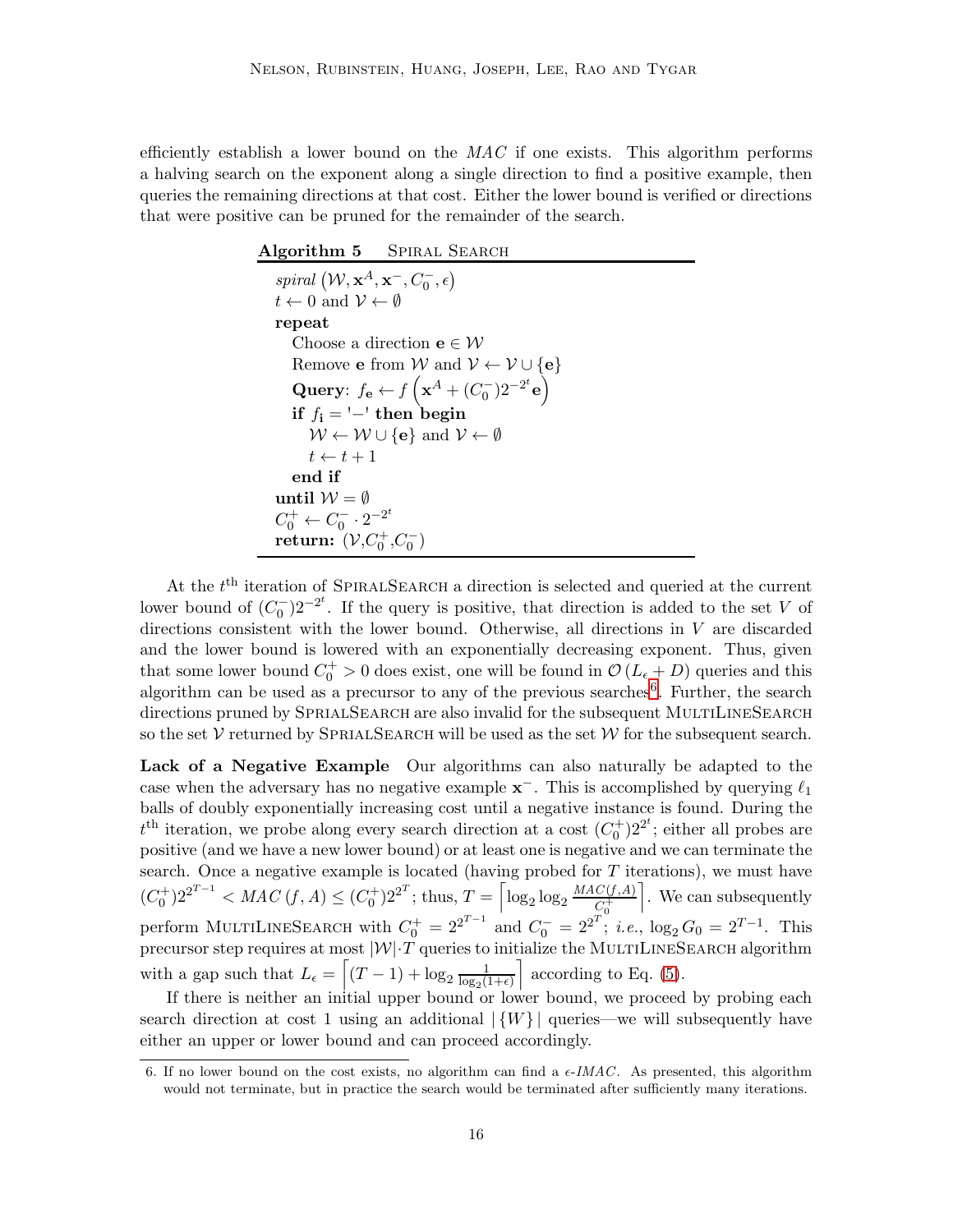efficiently establish a lower bound on the *MAC* if one exists. This algorithm performs a halving search on the exponent along a single direction to find a positive example, then queries the remaining directions at that cost. Either the lower bound is verified or directions that were positive can be pruned for the remainder of the search.

**Algorithm 5** SPIRAL SEARCH

```
spiral (W, x^A, x^-, C_0^-, ε)
t ← 0 and V ← ∅
repeat
    Choose a direction e ∈ W
    Remove e from W and V ← V ∪ {e}
    Query: f_e ← f( x^A + (C_0^-) 2^{-2^t} e )
    if f_i = '−' then begin
        W ← W ∪ {e} and V ← ∅
        t ← t + 1
    end if
until W = ∅
C_0^+ ← C_0^- · 2^{-2^t}
return: (V, C_0^+, C_0^-)
```

At the $t^{\text{th}}$ iteration of SPIRALSEARCH a direction is selected and queried at the current lower bound of $(C_0^-)2^{-2^t}$. If the query is positive, that direction is added to the set $V$ of directions consistent with the lower bound. Otherwise, all directions in $V$ are discarded and the lower bound is lowered with an exponentially decreasing exponent. Thus, given that some lower bound $C_0^+ > 0$ does exist, one will be found in $\mathcal{O}(L_\epsilon + D)$ queries and this algorithm can be used as a precursor to any of the previous searches[6]. Further, the search directions pruned by SPRIALSEARCH are also invalid for the subsequent MULTILINESEARCH so the set $\mathcal{V}$ returned by SPRIALSEARCH will be used as the set $\mathcal{W}$ for the subsequent search.

**Lack of a Negative Example** Our algorithms can also naturally be adapted to the case when the adversary has no negative example $\mathbf{x}^-$. This is accomplished by querying $\ell_1$ balls of doubly exponentially increasing cost until a negative instance is found. During the $t^{\text{th}}$ iteration, we probe along every search direction at a cost $(C_0^+)2^{2^t}$; either all probes are positive (and we have a new lower bound) or at least one is negative and we can terminate the search. Once a negative example is located (having probed for $T$ iterations), we must have $(C_0^+)2^{2^{T-1}} < MAC(f, A) \leq (C_0^+)2^{2^T}$; thus, $T = \left\lceil \log_2 \log_2 \frac{MAC(f,A)}{C_0^+} \right\rceil$. We can subsequently perform MULTILINESEARCH with $C_0^+ = 2^{2^{T-1}}$ and $C_0^- = 2^{2^T}$; *i.e.*, $\log_2 G_0 = 2^{T-1}$. This precursor step requires at most $|\mathcal{W}| \cdot T$ queries to initialize the MULTILINESEARCH algorithm with a gap such that $L_\epsilon = \left\lceil (T-1) + \log_2 \frac{1}{\log_2(1+\epsilon)} \right\rceil$ according to Eq. (5).

If there is neither an initial upper bound or lower bound, we proceed by probing each search direction at cost 1 using an additional $|\{W\}|$ queries—we will subsequently have either an upper or lower bound and can proceed accordingly.

6. If no lower bound on the cost exists, no algorithm can find a $\epsilon$-*IMAC*. As presented, this algorithm would not terminate, but in practice the search would be terminated after sufficiently many iterations.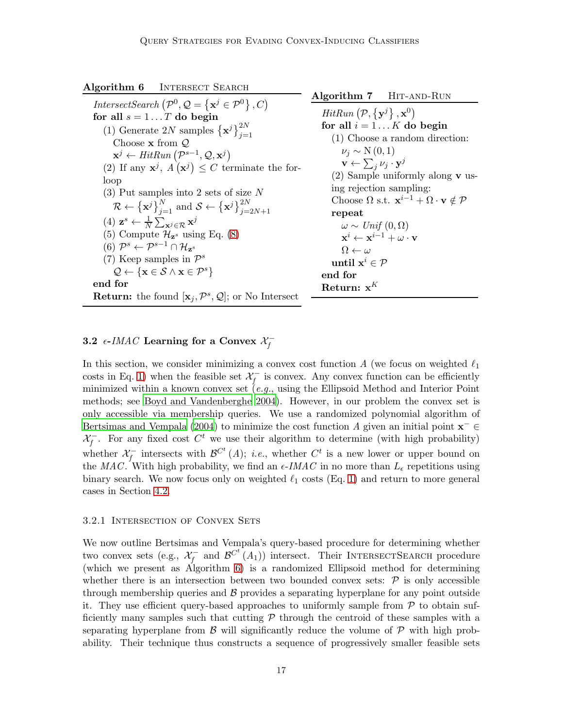**Algorithm 6** Intersect Search

```
IntersectSearch (P^0, Q = {x^j ∈ P^0}, C)
for all s = 1...T do begin
  (1) Generate 2N samples {x^j}_{j=1}^{2N}
      Choose x from Q
      x^j ← HitRun (P^{s-1}, Q, x^j)
  (2) If any x^j, A(x^j) ≤ C terminate the for-loop
  (3) Put samples into 2 sets of size N
      R ← {x^j}_{j=1}^{N} and S ← {x^j}_{j=2N+1}^{2N}
  (4) z^s ← (1/N) Σ_{x^j ∈ R} x^j
  (5) Compute H_{z^s} using Eq. (8)
  (6) P^s ← P^{s-1} ∩ H_{z^s}
  (7) Keep samples in P^s
      Q ← {x ∈ S ∧ x ∈ P^s}
end for
Return: the found [x_j, P^s, Q]; or No Intersect
```

**Algorithm 7** Hit-and-Run

```
HitRun (P, {y^j}, x^0)
for all i = 1...K do begin
  (1) Choose a random direction:
      ν_j ~ N(0,1)
      v ← Σ_j ν_j · y^j
  (2) Sample uniformly along v using rejection sampling:
      Choose Ω s.t. x^{i-1} + Ω · v ∉ P
      repeat
        ω ~ Unif(0, Ω)
        x^i ← x^{i-1} + ω · v
        Ω ← ω
      until x^i ∈ P
end for
Return: x^K
```

### 3.2 $\epsilon$-*IMAC* Learning for a Convex $\mathcal{X}_f^-$

In this section, we consider minimizing a convex cost function $A$ (we focus on weighted $\ell_1$ costs in Eq. 1) when the feasible set $\mathcal{X}_f^-$ is convex. Any convex function can be efficiently minimized within a known convex set (*e.g.*, using the Ellipsoid Method and Interior Point methods; see Boyd and Vandenberghe 2004). However, in our problem the convex set is only accessible via membership queries. We use a randomized polynomial algorithm of Bertsimas and Vempala (2004) to minimize the cost function $A$ given an initial point $\mathbf{x}^- \in \mathcal{X}_f^-$. For any fixed cost $C^t$ we use their algorithm to determine (with high probability) whether $\mathcal{X}_f^-$ intersects with $\mathcal{B}^{C^t}(A)$; *i.e.*, whether $C^t$ is a new lower or upper bound on the *MAC*. With high probability, we find an $\epsilon$-*IMAC* in no more than $L_\epsilon$ repetitions using binary search. We now focus only on weighted $\ell_1$ costs (Eq. 1) and return to more general cases in Section 4.2.

#### 3.2.1 Intersection of Convex Sets

We now outline Bertsimas and Vempala's query-based procedure for determining whether two convex sets (e.g., $\mathcal{X}_f^-$ and $\mathcal{B}^{C^t}(A_1)$) intersect. Their IntersectSearch procedure (which we present as Algorithm 6) is a randomized Ellipsoid method for determining whether there is an intersection between two bounded convex sets: $\mathcal{P}$ is only accessible through membership queries and $\mathcal{B}$ provides a separating hyperplane for any point outside it. They use efficient query-based approaches to uniformly sample from $\mathcal{P}$ to obtain sufficiently many samples such that cutting $\mathcal{P}$ through the centroid of these samples with a separating hyperplane from $\mathcal{B}$ will significantly reduce the volume of $\mathcal{P}$ with high probability. Their technique thus constructs a sequence of progressively smaller feasible sets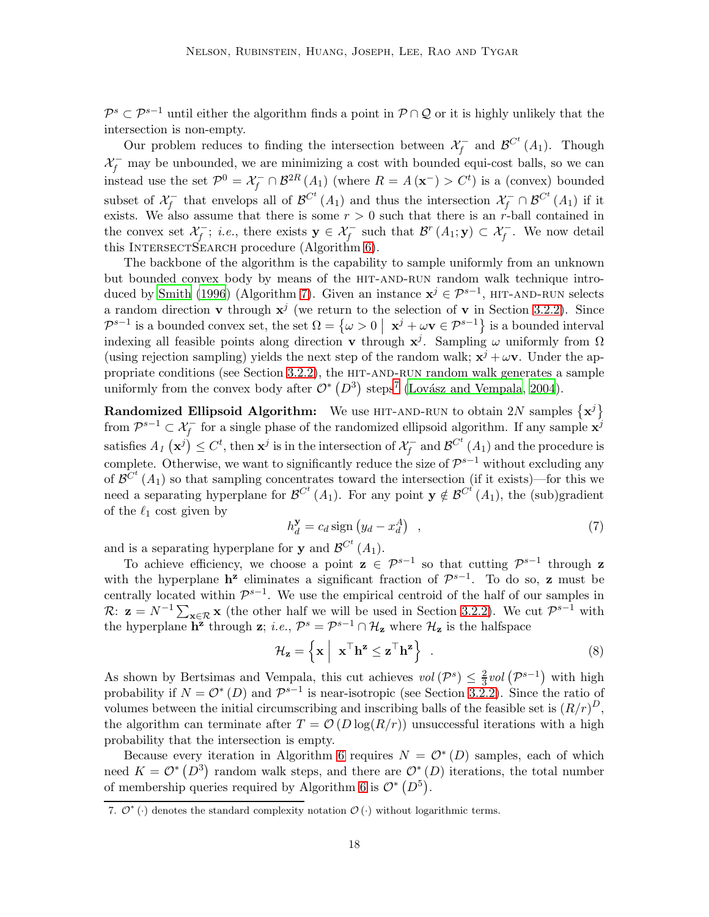$\mathcal{P}^s \subset \mathcal{P}^{s-1}$ until either the algorithm finds a point in $\mathcal{P} \cap \mathcal{Q}$ or it is highly unlikely that the intersection is non-empty.

Our problem reduces to finding the intersection between $\mathcal{X}_f^-$ and $\mathcal{B}^{C^t}(A_1)$. Though $\mathcal{X}_f^-$ may be unbounded, we are minimizing a cost with bounded equi-cost balls, so we can instead use the set $\mathcal{P}^0 = \mathcal{X}_f^- \cap \mathcal{B}^{2R}(A_1)$ (where $R = A(\mathbf{x}^-) > C^t$) is a (convex) bounded subset of $\mathcal{X}_f^-$ that envelops all of $\mathcal{B}^{C^t}(A_1)$ and thus the intersection $\mathcal{X}_f^- \cap \mathcal{B}^{C^t}(A_1)$ if it exists. We also assume that there is some $r > 0$ such that there is an $r$-ball contained in the convex set $\mathcal{X}_f^-$; *i.e.*, there exists $\mathbf{y} \in \mathcal{X}_f^-$ such that $\mathcal{B}^r(A_1; \mathbf{y}) \subset \mathcal{X}_f^-$. We now detail this IntersectSearch procedure (Algorithm 6).

The backbone of the algorithm is the capability to sample uniformly from an unknown but bounded convex body by means of the hit-and-run random walk technique introduced by Smith (1996) (Algorithm 7). Given an instance $\mathbf{x}^j \in \mathcal{P}^{s-1}$, hit-and-run selects a random direction $\mathbf{v}$ through $\mathbf{x}^j$ (we return to the selection of $\mathbf{v}$ in Section 3.2.2). Since $\mathcal{P}^{s-1}$ is a bounded convex set, the set $\Omega = \left\{\omega > 0 \;\middle|\; \mathbf{x}^j + \omega\mathbf{v} \in \mathcal{P}^{s-1}\right\}$ is a bounded interval indexing all feasible points along direction $\mathbf{v}$ through $\mathbf{x}^j$. Sampling $\omega$ uniformly from $\Omega$ (using rejection sampling) yields the next step of the random walk; $\mathbf{x}^j + \omega\mathbf{v}$. Under the appropriate conditions (see Section 3.2.2), the hit-and-run random walk generates a sample uniformly from the convex body after $\mathcal{O}^*(D^3)$ steps[7] (Lovász and Vempala, 2004).

**Randomized Ellipsoid Algorithm:** We use hit-and-run to obtain $2N$ samples $\left\{\mathbf{x}^j\right\}$ from $\mathcal{P}^{s-1} \subset \mathcal{X}_f^-$ for a single phase of the randomized ellipsoid algorithm. If any sample $\mathbf{x}^j$ satisfies $A_1(\mathbf{x}^j) \le C^t$, then $\mathbf{x}^j$ is in the intersection of $\mathcal{X}_f^-$ and $\mathcal{B}^{C^t}(A_1)$ and the procedure is complete. Otherwise, we want to significantly reduce the size of $\mathcal{P}^{s-1}$ without excluding any of $\mathcal{B}^{C^t}(A_1)$ so that sampling concentrates toward the intersection (if it exists)—for this we need a separating hyperplane for $\mathcal{B}^{C^t}(A_1)$. For any point $\mathbf{y} \notin \mathcal{B}^{C^t}(A_1)$, the (sub)gradient of the $\ell_1$ cost given by

$$h_d^{\mathbf{y}} = c_d \operatorname{sign}\left(y_d - x_d^A\right) \quad , \tag{7}$$

and is a separating hyperplane for $\mathbf{y}$ and $\mathcal{B}^{C^t}(A_1)$.

To achieve efficiency, we choose a point $\mathbf{z} \in \mathcal{P}^{s-1}$ so that cutting $\mathcal{P}^{s-1}$ through $\mathbf{z}$ with the hyperplane $\mathbf{h}^{\mathbf{z}}$ eliminates a significant fraction of $\mathcal{P}^{s-1}$. To do so, $\mathbf{z}$ must be centrally located within $\mathcal{P}^{s-1}$. We use the empirical centroid of the half of our samples in $\mathcal{R}$: $\mathbf{z} = N^{-1}\sum_{\mathbf{x}\in\mathcal{R}} \mathbf{x}$ (the other half we will be used in Section 3.2.2). We cut $\mathcal{P}^{s-1}$ with the hyperplane $\mathbf{h}^{\mathbf{z}}$ through $\mathbf{z}$; *i.e.*, $\mathcal{P}^s = \mathcal{P}^{s-1} \cap \mathcal{H}_{\mathbf{z}}$ where $\mathcal{H}_{\mathbf{z}}$ is the halfspace

$$\mathcal{H}_{\mathbf{z}} = \left\{\mathbf{x} \;\middle|\; \mathbf{x}^\top\mathbf{h}^{\mathbf{z}} \le \mathbf{z}^\top\mathbf{h}^{\mathbf{z}}\right\} \quad . \tag{8}$$

As shown by Bertsimas and Vempala, this cut achieves $vol(\mathcal{P}^s) \le \frac{2}{3} vol(\mathcal{P}^{s-1})$ with high probability if $N = \mathcal{O}^*(D)$ and $\mathcal{P}^{s-1}$ is near-isotropic (see Section 3.2.2). Since the ratio of volumes between the initial circumscribing and inscribing balls of the feasible set is $(R/r)^D$, the algorithm can terminate after $T = \mathcal{O}(D\log(R/r))$ unsuccessful iterations with a high probability that the intersection is empty.

Because every iteration in Algorithm 6 requires $N = \mathcal{O}^*(D)$ samples, each of which need $K = \mathcal{O}^*(D^3)$ random walk steps, and there are $\mathcal{O}^*(D)$ iterations, the total number of membership queries required by Algorithm 6 is $\mathcal{O}^*(D^5)$.

7. $\mathcal{O}^*(\cdot)$ denotes the standard complexity notation $\mathcal{O}(\cdot)$ without logarithmic terms.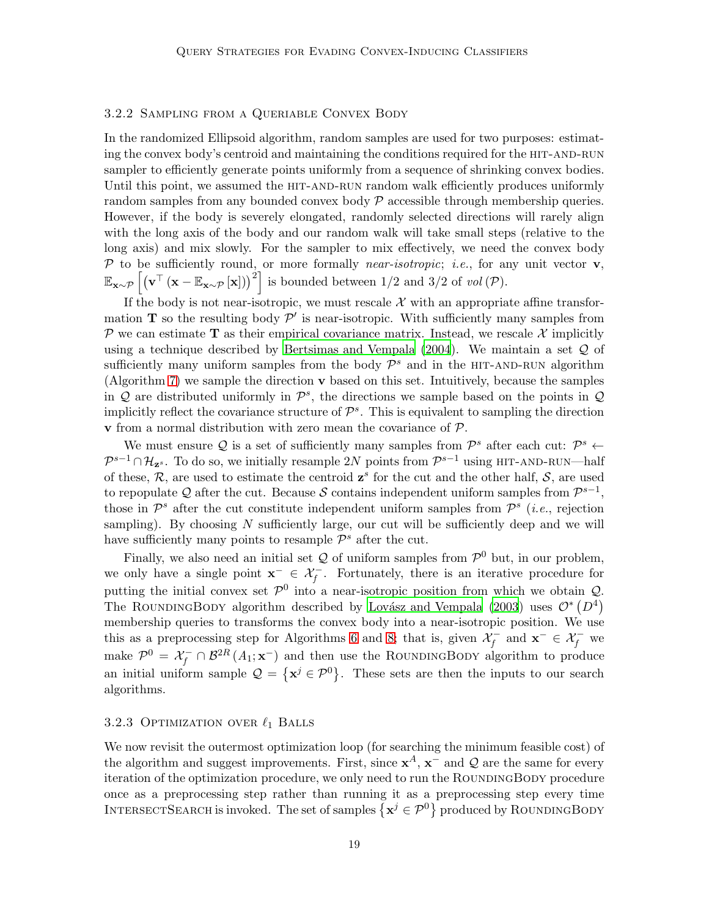### 3.2.2 Sampling from a Queriable Convex Body

In the randomized Ellipsoid algorithm, random samples are used for two purposes: estimating the convex body's centroid and maintaining the conditions required for the HIT-AND-RUN sampler to efficiently generate points uniformly from a sequence of shrinking convex bodies. Until this point, we assumed the HIT-AND-RUN random walk efficiently produces uniformly random samples from any bounded convex body $\mathcal{P}$ accessible through membership queries. However, if the body is severely elongated, randomly selected directions will rarely align with the long axis of the body and our random walk will take small steps (relative to the long axis) and mix slowly. For the sampler to mix effectively, we need the convex body $\mathcal{P}$ to be sufficiently round, or more formally *near-isotropic*; *i.e.*, for any unit vector $\mathbf{v}$, $\mathbb{E}_{\mathbf{x}\sim\mathcal{P}}\left[\left(\mathbf{v}^\top\left(\mathbf{x}-\mathbb{E}_{\mathbf{x}\sim\mathcal{P}}[\mathbf{x}]\right)\right)^2\right]$ is bounded between $1/2$ and $3/2$ of $vol(\mathcal{P})$.

If the body is not near-isotropic, we must rescale $\mathcal{X}$ with an appropriate affine transformation $\mathbf{T}$ so the resulting body $\mathcal{P}'$ is near-isotropic. With sufficiently many samples from $\mathcal{P}$ we can estimate $\mathbf{T}$ as their empirical covariance matrix. Instead, we rescale $\mathcal{X}$ implicitly using a technique described by Bertsimas and Vempala (2004). We maintain a set $\mathcal{Q}$ of sufficiently many uniform samples from the body $\mathcal{P}^s$ and in the HIT-AND-RUN algorithm (Algorithm 7) we sample the direction $\mathbf{v}$ based on this set. Intuitively, because the samples in $\mathcal{Q}$ are distributed uniformly in $\mathcal{P}^s$, the directions we sample based on the points in $\mathcal{Q}$ implicitly reflect the covariance structure of $\mathcal{P}^s$. This is equivalent to sampling the direction $\mathbf{v}$ from a normal distribution with zero mean the covariance of $\mathcal{P}$.

We must ensure $\mathcal{Q}$ is a set of sufficiently many samples from $\mathcal{P}^s$ after each cut: $\mathcal{P}^s \leftarrow \mathcal{P}^{s-1}\cap\mathcal{H}_{\mathbf{z}^s}$. To do so, we initially resample $2N$ points from $\mathcal{P}^{s-1}$ using HIT-AND-RUN—half of these, $\mathcal{R}$, are used to estimate the centroid $\mathbf{z}^s$ for the cut and the other half, $\mathcal{S}$, are used to repopulate $\mathcal{Q}$ after the cut. Because $\mathcal{S}$ contains independent uniform samples from $\mathcal{P}^{s-1}$, those in $\mathcal{P}^s$ after the cut constitute independent uniform samples from $\mathcal{P}^s$ (*i.e.*, rejection sampling). By choosing $N$ sufficiently large, our cut will be sufficiently deep and we will have sufficiently many points to resample $\mathcal{P}^s$ after the cut.

Finally, we also need an initial set $\mathcal{Q}$ of uniform samples from $\mathcal{P}^0$ but, in our problem, we only have a single point $\mathbf{x}^- \in \mathcal{X}_f^-$. Fortunately, there is an iterative procedure for putting the initial convex set $\mathcal{P}^0$ into a near-isotropic position from which we obtain $\mathcal{Q}$. The ROUNDINGBODY algorithm described by Lovász and Vempala (2003) uses $\mathcal{O}^*\left(D^4\right)$ membership queries to transforms the convex body into a near-isotropic position. We use this as a preprocessing step for Algorithms 6 and 8; that is, given $\mathcal{X}_f^-$ and $\mathbf{x}^- \in \mathcal{X}_f^-$ we make $\mathcal{P}^0 = \mathcal{X}_f^- \cap \mathcal{B}^{2R}(A_1; \mathbf{x}^-)$ and then use the ROUNDINGBODY algorithm to produce an initial uniform sample $\mathcal{Q} = \left\{\mathbf{x}^j \in \mathcal{P}^0\right\}$. These sets are then the inputs to our search algorithms.

### 3.2.3 Optimization over $\ell_1$ Balls

We now revisit the outermost optimization loop (for searching the minimum feasible cost) of the algorithm and suggest improvements. First, since $\mathbf{x}^A$, $\mathbf{x}^-$ and $\mathcal{Q}$ are the same for every iteration of the optimization procedure, we only need to run the ROUNDINGBODY procedure once as a preprocessing step rather than running it as a preprocessing step every time INTERSECTSEARCH is invoked. The set of samples $\left\{\mathbf{x}^j \in \mathcal{P}^0\right\}$ produced by ROUNDINGBODY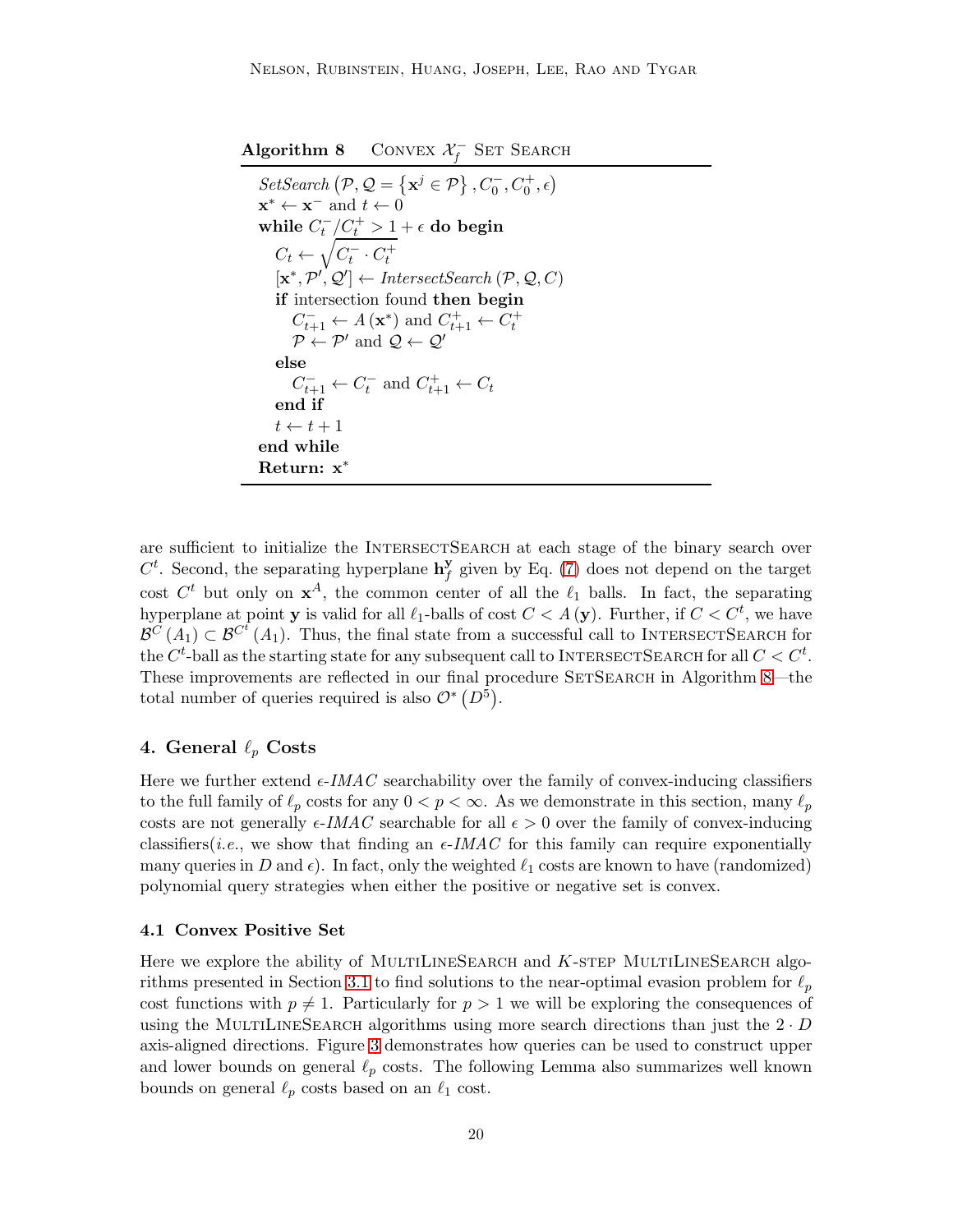**Algorithm 8** Convex $\mathcal{X}_f^-$ Set Search

```
SetSearch (P, Q = {x^j ∈ P}, C_0^-, C_0^+, ε)
x* ← x^- and t ← 0
while C_t^- / C_t^+ > 1 + ε do begin
    C_t ← sqrt(C_t^- · C_t^+)
    [x*, P', Q'] ← IntersectSearch (P, Q, C)
    if intersection found then begin
        C_{t+1}^- ← A(x*) and C_{t+1}^+ ← C_t^+
        P ← P' and Q ← Q'
    else
        C_{t+1}^- ← C_t^- and C_{t+1}^+ ← C_t
    end if
    t ← t + 1
end while
Return: x*
```

are sufficient to initialize the IntersectSearch at each stage of the binary search over $C^t$. Second, the separating hyperplane $\mathbf{h}_f^{\mathbf{y}}$ given by Eq. (7) does not depend on the target cost $C^t$ but only on $\mathbf{x}^A$, the common center of all the $\ell_1$ balls. In fact, the separating hyperplane at point $\mathbf{y}$ is valid for all $\ell_1$-balls of cost $C < A(\mathbf{y})$. Further, if $C < C^t$, we have $\mathcal{B}^C(A_1) \subset \mathcal{B}^{C^t}(A_1)$. Thus, the final state from a successful call to IntersectSearch for the $C^t$-ball as the starting state for any subsequent call to IntersectSearch for all $C < C^t$. These improvements are reflected in our final procedure SetSearch in Algorithm 8—the total number of queries required is also $\mathcal{O}^*(D^5)$.

## 4. General $\ell_p$ Costs

Here we further extend $\epsilon$-*IMAC* searchability over the family of convex-inducing classifiers to the full family of $\ell_p$ costs for any $0 < p < \infty$. As we demonstrate in this section, many $\ell_p$ costs are not generally $\epsilon$-*IMAC* searchable for all $\epsilon > 0$ over the family of convex-inducing classifiers(*i.e.*, we show that finding an $\epsilon$-*IMAC* for this family can require exponentially many queries in $D$ and $\epsilon$). In fact, only the weighted $\ell_1$ costs are known to have (randomized) polynomial query strategies when either the positive or negative set is convex.

### 4.1 Convex Positive Set

Here we explore the ability of MultiLineSearch and $K$-step MultiLineSearch algorithms presented in Section 3.1 to find solutions to the near-optimal evasion problem for $\ell_p$ cost functions with $p \neq 1$. Particularly for $p > 1$ we will be exploring the consequences of using the MultiLineSearch algorithms using more search directions than just the $2 \cdot D$ axis-aligned directions. Figure 3 demonstrates how queries can be used to construct upper and lower bounds on general $\ell_p$ costs. The following Lemma also summarizes well known bounds on general $\ell_p$ costs based on an $\ell_1$ cost.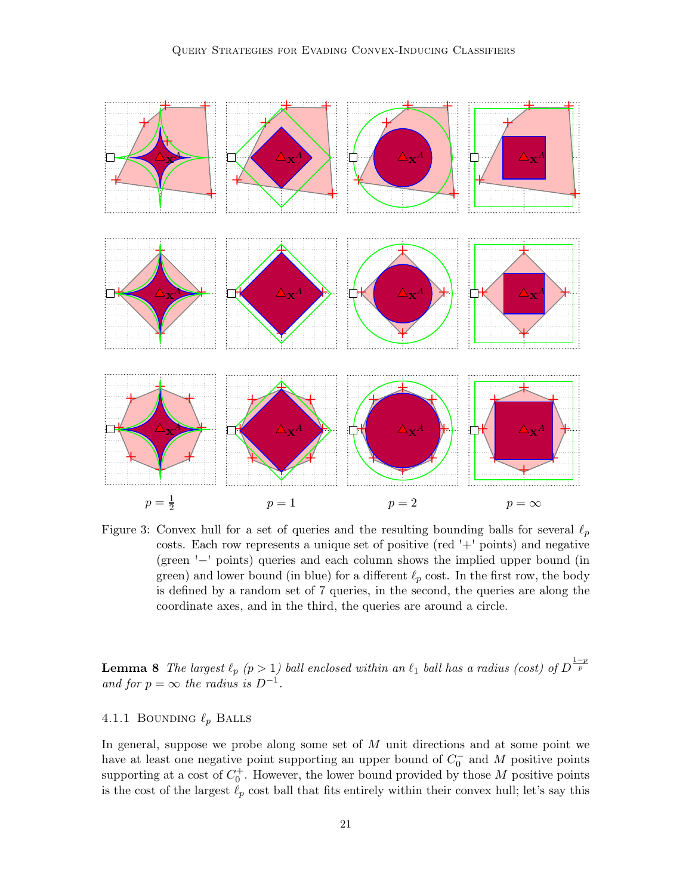$p = \frac{1}{2}$ $\qquad$ $p = 1$ $\qquad$ $p = 2$ $\qquad$ $p = \infty$

Figure 3: Convex hull for a set of queries and the resulting bounding balls for several $\ell_p$ costs. Each row represents a unique set of positive (red '+' points) and negative (green '−' points) queries and each column shows the implied upper bound (in green) and lower bound (in blue) for a different $\ell_p$ cost. In the first row, the body is defined by a random set of 7 queries, in the second, the queries are along the coordinate axes, and in the third, the queries are around a circle.

**Lemma 8** *The largest $\ell_p$ ($p > 1$) ball enclosed within an $\ell_1$ ball has a radius (cost) of $D^{\frac{1-p}{p}}$ and for $p = \infty$ the radius is $D^{-1}$.*

### 4.1.1 Bounding $\ell_p$ Balls

In general, suppose we probe along some set of $M$ unit directions and at some point we have at least one negative point supporting an upper bound of $C_0^-$ and $M$ positive points supporting at a cost of $C_0^+$. However, the lower bound provided by those $M$ positive points is the cost of the largest $\ell_p$ cost ball that fits entirely within their convex hull; let's say this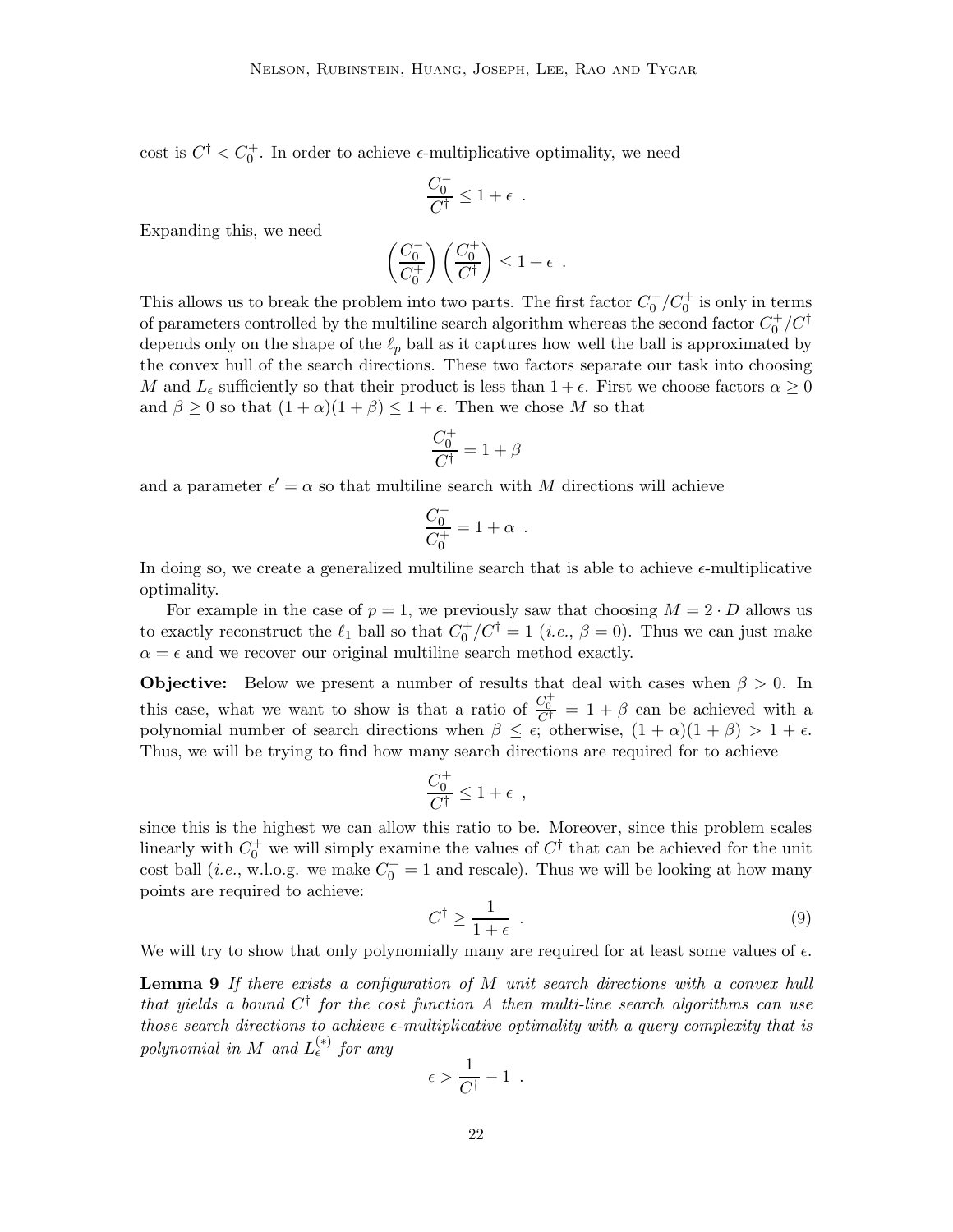cost is $C^\dagger < C_0^+$. In order to achieve $\epsilon$-multiplicative optimality, we need

$$\frac{C_0^-}{C^\dagger} \leq 1 + \epsilon \enspace .$$

Expanding this, we need

$$\left(\frac{C_0^-}{C_0^+}\right)\left(\frac{C_0^+}{C^\dagger}\right) \leq 1 + \epsilon \enspace .$$

This allows us to break the problem into two parts. The first factor $C_0^-/C_0^+$ is only in terms of parameters controlled by the multiline search algorithm whereas the second factor $C_0^+/C^\dagger$ depends only on the shape of the $\ell_p$ ball as it captures how well the ball is approximated by the convex hull of the search directions. These two factors separate our task into choosing $M$ and $L_\epsilon$ sufficiently so that their product is less than $1+\epsilon$. First we choose factors $\alpha \geq 0$ and $\beta \geq 0$ so that $(1+\alpha)(1+\beta) \leq 1+\epsilon$. Then we chose $M$ so that

$$\frac{C_0^+}{C^\dagger} = 1 + \beta$$

and a parameter $\epsilon' = \alpha$ so that multiline search with $M$ directions will achieve

$$\frac{C_0^-}{C_0^+} = 1 + \alpha \enspace .$$

In doing so, we create a generalized multiline search that is able to achieve $\epsilon$-multiplicative optimality.

For example in the case of $p = 1$, we previously saw that choosing $M = 2 \cdot D$ allows us to exactly reconstruct the $\ell_1$ ball so that $C_0^+/C^\dagger = 1$ (*i.e.*, $\beta = 0$). Thus we can just make $\alpha = \epsilon$ and we recover our original multiline search method exactly.

**Objective:** Below we present a number of results that deal with cases when $\beta > 0$. In this case, what we want to show is that a ratio of $\frac{C_0^+}{C^\dagger} = 1 + \beta$ can be achieved with a polynomial number of search directions when $\beta \leq \epsilon$; otherwise, $(1+\alpha)(1+\beta) > 1+\epsilon$. Thus, we will be trying to find how many search directions are required for to achieve

$$\frac{C_0^+}{C^\dagger} \leq 1 + \epsilon \enspace ,$$

since this is the highest we can allow this ratio to be. Moreover, since this problem scales linearly with $C_0^+$ we will simply examine the values of $C^\dagger$ that can be achieved for the unit cost ball (*i.e.*, w.l.o.g. we make $C_0^+ = 1$ and rescale). Thus we will be looking at how many points are required to achieve:

$$C^\dagger \geq \frac{1}{1+\epsilon} \enspace . \tag{9}$$

We will try to show that only polynomially many are required for at least some values of $\epsilon$.

**Lemma 9** *If there exists a configuration of $M$ unit search directions with a convex hull that yields a bound $C^\dagger$ for the cost function $A$ then multi-line search algorithms can use those search directions to achieve $\epsilon$-multiplicative optimality with a query complexity that is polynomial in $M$ and $L_\epsilon^{(*)}$ for any*

$$\epsilon > \frac{1}{C^\dagger} - 1 \enspace .$$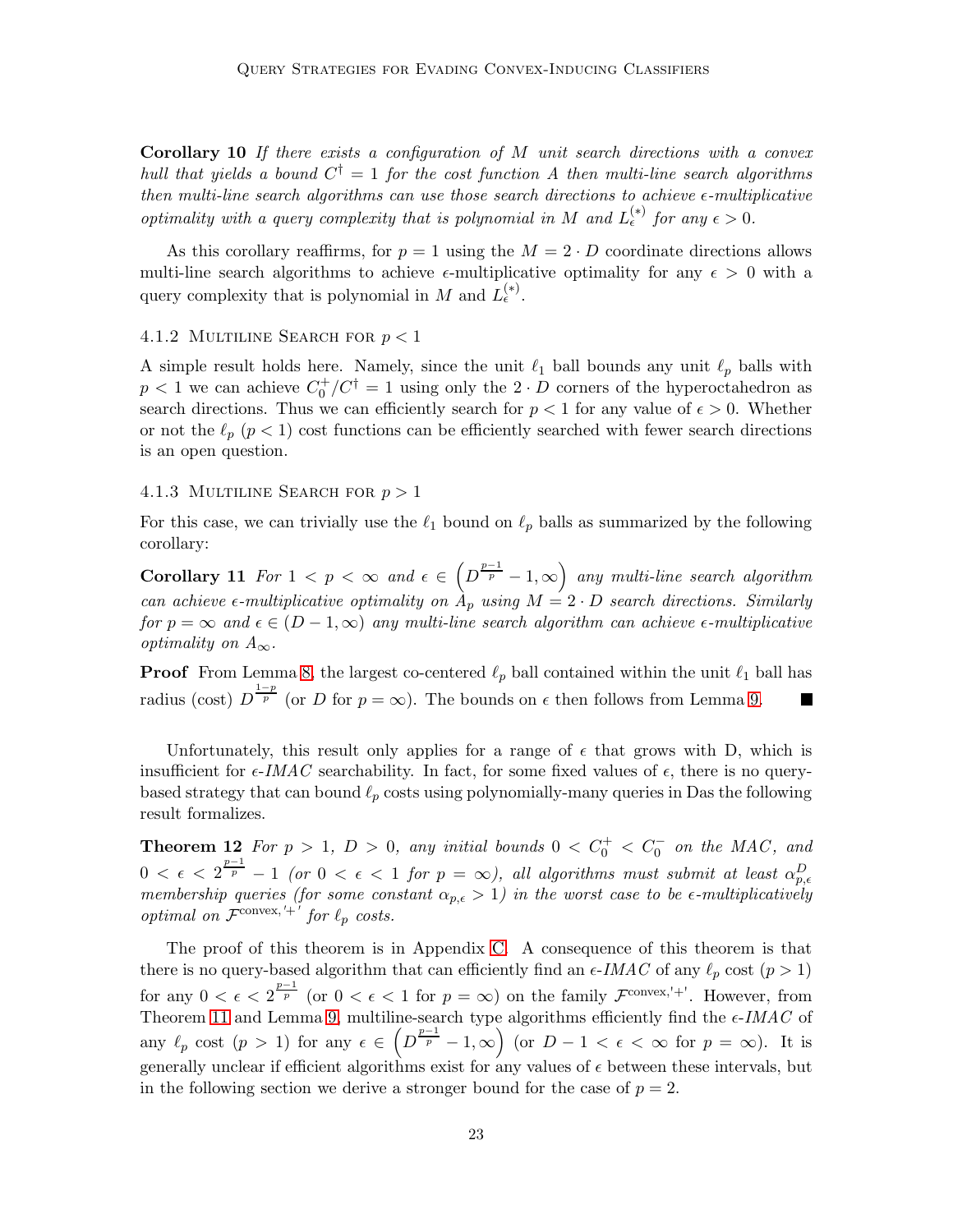**Corollary 10** *If there exists a configuration of $M$ unit search directions with a convex hull that yields a bound $C^\dagger = 1$ for the cost function $A$ then multi-line search algorithms then multi-line search algorithms can use those search directions to achieve $\epsilon$-multiplicative optimality with a query complexity that is polynomial in $M$ and $L_\epsilon^{(*)}$ for any $\epsilon > 0$.*

As this corollary reaffirms, for $p = 1$ using the $M = 2 \cdot D$ coordinate directions allows multi-line search algorithms to achieve $\epsilon$-multiplicative optimality for any $\epsilon > 0$ with a query complexity that is polynomial in $M$ and $L_\epsilon^{(*)}$.

#### 4.1.2 Multiline Search for $p < 1$

A simple result holds here. Namely, since the unit $\ell_1$ ball bounds any unit $\ell_p$ balls with $p < 1$ we can achieve $C_0^+/C^\dagger = 1$ using only the $2 \cdot D$ corners of the hyperoctahedron as search directions. Thus we can efficiently search for $p < 1$ for any value of $\epsilon > 0$. Whether or not the $\ell_p$ ($p < 1$) cost functions can be efficiently searched with fewer search directions is an open question.

#### 4.1.3 Multiline Search for $p > 1$

For this case, we can trivially use the $\ell_1$ bound on $\ell_p$ balls as summarized by the following corollary:

**Corollary 11** *For $1 < p < \infty$ and $\epsilon \in \left(D^{\frac{p-1}{p}} - 1, \infty\right)$ any multi-line search algorithm can achieve $\epsilon$-multiplicative optimality on $A_p$ using $M = 2 \cdot D$ search directions. Similarly for $p = \infty$ and $\epsilon \in (D - 1, \infty)$ any multi-line search algorithm can achieve $\epsilon$-multiplicative optimality on $A_\infty$.*

**Proof** From Lemma 8, the largest co-centered $\ell_p$ ball contained within the unit $\ell_1$ ball has radius (cost) $D^{\frac{1-p}{p}}$ (or $D$ for $p = \infty$). The bounds on $\epsilon$ then follows from Lemma 9. ∎

Unfortunately, this result only applies for a range of $\epsilon$ that grows with D, which is insufficient for $\epsilon$-*IMAC* searchability. In fact, for some fixed values of $\epsilon$, there is no query-based strategy that can bound $\ell_p$ costs using polynomially-many queries in Das the following result formalizes.

**Theorem 12** *For $p > 1$, $D > 0$, any initial bounds $0 < C_0^+ < C_0^-$ on the MAC, and $0 < \epsilon < 2^{\frac{p-1}{p}} - 1$ (or $0 < \epsilon < 1$ for $p = \infty$), all algorithms must submit at least $\alpha_{p,\epsilon}^D$ membership queries (for some constant $\alpha_{p,\epsilon} > 1$) in the worst case to be $\epsilon$-multiplicatively optimal on $\mathcal{F}^{\text{convex},'+'}$ for $\ell_p$ costs.*

The proof of this theorem is in Appendix C. A consequence of this theorem is that there is no query-based algorithm that can efficiently find an $\epsilon$-*IMAC* of any $\ell_p$ cost ($p > 1$) for any $0 < \epsilon < 2^{\frac{p-1}{p}}$ (or $0 < \epsilon < 1$ for $p = \infty$) on the family $\mathcal{F}^{\text{convex},'+'}$. However, from Theorem 11 and Lemma 9, multiline-search type algorithms efficiently find the $\epsilon$-*IMAC* of any $\ell_p$ cost ($p > 1$) for any $\epsilon \in \left(D^{\frac{p-1}{p}} - 1, \infty\right)$ (or $D - 1 < \epsilon < \infty$ for $p = \infty$). It is generally unclear if efficient algorithms exist for any values of $\epsilon$ between these intervals, but in the following section we derive a stronger bound for the case of $p = 2$.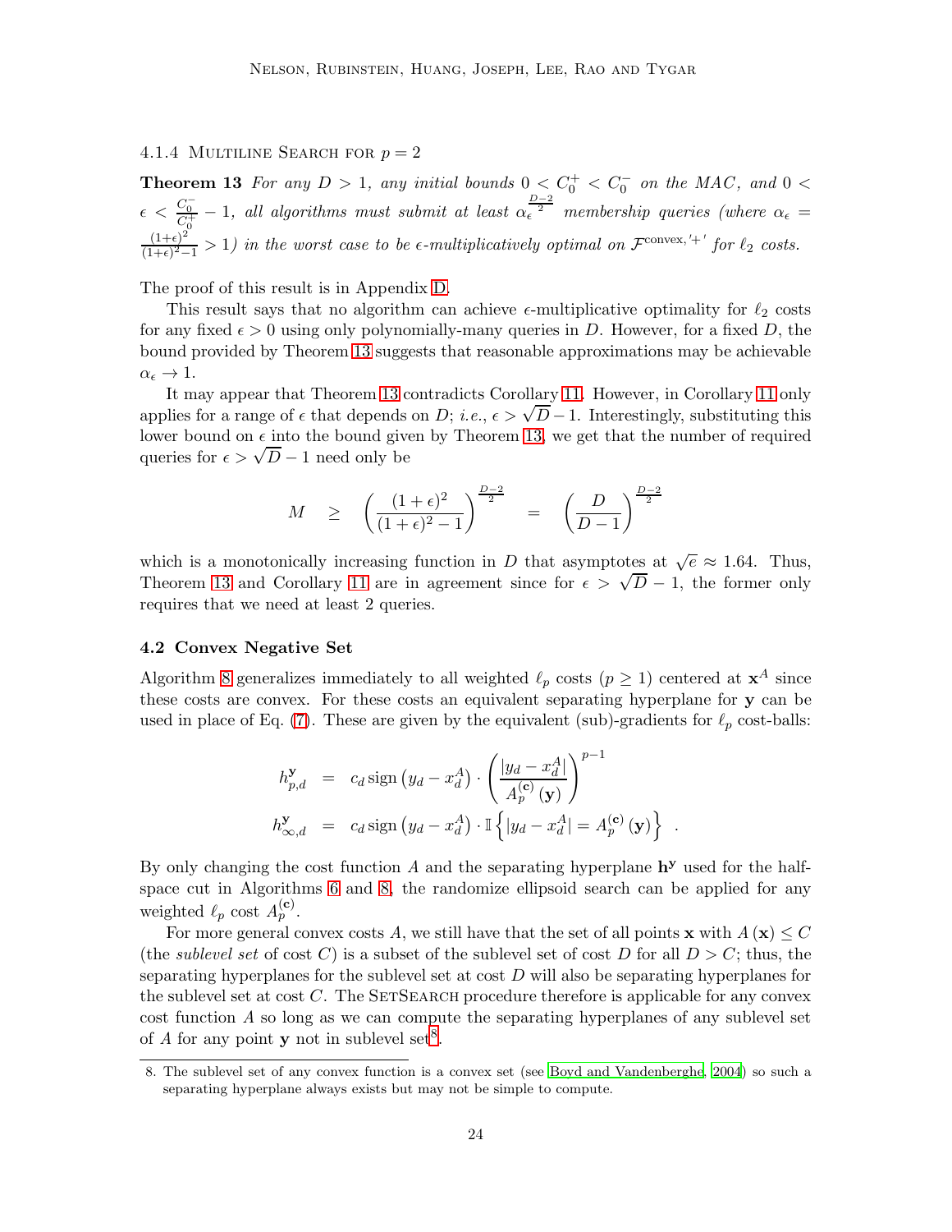#### 4.1.4 Multiline Search for $p = 2$

**Theorem 13** *For any $D > 1$, any initial bounds $0 < C_0^+ < C_0^-$ on the MAC, and $0 < \epsilon < \frac{C_0^-}{C_0^+} - 1$, all algorithms must submit at least $\alpha_\epsilon^{\frac{D-2}{2}}$ membership queries (where $\alpha_\epsilon = \frac{(1+\epsilon)^2}{(1+\epsilon)^2-1} > 1$) in the worst case to be $\epsilon$-multiplicatively optimal on $\mathcal{F}^{\mathrm{convex},'+'}$ for $\ell_2$ costs.*

The proof of this result is in Appendix D.

This result says that no algorithm can achieve $\epsilon$-multiplicative optimality for $\ell_2$ costs for any fixed $\epsilon > 0$ using only polynomially-many queries in $D$. However, for a fixed $D$, the bound provided by Theorem 13 suggests that reasonable approximations may be achievable $\alpha_\epsilon \to 1$.

It may appear that Theorem 13 contradicts Corollary 11. However, in Corollary 11 only applies for a range of $\epsilon$ that depends on $D$; *i.e.*, $\epsilon > \sqrt{D} - 1$. Interestingly, substituting this lower bound on $\epsilon$ into the bound given by Theorem 13, we get that the number of required queries for $\epsilon > \sqrt{D} - 1$ need only be

$$M \quad \geq \quad \left(\frac{(1+\epsilon)^2}{(1+\epsilon)^2 - 1}\right)^{\frac{D-2}{2}} \quad = \quad \left(\frac{D}{D-1}\right)^{\frac{D-2}{2}}$$

which is a monotonically increasing function in $D$ that asymptotes at $\sqrt{e} \approx 1.64$. Thus, Theorem 13 and Corollary 11 are in agreement since for $\epsilon > \sqrt{D} - 1$, the former only requires that we need at least 2 queries.

### 4.2 Convex Negative Set

Algorithm 8 generalizes immediately to all weighted $\ell_p$ costs ($p \geq 1$) centered at $\mathbf{x}^A$ since these costs are convex. For these costs an equivalent separating hyperplane for $\mathbf{y}$ can be used in place of Eq. (7). These are given by the equivalent (sub)-gradients for $\ell_p$ cost-balls:

$$\begin{aligned}
h_{p,d}^{\mathbf{y}} &= c_d \operatorname{sign}\left(y_d - x_d^A\right) \cdot \left(\frac{|y_d - x_d^A|}{A_p^{(\mathbf{c})}(\mathbf{y})}\right)^{p-1} \\
h_{\infty,d}^{\mathbf{y}} &= c_d \operatorname{sign}\left(y_d - x_d^A\right) \cdot \mathbb{I}\left\{|y_d - x_d^A| = A_p^{(\mathbf{c})}(\mathbf{y})\right\} \quad .
\end{aligned}$$

By only changing the cost function $A$ and the separating hyperplane $\mathbf{h}^{\mathbf{y}}$ used for the half-space cut in Algorithms 6 and 8, the randomize ellipsoid search can be applied for any weighted $\ell_p$ cost $A_p^{(\mathbf{c})}$.

For more general convex costs $A$, we still have that the set of all points $\mathbf{x}$ with $A(\mathbf{x}) \leq C$ (the *sublevel set* of cost $C$) is a subset of the sublevel set of cost $D$ for all $D > C$; thus, the separating hyperplanes for the sublevel set at cost $D$ will also be separating hyperplanes for the sublevel set at cost $C$. The SetSearch procedure therefore is applicable for any convex cost function $A$ so long as we can compute the separating hyperplanes of any sublevel set of $A$ for any point $\mathbf{y}$ not in sublevel set[8].

8. The sublevel set of any convex function is a convex set (see Boyd and Vandenberghe, 2004) so such a separating hyperplane always exists but may not be simple to compute.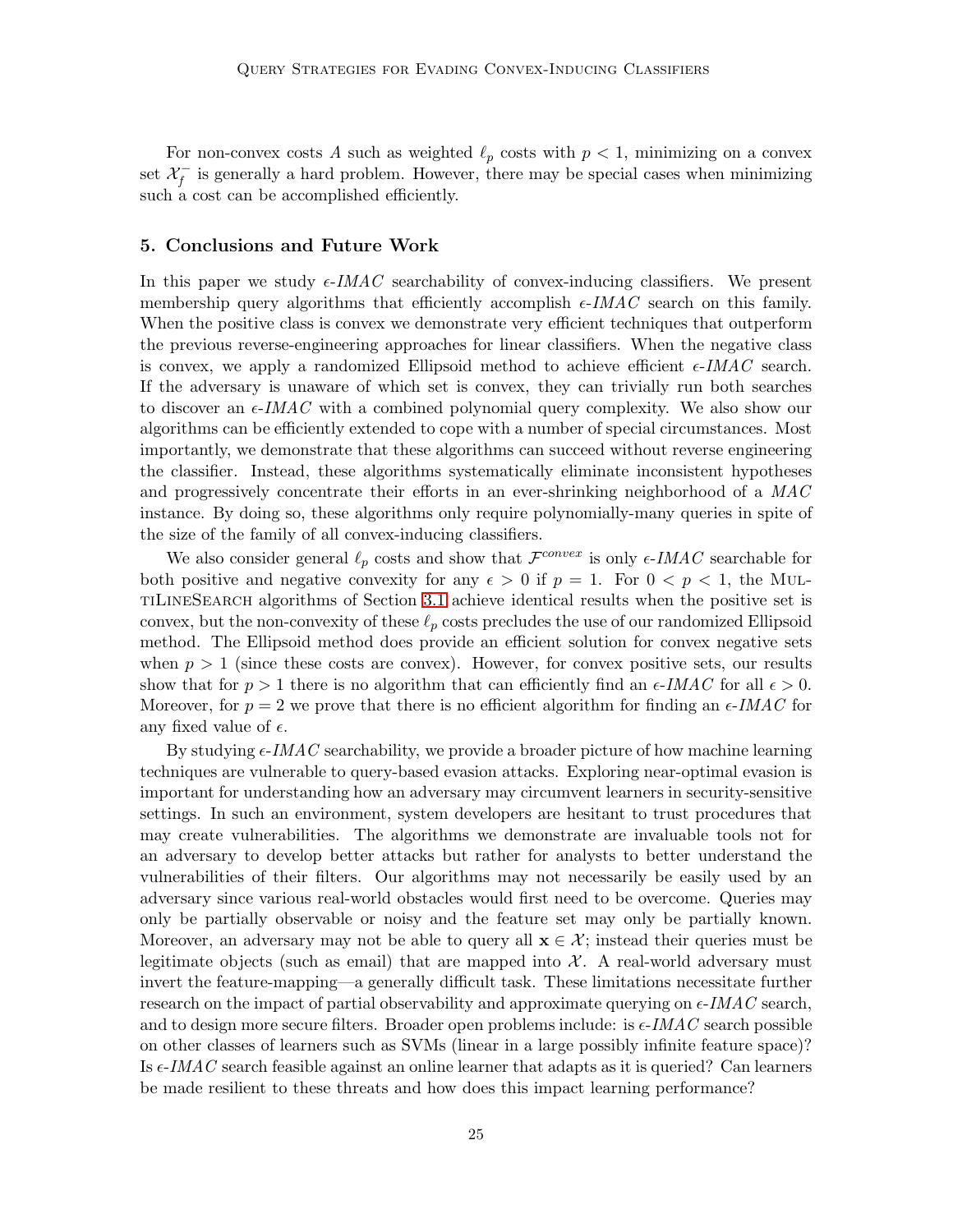For non-convex costs $A$ such as weighted $\ell_p$ costs with $p < 1$, minimizing on a convex set $\mathcal{X}_f^-$ is generally a hard problem. However, there may be special cases when minimizing such a cost can be accomplished efficiently.

## 5. Conclusions and Future Work

In this paper we study $\epsilon$-*IMAC* searchability of convex-inducing classifiers. We present membership query algorithms that efficiently accomplish $\epsilon$-*IMAC* search on this family. When the positive class is convex we demonstrate very efficient techniques that outperform the previous reverse-engineering approaches for linear classifiers. When the negative class is convex, we apply a randomized Ellipsoid method to achieve efficient $\epsilon$-*IMAC* search. If the adversary is unaware of which set is convex, they can trivially run both searches to discover an $\epsilon$-*IMAC* with a combined polynomial query complexity. We also show our algorithms can be efficiently extended to cope with a number of special circumstances. Most importantly, we demonstrate that these algorithms can succeed without reverse engineering the classifier. Instead, these algorithms systematically eliminate inconsistent hypotheses and progressively concentrate their efforts in an ever-shrinking neighborhood of a *MAC* instance. By doing so, these algorithms only require polynomially-many queries in spite of the size of the family of all convex-inducing classifiers.

We also consider general $\ell_p$ costs and show that $\mathcal{F}^{convex}$ is only $\epsilon$-*IMAC* searchable for both positive and negative convexity for any $\epsilon > 0$ if $p = 1$. For $0 < p < 1$, the MultiLineSearch algorithms of Section 3.1 achieve identical results when the positive set is convex, but the non-convexity of these $\ell_p$ costs precludes the use of our randomized Ellipsoid method. The Ellipsoid method does provide an efficient solution for convex negative sets when $p > 1$ (since these costs are convex). However, for convex positive sets, our results show that for $p > 1$ there is no algorithm that can efficiently find an $\epsilon$-*IMAC* for all $\epsilon > 0$. Moreover, for $p = 2$ we prove that there is no efficient algorithm for finding an $\epsilon$-*IMAC* for any fixed value of $\epsilon$.

By studying $\epsilon$-*IMAC* searchability, we provide a broader picture of how machine learning techniques are vulnerable to query-based evasion attacks. Exploring near-optimal evasion is important for understanding how an adversary may circumvent learners in security-sensitive settings. In such an environment, system developers are hesitant to trust procedures that may create vulnerabilities. The algorithms we demonstrate are invaluable tools not for an adversary to develop better attacks but rather for analysts to better understand the vulnerabilities of their filters. Our algorithms may not necessarily be easily used by an adversary since various real-world obstacles would first need to be overcome. Queries may only be partially observable or noisy and the feature set may only be partially known. Moreover, an adversary may not be able to query all $\mathbf{x} \in \mathcal{X}$; instead their queries must be legitimate objects (such as email) that are mapped into $\mathcal{X}$. A real-world adversary must invert the feature-mapping—a generally difficult task. These limitations necessitate further research on the impact of partial observability and approximate querying on $\epsilon$-*IMAC* search, and to design more secure filters. Broader open problems include: is $\epsilon$-*IMAC* search possible on other classes of learners such as SVMs (linear in a large possibly infinite feature space)? Is $\epsilon$-*IMAC* search feasible against an online learner that adapts as it is queried? Can learners be made resilient to these threats and how does this impact learning performance?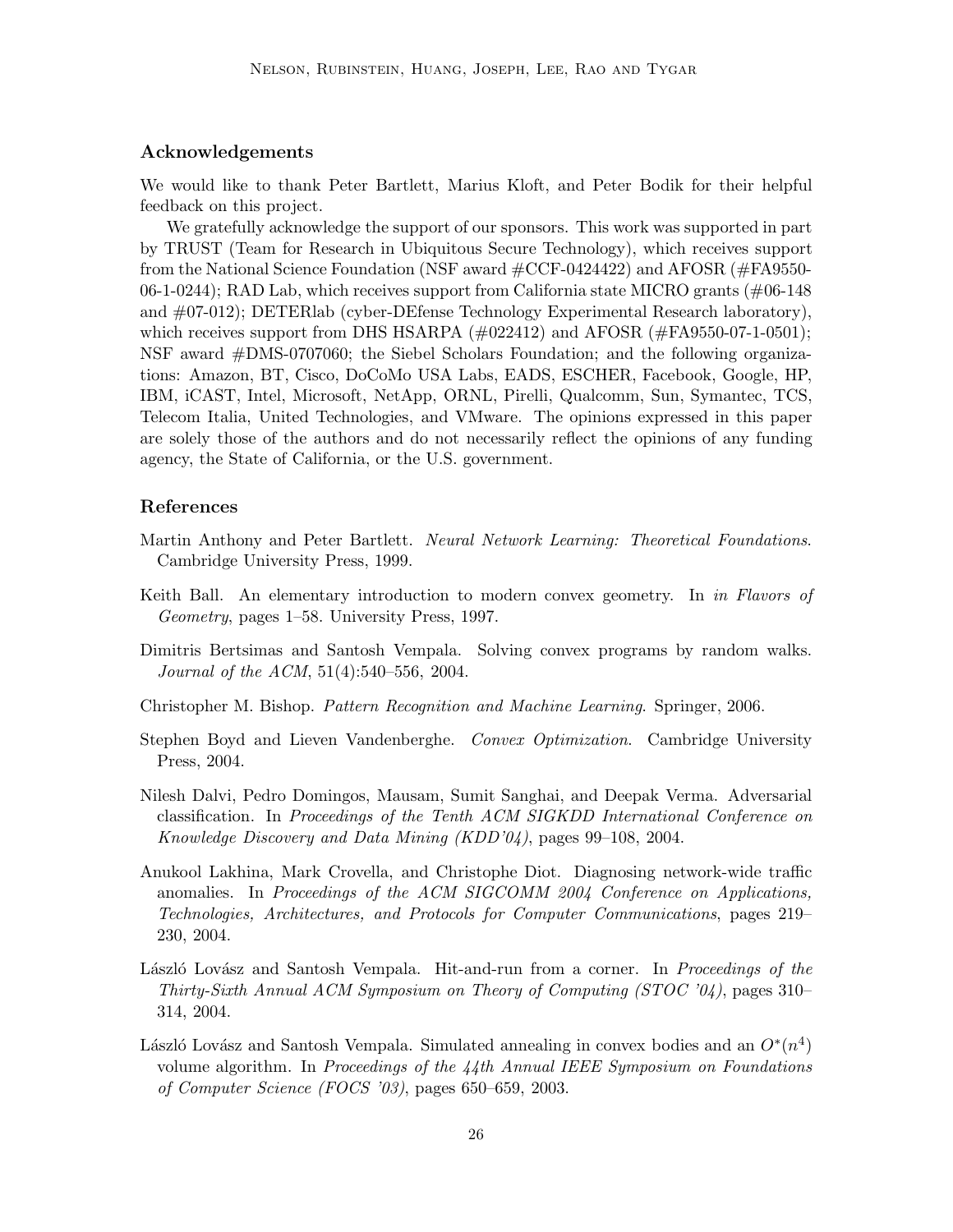### Acknowledgements

We would like to thank Peter Bartlett, Marius Kloft, and Peter Bodik for their helpful feedback on this project.

We gratefully acknowledge the support of our sponsors. This work was supported in part by TRUST (Team for Research in Ubiquitous Secure Technology), which receives support from the National Science Foundation (NSF award #CCF-0424422) and AFOSR (#FA9550-06-1-0244); RAD Lab, which receives support from California state MICRO grants (#06-148 and #07-012); DETERlab (cyber-DEfense Technology Experimental Research laboratory), which receives support from DHS HSARPA (#022412) and AFOSR (#FA9550-07-1-0501); NSF award #DMS-0707060; the Siebel Scholars Foundation; and the following organizations: Amazon, BT, Cisco, DoCoMo USA Labs, EADS, ESCHER, Facebook, Google, HP, IBM, iCAST, Intel, Microsoft, NetApp, ORNL, Pirelli, Qualcomm, Sun, Symantec, TCS, Telecom Italia, United Technologies, and VMware. The opinions expressed in this paper are solely those of the authors and do not necessarily reflect the opinions of any funding agency, the State of California, or the U.S. government.

### References

Martin Anthony and Peter Bartlett. *Neural Network Learning: Theoretical Foundations*. Cambridge University Press, 1999.

Keith Ball. An elementary introduction to modern convex geometry. In *in Flavors of Geometry*, pages 1–58. University Press, 1997.

Dimitris Bertsimas and Santosh Vempala. Solving convex programs by random walks. *Journal of the ACM*, 51(4):540–556, 2004.

Christopher M. Bishop. *Pattern Recognition and Machine Learning*. Springer, 2006.

Stephen Boyd and Lieven Vandenberghe. *Convex Optimization*. Cambridge University Press, 2004.

Nilesh Dalvi, Pedro Domingos, Mausam, Sumit Sanghai, and Deepak Verma. Adversarial classification. In *Proceedings of the Tenth ACM SIGKDD International Conference on Knowledge Discovery and Data Mining (KDD'04)*, pages 99–108, 2004.

Anukool Lakhina, Mark Crovella, and Christophe Diot. Diagnosing network-wide traffic anomalies. In *Proceedings of the ACM SIGCOMM 2004 Conference on Applications, Technologies, Architectures, and Protocols for Computer Communications*, pages 219–230, 2004.

László Lovász and Santosh Vempala. Hit-and-run from a corner. In *Proceedings of the Thirty-Sixth Annual ACM Symposium on Theory of Computing (STOC '04)*, pages 310–314, 2004.

László Lovász and Santosh Vempala. Simulated annealing in convex bodies and an $O^*(n^4)$ volume algorithm. In *Proceedings of the 44th Annual IEEE Symposium on Foundations of Computer Science (FOCS '03)*, pages 650–659, 2003.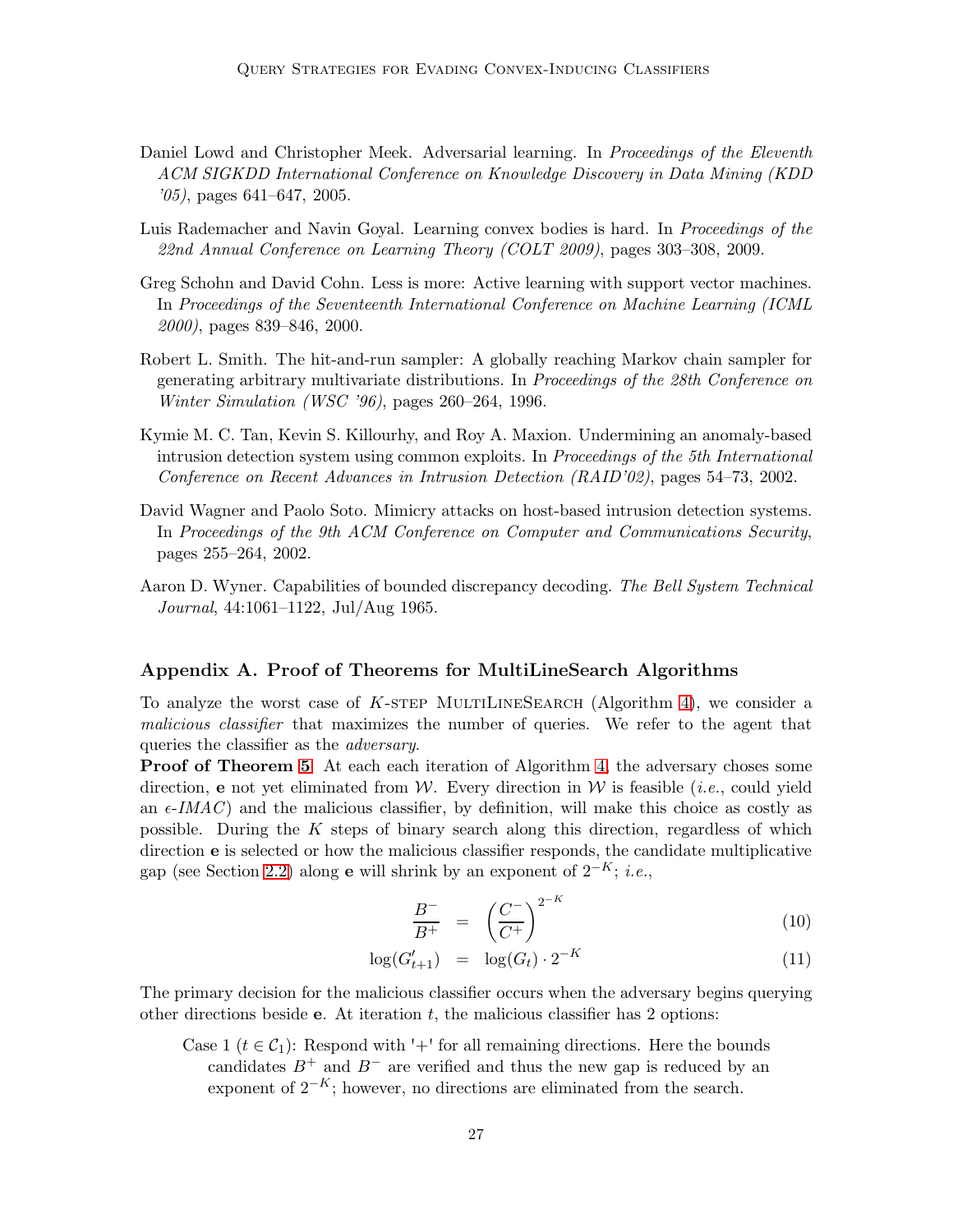Daniel Lowd and Christopher Meek. Adversarial learning. In *Proceedings of the Eleventh ACM SIGKDD International Conference on Knowledge Discovery in Data Mining (KDD '05)*, pages 641–647, 2005.

Luis Rademacher and Navin Goyal. Learning convex bodies is hard. In *Proceedings of the 22nd Annual Conference on Learning Theory (COLT 2009)*, pages 303–308, 2009.

Greg Schohn and David Cohn. Less is more: Active learning with support vector machines. In *Proceedings of the Seventeenth International Conference on Machine Learning (ICML 2000)*, pages 839–846, 2000.

Robert L. Smith. The hit-and-run sampler: A globally reaching Markov chain sampler for generating arbitrary multivariate distributions. In *Proceedings of the 28th Conference on Winter Simulation (WSC '96)*, pages 260–264, 1996.

Kymie M. C. Tan, Kevin S. Killourhy, and Roy A. Maxion. Undermining an anomaly-based intrusion detection system using common exploits. In *Proceedings of the 5th International Conference on Recent Advances in Intrusion Detection (RAID'02)*, pages 54–73, 2002.

David Wagner and Paolo Soto. Mimicry attacks on host-based intrusion detection systems. In *Proceedings of the 9th ACM Conference on Computer and Communications Security*, pages 255–264, 2002.

Aaron D. Wyner. Capabilities of bounded discrepancy decoding. *The Bell System Technical Journal*, 44:1061–1122, Jul/Aug 1965.

## Appendix A. Proof of Theorems for MultiLineSearch Algorithms

To analyze the worst case of $K$-step MultiLineSearch (Algorithm 4), we consider a *malicious classifier* that maximizes the number of queries. We refer to the agent that queries the classifier as the *adversary*.

**Proof of Theorem 5** At each each iteration of Algorithm 4, the adversary choses some direction, $\mathbf{e}$ not yet eliminated from $\mathcal{W}$. Every direction in $\mathcal{W}$ is feasible (*i.e.*, could yield an $\epsilon$-*IMAC*) and the malicious classifier, by definition, will make this choice as costly as possible. During the $K$ steps of binary search along this direction, regardless of which direction $\mathbf{e}$ is selected or how the malicious classifier responds, the candidate multiplicative gap (see Section 2.2) along $\mathbf{e}$ will shrink by an exponent of $2^{-K}$; *i.e.*,

$$
\begin{aligned}
\frac{B^-}{B^+} &= \left(\frac{C^-}{C^+}\right)^{2^{-K}} &\quad (10)\\
\log(G'_{t+1}) &= \log(G_t) \cdot 2^{-K} &\quad (11)
\end{aligned}
$$

The primary decision for the malicious classifier occurs when the adversary begins querying other directions beside $\mathbf{e}$. At iteration $t$, the malicious classifier has 2 options:

Case 1 ($t \in \mathcal{C}_1$): Respond with '+' for all remaining directions. Here the bounds candidates $B^+$ and $B^-$ are verified and thus the new gap is reduced by an exponent of $2^{-K}$; however, no directions are eliminated from the search.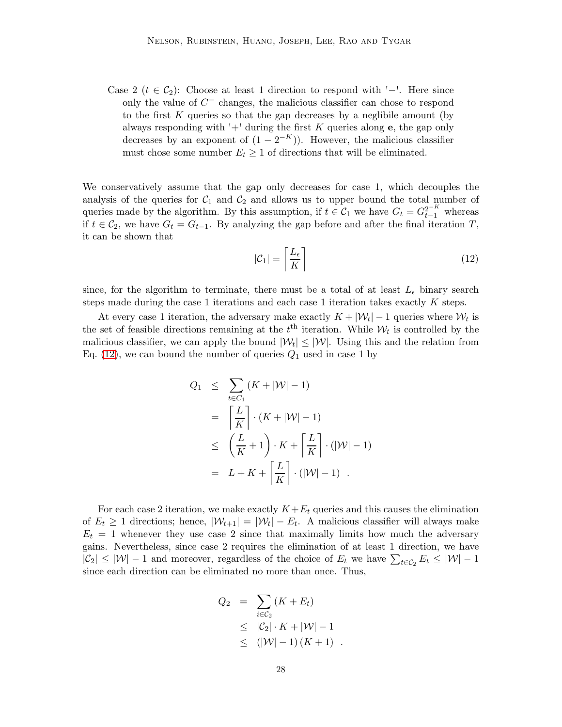Case 2 ($t \in \mathcal{C}_2$): Choose at least 1 direction to respond with '$-$'. Here since only the value of $C^-$ changes, the malicious classifier can chose to respond to the first $K$ queries so that the gap decreases by a neglibile amount (by always responding with '+' during the first $K$ queries along $\mathbf{e}$, the gap only decreases by an exponent of $(1 - 2^{-K})$). However, the malicious classifier must chose some number $E_t \geq 1$ of directions that will be eliminated.

We conservatively assume that the gap only decreases for case 1, which decouples the analysis of the queries for $\mathcal{C}_1$ and $\mathcal{C}_2$ and allows us to upper bound the total number of queries made by the algorithm. By this assumption, if $t \in \mathcal{C}_1$ we have $G_t = G_{t-1}^{2^{-K}}$ whereas if $t \in \mathcal{C}_2$, we have $G_t = G_{t-1}$. By analyzing the gap before and after the final iteration $T$, it can be shown that

$$|\mathcal{C}_1| = \left\lceil \frac{L_\epsilon}{K} \right\rceil \tag{12}$$

since, for the algorithm to terminate, there must be a total of at least $L_\epsilon$ binary search steps made during the case 1 iterations and each case 1 iteration takes exactly $K$ steps.

At every case 1 iteration, the adversary make exactly $K + |\mathcal{W}_t| - 1$ queries where $\mathcal{W}_t$ is the set of feasible directions remaining at the $t^{\text{th}}$ iteration. While $\mathcal{W}_t$ is controlled by the malicious classifier, we can apply the bound $|\mathcal{W}_t| \leq |\mathcal{W}|$. Using this and the relation from Eq. (12), we can bound the number of queries $Q_1$ used in case 1 by

$$\begin{aligned}
Q_1 &\leq \sum_{t \in C_1} (K + |\mathcal{W}| - 1) \\
&= \left\lceil \frac{L}{K} \right\rceil \cdot (K + |\mathcal{W}| - 1) \\
&\leq \left( \frac{L}{K} + 1 \right) \cdot K + \left\lceil \frac{L}{K} \right\rceil \cdot (|\mathcal{W}| - 1) \\
&= L + K + \left\lceil \frac{L}{K} \right\rceil \cdot (|\mathcal{W}| - 1) \ \ .
\end{aligned}$$

For each case 2 iteration, we make exactly $K + E_t$ queries and this causes the elimination of $E_t \geq 1$ directions; hence, $|\mathcal{W}_{t+1}| = |\mathcal{W}_t| - E_t$. A malicious classifier will always make $E_t = 1$ whenever they use case 2 since that maximally limits how much the adversary gains. Nevertheless, since case 2 requires the elimination of at least 1 direction, we have $|\mathcal{C}_2| \leq |\mathcal{W}| - 1$ and moreover, regardless of the choice of $E_t$ we have $\sum_{t \in \mathcal{C}_2} E_t \leq |\mathcal{W}| - 1$ since each direction can be eliminated no more than once. Thus,

$$\begin{aligned}
Q_2 &= \sum_{i \in \mathcal{C}_2} (K + E_t) \\
&\leq |\mathcal{C}_2| \cdot K + |\mathcal{W}| - 1 \\
&\leq (|\mathcal{W}| - 1)(K + 1) \ \ .
\end{aligned}$$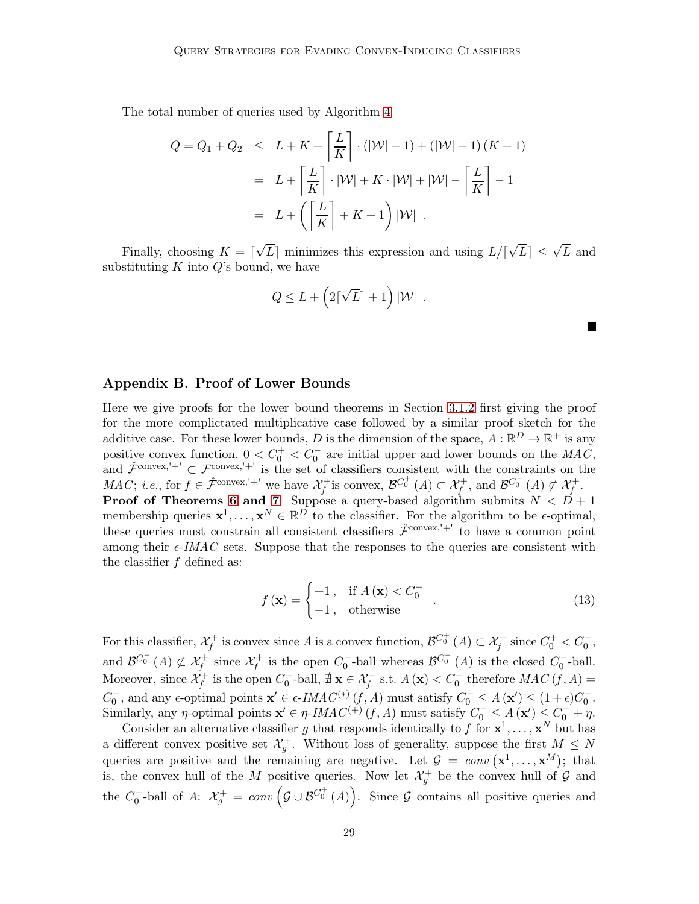The total number of queries used by Algorithm 4

$$
\begin{aligned}
Q = Q_1 + Q_2 &\leq L + K + \left\lceil \frac{L}{K} \right\rceil \cdot (|\mathcal{W}| - 1) + (|\mathcal{W}| - 1)(K + 1) \\
&= L + \left\lceil \frac{L}{K} \right\rceil \cdot |\mathcal{W}| + K \cdot |\mathcal{W}| + |\mathcal{W}| - \left\lceil \frac{L}{K} \right\rceil - 1 \\
&= L + \left( \left\lceil \frac{L}{K} \right\rceil + K + 1 \right) |\mathcal{W}| \ .
\end{aligned}
$$

Finally, choosing $K = \lceil \sqrt{L} \rceil$ minimizes this expression and using $L / \lceil \sqrt{L} \rceil \leq \sqrt{L}$ and substituting $K$ into $Q$'s bound, we have

$$
Q \leq L + \left( 2 \lceil \sqrt{L} \rceil + 1 \right) |\mathcal{W}| \ .
$$

■

## Appendix B. Proof of Lower Bounds

Here we give proofs for the lower bound theorems in Section 3.1.2 first giving the proof for the more complictated multiplicative case followed by a similar proof sketch for the additive case. For these lower bounds, $D$ is the dimension of the space, $A : \mathbb{R}^D \to \mathbb{R}^+$ is any positive convex function, $0 < C_0^+ < C_0^-$ are initial upper and lower bounds on the $MAC$, and $\hat{\mathcal{F}}^{\text{convex,'+'}} \subset \mathcal{F}^{\text{convex,'+'}}$ is the set of classifiers consistent with the constraints on the $MAC$; *i.e.*, for $f \in \hat{\mathcal{F}}^{\text{convex,'+'}}$ we have $\mathcal{X}_f^+$is convex, $\mathcal{B}^{C_0^+}(A) \subset \mathcal{X}_f^+$, and $\mathcal{B}^{C_0^-}(A) \not\subset \mathcal{X}_f^+$.

**Proof of Theorems 6 and 7** Suppose a query-based algorithm submits $N < D + 1$ membership queries $\mathbf{x}^1, \ldots, \mathbf{x}^N \in \mathbb{R}^D$ to the classifier. For the algorithm to be $\epsilon$-optimal, these queries must constrain all consistent classifiers $\hat{\mathcal{F}}^{\text{convex,'+'}}$ to have a common point among their $\epsilon$-*IMAC* sets. Suppose that the responses to the queries are consistent with the classifier $f$ defined as:

$$
f(\mathbf{x}) = \begin{cases} +1 \,, & \text{if } A(\mathbf{x}) < C_0^- \\ -1 \,, & \text{otherwise} \end{cases} \ . \tag{13}
$$

For this classifier, $\mathcal{X}_f^+$ is convex since $A$ is a convex function, $\mathcal{B}^{C_0^+}(A) \subset \mathcal{X}_f^+$ since $C_0^+ < C_0^-$, and $\mathcal{B}^{C_0^-}(A) \not\subset \mathcal{X}_f^+$ since $\mathcal{X}_f^+$ is the open $C_0^-$-ball whereas $\mathcal{B}^{C_0^-}(A)$ is the closed $C_0^-$-ball. Moreover, since $\mathcal{X}_f^+$ is the open $C_0^-$-ball, $\nexists\, \mathbf{x} \in \mathcal{X}_f^-$ s.t. $A(\mathbf{x}) < C_0^-$ therefore $MAC(f, A) = C_0^-$, and any $\epsilon$-optimal points $\mathbf{x}' \in \epsilon\text{-}IMAC^{(*)}(f, A)$ must satisfy $C_0^- \leq A(\mathbf{x}') \leq (1+\epsilon)C_0^-$. Similarly, any $\eta$-optimal points $\mathbf{x}' \in \eta\text{-}IMAC^{(+)}(f, A)$ must satisfy $C_0^- \leq A(\mathbf{x}') \leq C_0^- + \eta$.

Consider an alternative classifier $g$ that responds identically to $f$ for $\mathbf{x}^1, \ldots, \mathbf{x}^N$ but has a different convex positive set $\mathcal{X}_g^+$. Without loss of generality, suppose the first $M \leq N$ queries are positive and the remaining are negative. Let $\mathcal{G} = \mathit{conv}\left(\mathbf{x}^1, \ldots, \mathbf{x}^M\right)$; that is, the convex hull of the $M$ positive queries. Now let $\mathcal{X}_g^+$ be the convex hull of $\mathcal{G}$ and the $C_0^+$-ball of $A$: $\mathcal{X}_g^+ = \mathit{conv}\left(\mathcal{G} \cup \mathcal{B}^{C_0^+}(A)\right)$. Since $\mathcal{G}$ contains all positive queries and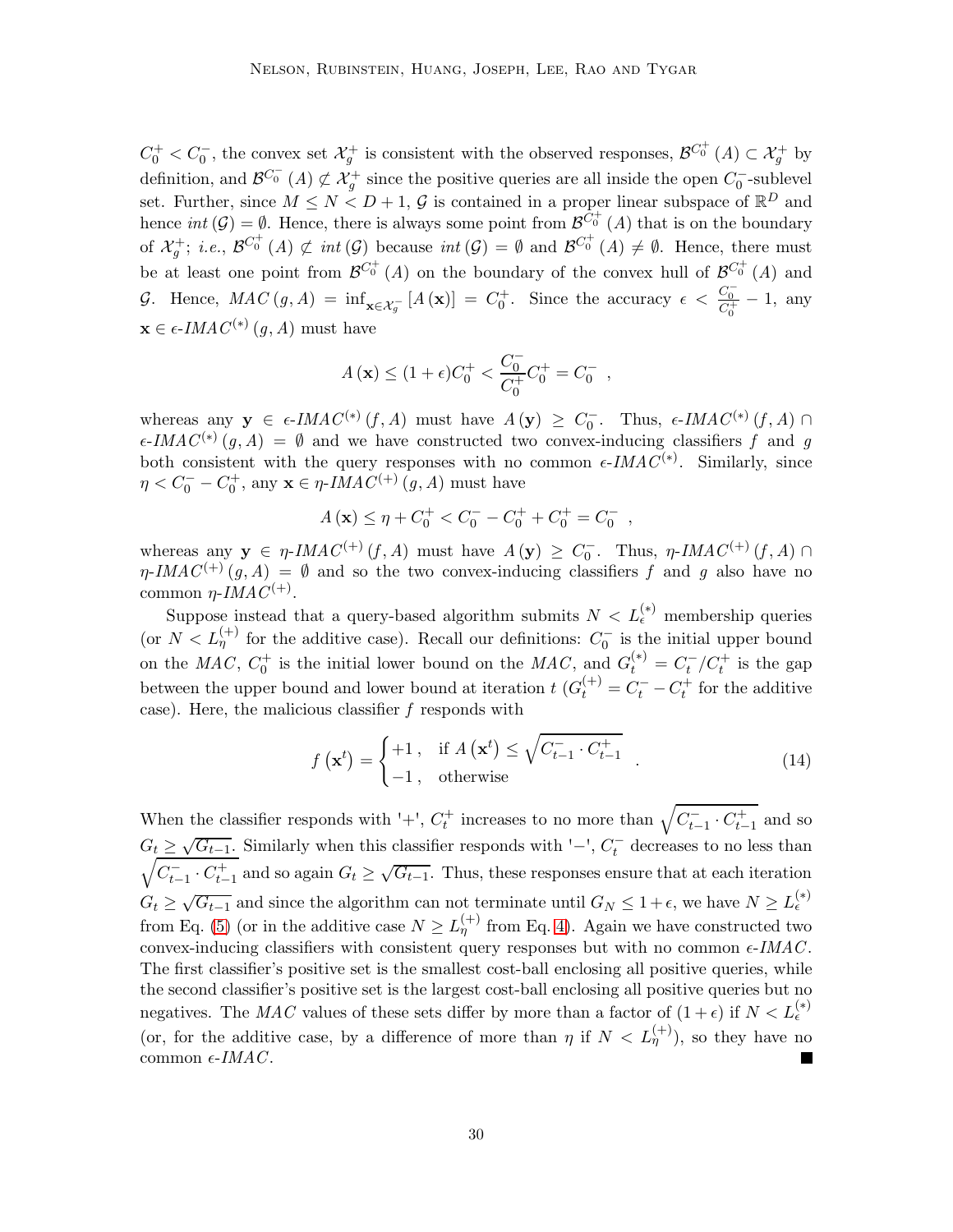$C_0^+ < C_0^-$, the convex set $\mathcal{X}_g^+$ is consistent with the observed responses, $\mathcal{B}^{C_0^+}(A) \subset \mathcal{X}_g^+$ by definition, and $\mathcal{B}^{C_0^-}(A) \not\subset \mathcal{X}_g^+$ since the positive queries are all inside the open $C_0^-$-sublevel set. Further, since $M \leq N < D+1$, $\mathcal{G}$ is contained in a proper linear subspace of $\mathbb{R}^D$ and hence $int(\mathcal{G}) = \emptyset$. Hence, there is always some point from $\mathcal{B}^{C_0^+}(A)$ that is on the boundary of $\mathcal{X}_g^+$; *i.e.*, $\mathcal{B}^{C_0^+}(A) \not\subset int(\mathcal{G})$ because $int(\mathcal{G}) = \emptyset$ and $\mathcal{B}^{C_0^+}(A) \neq \emptyset$. Hence, there must be at least one point from $\mathcal{B}^{C_0^+}(A)$ on the boundary of the convex hull of $\mathcal{B}^{C_0^+}(A)$ and $\mathcal{G}$. Hence, $MAC(g, A) = \inf_{\mathbf{x} \in \mathcal{X}_g^-}[A(\mathbf{x})] = C_0^+$. Since the accuracy $\epsilon < \frac{C_0^-}{C_0^+} - 1$, any $\mathbf{x} \in \epsilon\text{-}IMAC^{(*)}(g, A)$ must have

$$A(\mathbf{x}) \leq (1+\epsilon)C_0^+ < \frac{C_0^-}{C_0^+}C_0^+ = C_0^- \ ,$$

whereas any $\mathbf{y} \in \epsilon\text{-}IMAC^{(*)}(f, A)$ must have $A(\mathbf{y}) \geq C_0^-$. Thus, $\epsilon\text{-}IMAC^{(*)}(f, A) \cap \epsilon\text{-}IMAC^{(*)}(g, A) = \emptyset$ and we have constructed two convex-inducing classifiers $f$ and $g$ both consistent with the query responses with no common $\epsilon\text{-}IMAC^{(*)}$. Similarly, since $\eta < C_0^- - C_0^+$, any $\mathbf{x} \in \eta\text{-}IMAC^{(+)}(g, A)$ must have

$$A(\mathbf{x}) \leq \eta + C_0^+ < C_0^- - C_0^+ + C_0^+ = C_0^- \ ,$$

whereas any $\mathbf{y} \in \eta\text{-}IMAC^{(+)}(f, A)$ must have $A(\mathbf{y}) \geq C_0^-$. Thus, $\eta\text{-}IMAC^{(+)}(f, A) \cap \eta\text{-}IMAC^{(+)}(g, A) = \emptyset$ and so the two convex-inducing classifiers $f$ and $g$ also have no common $\eta\text{-}IMAC^{(+)}$.

Suppose instead that a query-based algorithm submits $N < L_\epsilon^{(*)}$ membership queries (or $N < L_\eta^{(+)}$ for the additive case). Recall our definitions: $C_0^-$ is the initial upper bound on the $MAC$, $C_0^+$ is the initial lower bound on the $MAC$, and $G_t^{(*)} = C_t^-/C_t^+$ is the gap between the upper bound and lower bound at iteration $t$ ($G_t^{(+)} = C_t^- - C_t^+$ for the additive case). Here, the malicious classifier $f$ responds with

$$f(\mathbf{x}^t) = \begin{cases} +1\,, & \text{if } A(\mathbf{x}^t) \leq \sqrt{C_{t-1}^- \cdot C_{t-1}^+} \\ -1\,, & \text{otherwise} \end{cases} \ . \tag{14}$$

When the classifier responds with '+', $C_t^+$ increases to no more than $\sqrt{C_{t-1}^- \cdot C_{t-1}^+}$ and so $G_t \geq \sqrt{G_{t-1}}$. Similarly when this classifier responds with '−', $C_t^-$ decreases to no less than $\sqrt{C_{t-1}^- \cdot C_{t-1}^+}$ and so again $G_t \geq \sqrt{G_{t-1}}$. Thus, these responses ensure that at each iteration $G_t \geq \sqrt{G_{t-1}}$ and since the algorithm can not terminate until $G_N \leq 1+\epsilon$, we have $N \geq L_\epsilon^{(*)}$ from Eq. (5) (or in the additive case $N \geq L_\eta^{(+)}$ from Eq. 4). Again we have constructed two convex-inducing classifiers with consistent query responses but with no common $\epsilon$-$IMAC$. The first classifier's positive set is the smallest cost-ball enclosing all positive queries, while the second classifier's positive set is the largest cost-ball enclosing all positive queries but no negatives. The $MAC$ values of these sets differ by more than a factor of $(1+\epsilon)$ if $N < L_\epsilon^{(*)}$ (or, for the additive case, by a difference of more than $\eta$ if $N < L_\eta^{(+)}$), so they have no common $\epsilon$-$IMAC$. ■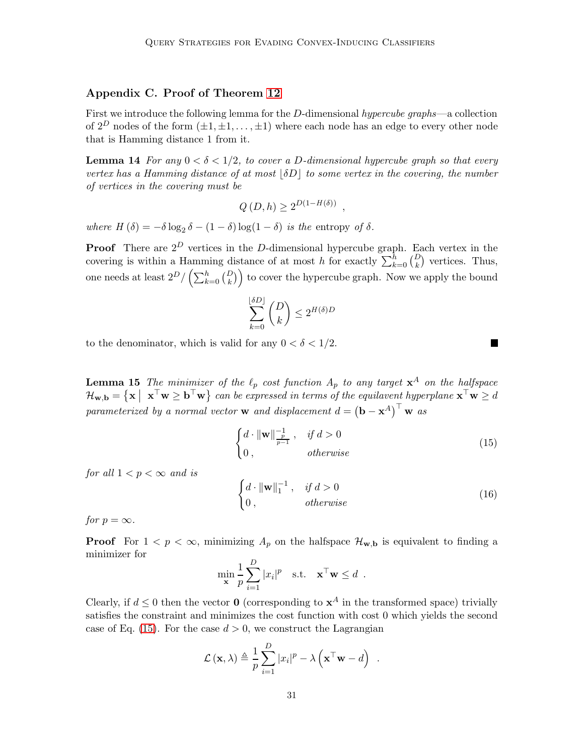## Appendix C. Proof of Theorem 12

First we introduce the following lemma for the $D$-dimensional *hypercube graphs*—a collection of $2^D$ nodes of the form $(\pm 1, \pm 1, \ldots, \pm 1)$ where each node has an edge to every other node that is Hamming distance 1 from it.

**Lemma 14** *For any $0 < \delta < 1/2$, to cover a $D$-dimensional hypercube graph so that every vertex has a Hamming distance of at most $\lfloor \delta D \rfloor$ to some vertex in the covering, the number of vertices in the covering must be*

$$Q(D, h) \geq 2^{D(1-H(\delta))} \ ,$$

*where $H(\delta) = -\delta \log_2 \delta - (1-\delta)\log(1-\delta)$ is the* entropy *of $\delta$.*

**Proof** There are $2^D$ vertices in the $D$-dimensional hypercube graph. Each vertex in the covering is within a Hamming distance of at most $h$ for exactly $\sum_{k=0}^{h} \binom{D}{k}$ vertices. Thus, one needs at least $2^D / \left( \sum_{k=0}^{h} \binom{D}{k} \right)$ to cover the hypercube graph. Now we apply the bound

$$\sum_{k=0}^{\lfloor \delta D \rfloor} \binom{D}{k} \leq 2^{H(\delta) D}$$

to the denominator, which is valid for any $0 < \delta < 1/2$. ■

**Lemma 15** *The minimizer of the $\ell_p$ cost function $A_p$ to any target $\mathbf{x}^A$ on the halfspace $\mathcal{H}_{\mathbf{w},\mathbf{b}} = \left\{ \mathbf{x} \mid \mathbf{x}^\top \mathbf{w} \geq \mathbf{b}^\top \mathbf{w} \right\}$ can be expressed in terms of the equilavent hyperplane $\mathbf{x}^\top \mathbf{w} \geq d$ parameterized by a normal vector $\mathbf{w}$ and displacement $d = \left(\mathbf{b} - \mathbf{x}^A\right)^\top \mathbf{w}$ as*

$$\begin{cases} d \cdot \|\mathbf{w}\|_{\frac{p}{p-1}}^{-1} \ , & \textit{if } d > 0 \\ 0 \ , & \textit{otherwise} \end{cases} \tag{15}$$

*for all $1 < p < \infty$ and is*

$$\begin{cases} d \cdot \|\mathbf{w}\|_{1}^{-1} \ , & \textit{if } d > 0 \\ 0 \ , & \textit{otherwise} \end{cases} \tag{16}$$

*for $p = \infty$.*

**Proof** For $1 < p < \infty$, minimizing $A_p$ on the halfspace $\mathcal{H}_{\mathbf{w},\mathbf{b}}$ is equivalent to finding a minimizer for

$$\min_{\mathbf{x}} \frac{1}{p} \sum_{i=1}^{D} |x_i|^p \quad \text{s.t.} \quad \mathbf{x}^\top \mathbf{w} \leq d \ .$$

Clearly, if $d \leq 0$ then the vector $\mathbf{0}$ (corresponding to $\mathbf{x}^A$ in the transformed space) trivially satisfies the constraint and minimizes the cost function with cost 0 which yields the second case of Eq. (15). For the case $d > 0$, we construct the Lagrangian

$$\mathcal{L}(\mathbf{x}, \lambda) \triangleq \frac{1}{p} \sum_{i=1}^{D} |x_i|^p - \lambda \left( \mathbf{x}^\top \mathbf{w} - d \right) \ .$$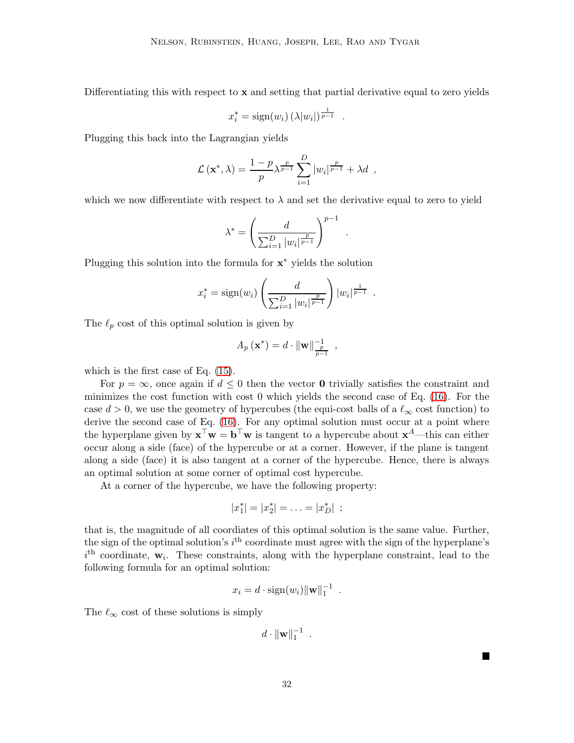Differentiating this with respect to $\mathbf{x}$ and setting that partial derivative equal to zero yields

$$x_i^* = \operatorname{sign}(w_i)\left(\lambda |w_i|\right)^{\frac{1}{p-1}} \ .$$

Plugging this back into the Lagrangian yields

$$\mathcal{L}\left(\mathbf{x}^*, \lambda\right) = \frac{1-p}{p}\lambda^{\frac{p}{p-1}} \sum_{i=1}^{D} |w_i|^{\frac{p}{p-1}} + \lambda d \ ,$$

which we now differentiate with respect to $\lambda$ and set the derivative equal to zero to yield

$$\lambda^* = \left(\frac{d}{\sum_{i=1}^{D} |w_i|^{\frac{p}{p-1}}}\right)^{p-1} \ .$$

Plugging this solution into the formula for $\mathbf{x}^*$ yields the solution

$$x_i^* = \operatorname{sign}(w_i)\left(\frac{d}{\sum_{i=1}^{D} |w_i|^{\frac{p}{p-1}}}\right)|w_i|^{\frac{1}{p-1}} \ .$$

The $\ell_p$ cost of this optimal solution is given by

$$A_p\left(\mathbf{x}^*\right) = d \cdot \|\mathbf{w}\|_{\frac{p}{p-1}}^{-1} \ ,$$

which is the first case of Eq. (15).

For $p = \infty$, once again if $d \leq 0$ then the vector $\mathbf{0}$ trivially satisfies the constraint and minimizes the cost function with cost 0 which yields the second case of Eq. (16). For the case $d > 0$, we use the geometry of hypercubes (the equi-cost balls of a $\ell_\infty$ cost function) to derive the second case of Eq. (16). For any optimal solution must occur at a point where the hyperplane given by $\mathbf{x}^\top\mathbf{w} = \mathbf{b}^\top\mathbf{w}$ is tangent to a hypercube about $\mathbf{x}^A$—this can either occur along a side (face) of the hypercube or at a corner. However, if the plane is tangent along a side (face) it is also tangent at a corner of the hypercube. Hence, there is always an optimal solution at some corner of optimal cost hypercube.

At a corner of the hypercube, we have the following property:

$$|x_1^*| = |x_2^*| = \ldots = |x_D^*| \ ;$$

that is, the magnitude of all coordiates of this optimal solution is the same value. Further, the sign of the optimal solution's $i^{\text{th}}$ coordinate must agree with the sign of the hyperplane's $i^{\text{th}}$ coordinate, $\mathbf{w}_i$. These constraints, along with the hyperplane constraint, lead to the following formula for an optimal solution:

$$x_i = d \cdot \operatorname{sign}(w_i)\|\mathbf{w}\|_1^{-1} \ .$$

The $\ell_\infty$ cost of these solutions is simply

$$d \cdot \|\mathbf{w}\|_1^{-1} \ .$$

■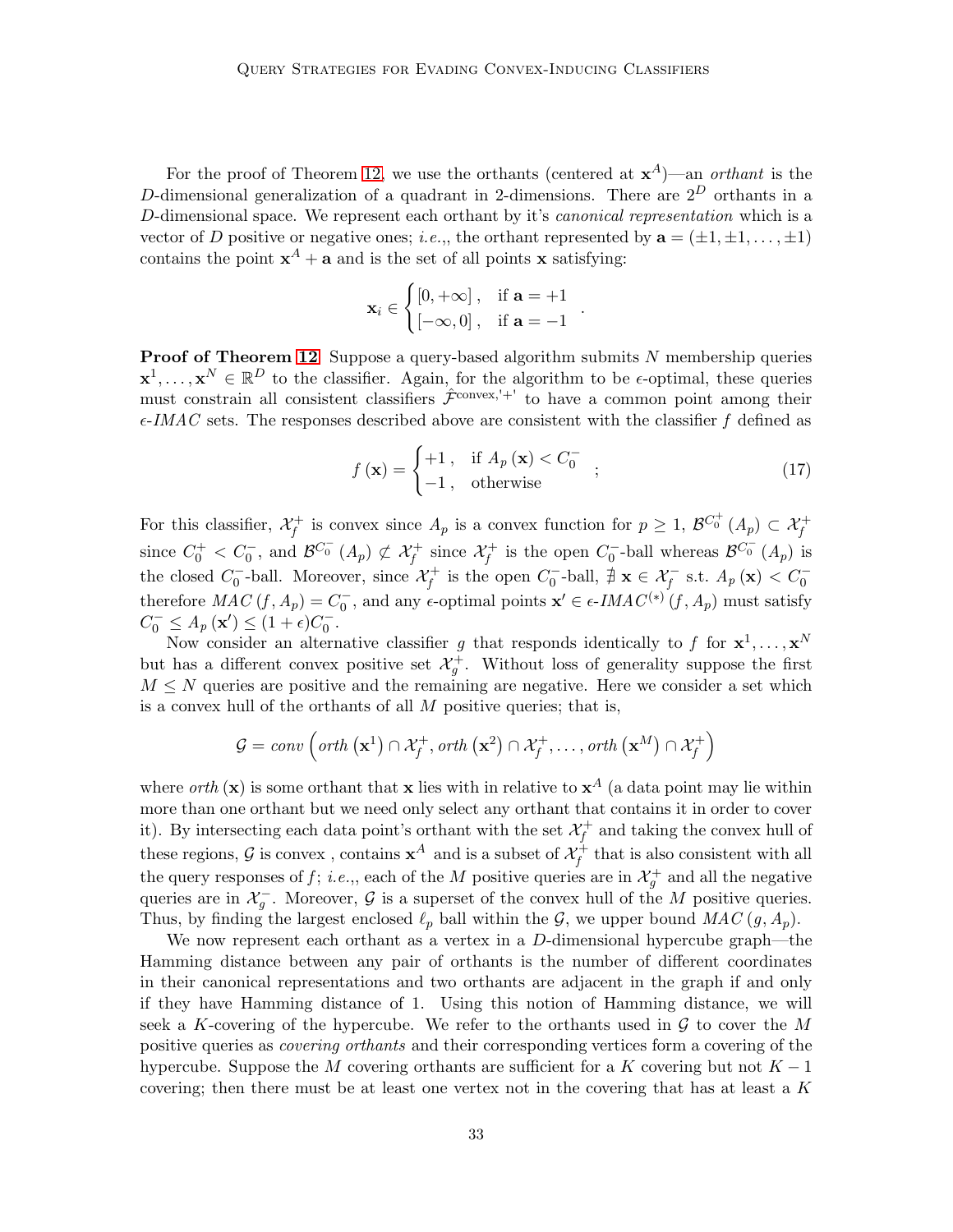For the proof of Theorem 12, we use the orthants (centered at $\mathbf{x}^A$)—an *orthant* is the $D$-dimensional generalization of a quadrant in 2-dimensions. There are $2^D$ orthants in a $D$-dimensional space. We represent each orthant by it's *canonical representation* which is a vector of $D$ positive or negative ones; *i.e.*,, the orthant represented by $\mathbf{a} = (\pm 1, \pm 1, \ldots, \pm 1)$ contains the point $\mathbf{x}^A + \mathbf{a}$ and is the set of all points $\mathbf{x}$ satisfying:

$$\mathbf{x}_i \in \begin{cases} [0, +\infty], & \text{if } \mathbf{a} = +1 \\ [-\infty, 0], & \text{if } \mathbf{a} = -1 \end{cases} .$$

**Proof of Theorem 12** Suppose a query-based algorithm submits $N$ membership queries $\mathbf{x}^1, \ldots, \mathbf{x}^N \in \mathbb{R}^D$ to the classifier. Again, for the algorithm to be $\epsilon$-optimal, these queries must constrain all consistent classifiers $\hat{\mathcal{F}}^{\text{convex},'+'}$ to have a common point among their $\epsilon$-*IMAC* sets. The responses described above are consistent with the classifier $f$ defined as

$$f(\mathbf{x}) = \begin{cases} +1, & \text{if } A_p(\mathbf{x}) < C_0^- \\ -1, & \text{otherwise} \end{cases} ; \tag{17}$$

For this classifier, $\mathcal{X}_f^+$ is convex since $A_p$ is a convex function for $p \geq 1$, $\mathcal{B}^{C_0^+}(A_p) \subset \mathcal{X}_f^+$ since $C_0^+ < C_0^-$, and $\mathcal{B}^{C_0^-}(A_p) \not\subset \mathcal{X}_f^+$ since $\mathcal{X}_f^+$ is the open $C_0^-$-ball whereas $\mathcal{B}^{C_0^-}(A_p)$ is the closed $C_0^-$-ball. Moreover, since $\mathcal{X}_f^+$ is the open $C_0^-$-ball, $\nexists\, \mathbf{x} \in \mathcal{X}_f^-$ s.t. $A_p(\mathbf{x}) < C_0^-$ therefore $MAC(f, A_p) = C_0^-$, and any $\epsilon$-optimal points $\mathbf{x}' \in \epsilon\text{-}IMAC^{(*)}(f, A_p)$ must satisfy $C_0^- \leq A_p(\mathbf{x}') \leq (1+\epsilon)C_0^-$.

Now consider an alternative classifier $g$ that responds identically to $f$ for $\mathbf{x}^1, \ldots, \mathbf{x}^N$ but has a different convex positive set $\mathcal{X}_g^+$. Without loss of generality suppose the first $M \leq N$ queries are positive and the remaining are negative. Here we consider a set which is a convex hull of the orthants of all $M$ positive queries; that is,

$$\mathcal{G} = conv\left(orth\left(\mathbf{x}^1\right) \cap \mathcal{X}_f^+, orth\left(\mathbf{x}^2\right) \cap \mathcal{X}_f^+, \ldots, orth\left(\mathbf{x}^M\right) \cap \mathcal{X}_f^+\right)$$

where $orth(\mathbf{x})$ is some orthant that $\mathbf{x}$ lies with in relative to $\mathbf{x}^A$ (a data point may lie within more than one orthant but we need only select any orthant that contains it in order to cover it). By intersecting each data point's orthant with the set $\mathcal{X}_f^+$ and taking the convex hull of these regions, $\mathcal{G}$ is convex , contains $\mathbf{x}^A$ and is a subset of $\mathcal{X}_f^+$ that is also consistent with all the query responses of $f$; *i.e.*,, each of the $M$ positive queries are in $\mathcal{X}_g^+$ and all the negative queries are in $\mathcal{X}_g^-$. Moreover, $\mathcal{G}$ is a superset of the convex hull of the $M$ positive queries. Thus, by finding the largest enclosed $\ell_p$ ball within the $\mathcal{G}$, we upper bound $MAC(g, A_p)$.

We now represent each orthant as a vertex in a $D$-dimensional hypercube graph—the Hamming distance between any pair of orthants is the number of different coordinates in their canonical representations and two orthants are adjacent in the graph if and only if they have Hamming distance of 1. Using this notion of Hamming distance, we will seek a $K$-covering of the hypercube. We refer to the orthants used in $\mathcal{G}$ to cover the $M$ positive queries as *covering orthants* and their corresponding vertices form a covering of the hypercube. Suppose the $M$ covering orthants are sufficient for a $K$ covering but not $K-1$ covering; then there must be at least one vertex not in the covering that has at least a $K$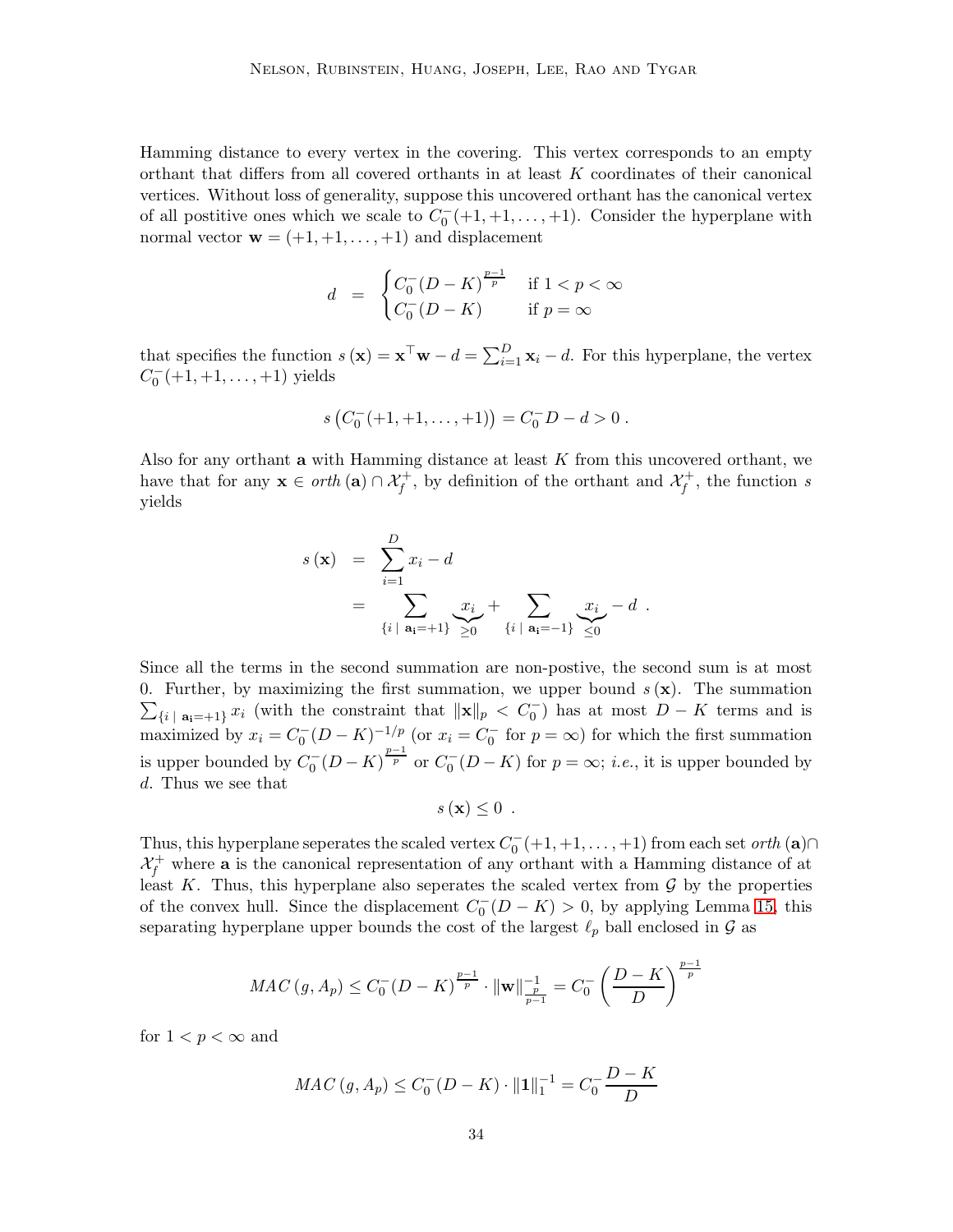Hamming distance to every vertex in the covering. This vertex corresponds to an empty orthant that differs from all covered orthants in at least $K$ coordinates of their canonical vertices. Without loss of generality, suppose this uncovered orthant has the canonical vertex of all postitive ones which we scale to $C_0^-(+1, +1, \ldots, +1)$. Consider the hyperplane with normal vector $\mathbf{w} = (+1, +1, \ldots, +1)$ and displacement

$$
d \;=\; \begin{cases} C_0^-(D-K)^{\frac{p-1}{p}} & \text{if } 1 < p < \infty \\ C_0^-(D-K) & \text{if } p = \infty \end{cases}
$$

that specifies the function $s(\mathbf{x}) = \mathbf{x}^\top \mathbf{w} - d = \sum_{i=1}^{D} \mathbf{x}_i - d$. For this hyperplane, the vertex $C_0^-(+1, +1, \ldots, +1)$ yields

$$
s\left(C_0^-(+1, +1, \ldots, +1)\right) = C_0^- D - d > 0 \ .
$$

Also for any orthant $\mathbf{a}$ with Hamming distance at least $K$ from this uncovered orthant, we have that for any $\mathbf{x} \in \mathit{orth}(\mathbf{a}) \cap \mathcal{X}_f^+$, by definition of the orthant and $\mathcal{X}_f^+$, the function $s$ yields

$$
\begin{aligned}
s(\mathbf{x}) \;&=\; \sum_{i=1}^{D} x_i - d \\
&=\; \sum_{\{i \,\mid\, \mathbf{a_i}=+1\}} \underbrace{x_i}_{\geq 0} + \sum_{\{i \,\mid\, \mathbf{a_i}=-1\}} \underbrace{x_i}_{\leq 0} - d \ .
\end{aligned}
$$

Since all the terms in the second summation are non-postive, the second sum is at most 0. Further, by maximizing the first summation, we upper bound $s(\mathbf{x})$. The summation $\sum_{\{i \,\mid\, \mathbf{a_i}=+1\}} x_i$ (with the constraint that $\|\mathbf{x}\|_p < C_0^-$) has at most $D-K$ terms and is maximized by $x_i = C_0^-(D-K)^{-1/p}$ (or $x_i = C_0^-$ for $p = \infty$) for which the first summation is upper bounded by $C_0^-(D-K)^{\frac{p-1}{p}}$ or $C_0^-(D-K)$ for $p = \infty$; *i.e.*, it is upper bounded by $d$. Thus we see that

$$
s(\mathbf{x}) \leq 0 \ .
$$

Thus, this hyperplane seperates the scaled vertex $C_0^-(+1, +1, \ldots, +1)$ from each set $\mathit{orth}(\mathbf{a}) \cap \mathcal{X}_f^+$ where $\mathbf{a}$ is the canonical representation of any orthant with a Hamming distance of at least $K$. Thus, this hyperplane also seperates the scaled vertex from $\mathcal{G}$ by the properties of the convex hull. Since the displacement $C_0^-(D-K) > 0$, by applying Lemma 15, this separating hyperplane upper bounds the cost of the largest $\ell_p$ ball enclosed in $\mathcal{G}$ as

$$
MAC(g, A_p) \leq C_0^-(D-K)^{\frac{p-1}{p}} \cdot \|\mathbf{w}\|_{\frac{p}{p-1}}^{-1} = C_0^- \left(\frac{D-K}{D}\right)^{\frac{p-1}{p}}
$$

for $1 < p < \infty$ and

$$
MAC(g, A_p) \leq C_0^-(D-K) \cdot \|\mathbf{1}\|_1^{-1} = C_0^- \frac{D-K}{D}
$$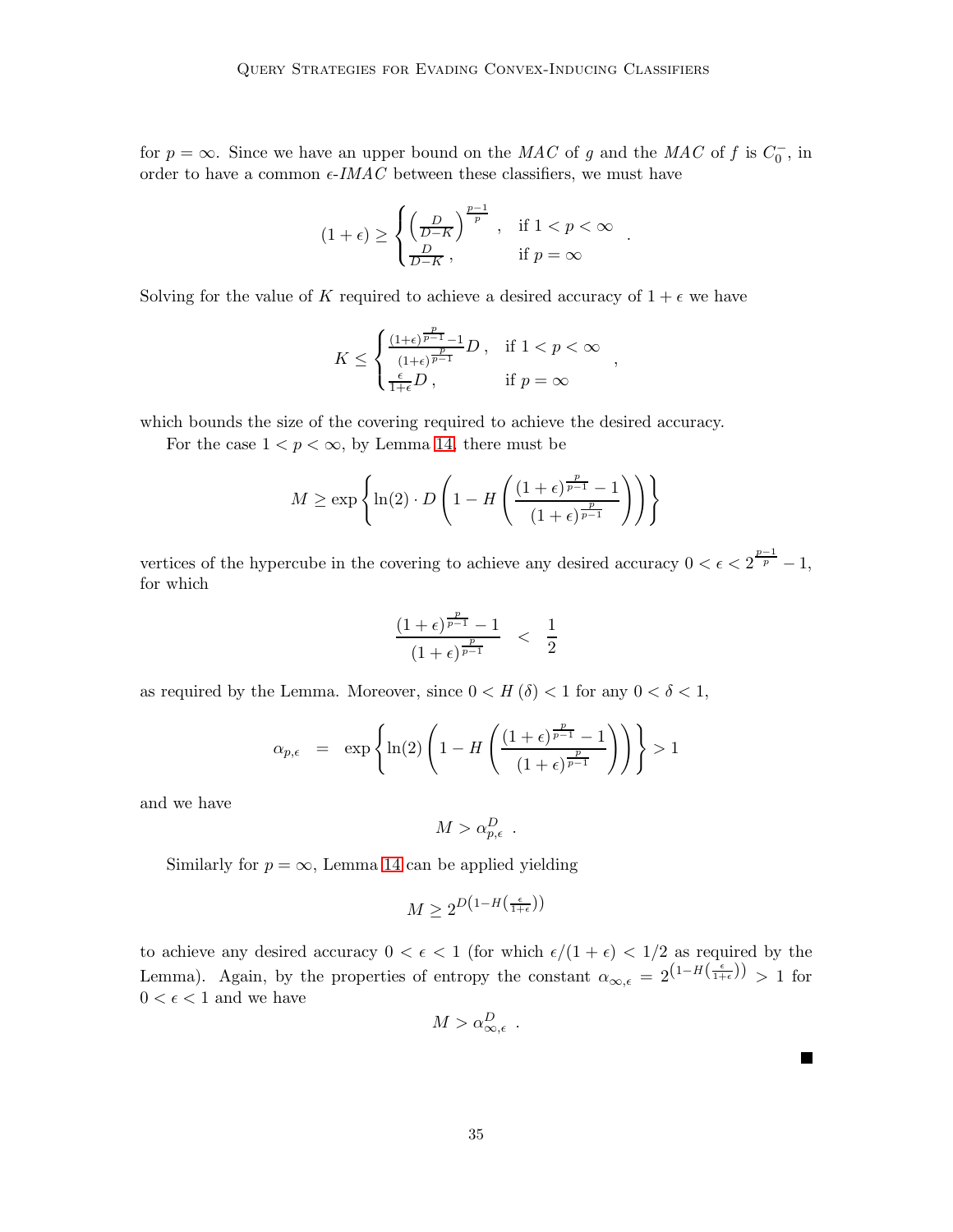for $p = \infty$. Since we have an upper bound on the *MAC* of $g$ and the *MAC* of $f$ is $C_0^-$, in order to have a common $\epsilon$-*IMAC* between these classifiers, we must have

$$
(1+\epsilon) \geq \begin{cases} \left(\frac{D}{D-K}\right)^{\frac{p-1}{p}}\ , & \text{if } 1 < p < \infty \\ \frac{D}{D-K}\ , & \text{if } p = \infty \end{cases} .
$$

Solving for the value of $K$ required to achieve a desired accuracy of $1 + \epsilon$ we have

$$
K \leq \begin{cases} \frac{(1+\epsilon)^{\frac{p}{p-1}}-1}{(1+\epsilon)^{\frac{p}{p-1}}} D\ , & \text{if } 1 < p < \infty \\ \frac{\epsilon}{1+\epsilon} D\ , & \text{if } p = \infty \end{cases} ,
$$

which bounds the size of the covering required to achieve the desired accuracy.

For the case $1 < p < \infty$, by Lemma 14, there must be

$$
M \geq \exp\left\{ \ln(2) \cdot D \left( 1 - H\left( \frac{(1+\epsilon)^{\frac{p}{p-1}}-1}{(1+\epsilon)^{\frac{p}{p-1}}} \right) \right) \right\}
$$

vertices of the hypercube in the covering to achieve any desired accuracy $0 < \epsilon < 2^{\frac{p-1}{p}} - 1$, for which

$$
\frac{(1+\epsilon)^{\frac{p}{p-1}}-1}{(1+\epsilon)^{\frac{p}{p-1}}} \quad < \quad \frac{1}{2}
$$

as required by the Lemma. Moreover, since $0 < H(\delta) < 1$ for any $0 < \delta < 1$,

$$
\alpha_{p,\epsilon} \quad = \quad \exp\left\{ \ln(2) \left( 1 - H\left( \frac{(1+\epsilon)^{\frac{p}{p-1}}-1}{(1+\epsilon)^{\frac{p}{p-1}}} \right) \right) \right\} > 1
$$

and we have

$$
M > \alpha_{p,\epsilon}^D\ .
$$

Similarly for $p = \infty$, Lemma 14 can be applied yielding

$$
M \geq 2^{D\left(1 - H\left(\frac{\epsilon}{1+\epsilon}\right)\right)}
$$

to achieve any desired accuracy $0 < \epsilon < 1$ (for which $\epsilon/(1+\epsilon) < 1/2$ as required by the Lemma). Again, by the properties of entropy the constant $\alpha_{\infty,\epsilon} = 2^{\left(1 - H\left(\frac{\epsilon}{1+\epsilon}\right)\right)} > 1$ for $0 < \epsilon < 1$ and we have

$$
M > \alpha_{\infty,\epsilon}^D\ .
$$

■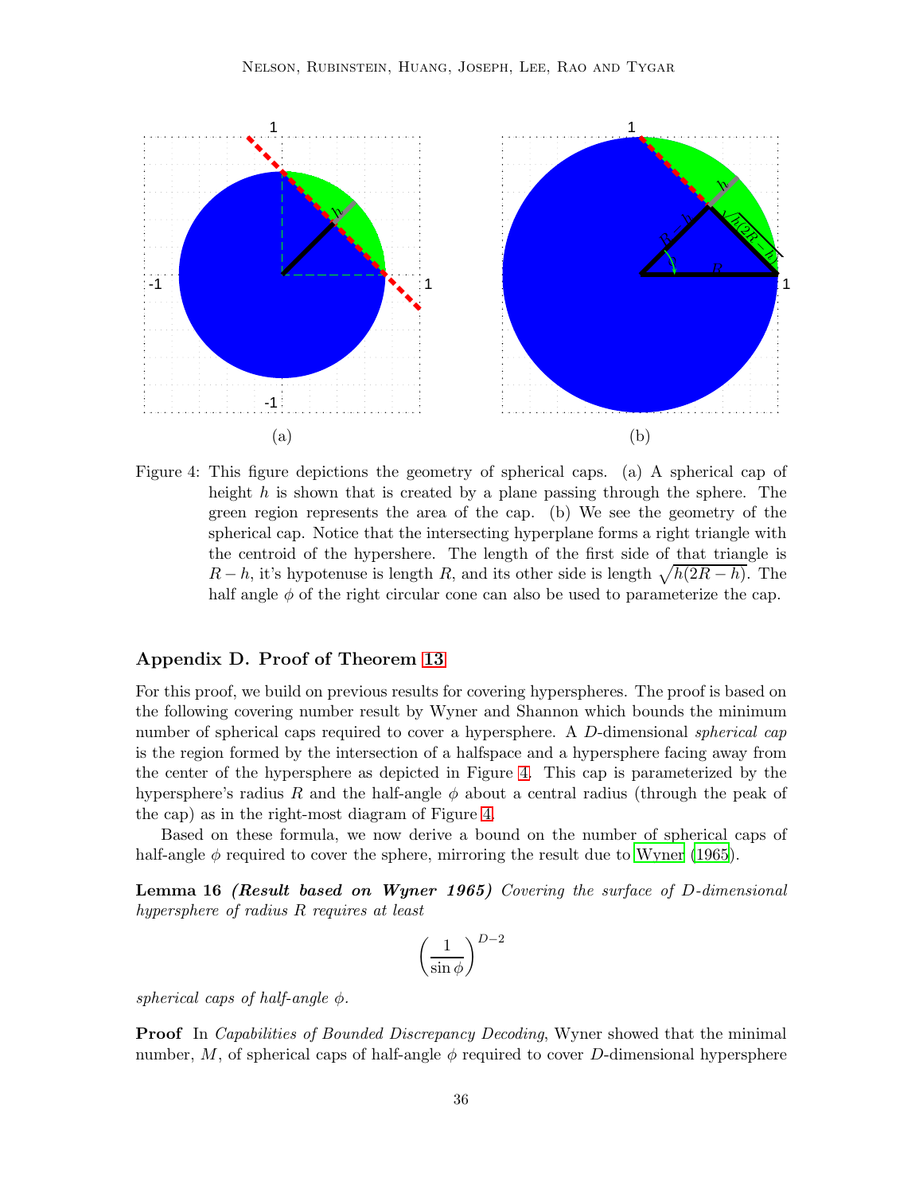(a)

(b)

Figure 4: This figure depictions the geometry of spherical caps. (a) A spherical cap of height $h$ is shown that is created by a plane passing through the sphere. The green region represents the area of the cap. (b) We see the geometry of the spherical cap. Notice that the intersecting hyperplane forms a right triangle with the centroid of the hypershere. The length of the first side of that triangle is $R - h$, it's hypotenuse is length $R$, and its other side is length $\sqrt{h(2R-h)}$. The half angle $\phi$ of the right circular cone can also be used to parameterize the cap.

## Appendix D. Proof of Theorem 13

For this proof, we build on previous results for covering hyperspheres. The proof is based on the following covering number result by Wyner and Shannon which bounds the minimum number of spherical caps required to cover a hypersphere. A $D$-dimensional *spherical cap* is the region formed by the intersection of a halfspace and a hypersphere facing away from the center of the hypersphere as depicted in Figure 4. This cap is parameterized by the hypersphere's radius $R$ and the half-angle $\phi$ about a central radius (through the peak of the cap) as in the right-most diagram of Figure 4.

Based on these formula, we now derive a bound on the number of spherical caps of half-angle $\phi$ required to cover the sphere, mirroring the result due to Wyner (1965).

**Lemma 16** ***(Result based on Wyner 1965)*** *Covering the surface of $D$-dimensional hypersphere of radius $R$ requires at least*

$$\left(\frac{1}{\sin\phi}\right)^{D-2}$$

*spherical caps of half-angle $\phi$.*

**Proof** In *Capabilities of Bounded Discrepancy Decoding*, Wyner showed that the minimal number, $M$, of spherical caps of half-angle $\phi$ required to cover $D$-dimensional hypersphere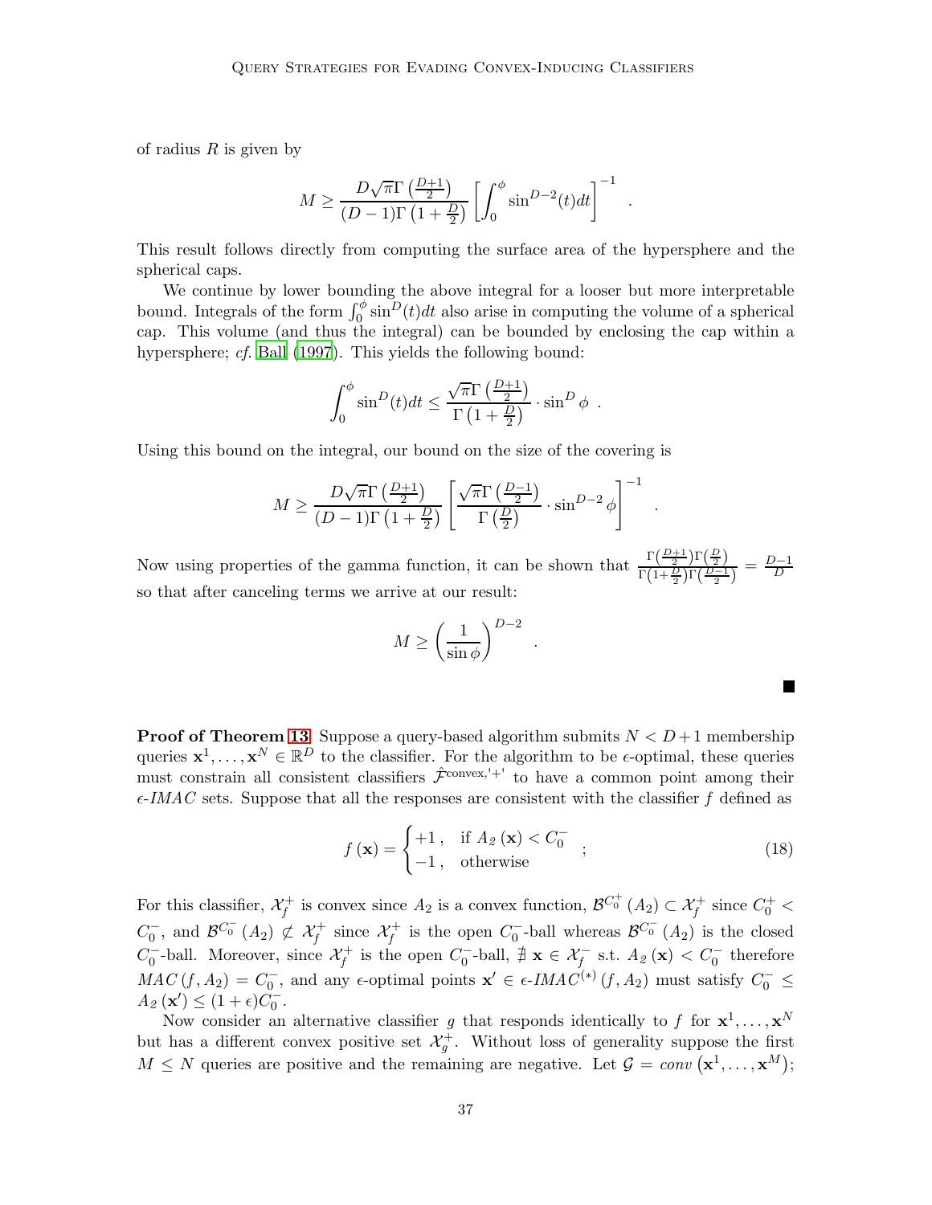of radius $R$ is given by

$$M \geq \frac{D\sqrt{\pi}\Gamma\left(\frac{D+1}{2}\right)}{(D-1)\Gamma\left(1+\frac{D}{2}\right)} \left[\int_0^{\phi} \sin^{D-2}(t)dt\right]^{-1} .$$

This result follows directly from computing the surface area of the hypersphere and the spherical caps.

We continue by lower bounding the above integral for a looser but more interpretable bound. Integrals of the form $\int_0^{\phi} \sin^D(t)dt$ also arise in computing the volume of a spherical cap. This volume (and thus the integral) can be bounded by enclosing the cap within a hypersphere; *cf.* Ball (1997). This yields the following bound:

$$\int_0^{\phi} \sin^D(t)dt \leq \frac{\sqrt{\pi}\Gamma\left(\frac{D+1}{2}\right)}{\Gamma\left(1+\frac{D}{2}\right)} \cdot \sin^D \phi .$$

Using this bound on the integral, our bound on the size of the covering is

$$M \geq \frac{D\sqrt{\pi}\Gamma\left(\frac{D+1}{2}\right)}{(D-1)\Gamma\left(1+\frac{D}{2}\right)} \left[\frac{\sqrt{\pi}\Gamma\left(\frac{D-1}{2}\right)}{\Gamma\left(\frac{D}{2}\right)} \cdot \sin^{D-2} \phi\right]^{-1} .$$

Now using properties of the gamma function, it can be shown that $\frac{\Gamma\left(\frac{D+1}{2}\right)\Gamma\left(\frac{D}{2}\right)}{\Gamma\left(1+\frac{D}{2}\right)\Gamma\left(\frac{D-1}{2}\right)} = \frac{D-1}{D}$ so that after canceling terms we arrive at our result:

$$M \geq \left(\frac{1}{\sin \phi}\right)^{D-2} .$$

■

**Proof of Theorem 13** Suppose a query-based algorithm submits $N < D+1$ membership queries $\mathbf{x}^1, \ldots, \mathbf{x}^N \in \mathbb{R}^D$ to the classifier. For the algorithm to be $\epsilon$-optimal, these queries must constrain all consistent classifiers $\hat{\mathcal{F}}^{\text{convex,'+'}}$ to have a common point among their $\epsilon$-*IMAC* sets. Suppose that all the responses are consistent with the classifier $f$ defined as

$$f(\mathbf{x}) = \begin{cases} +1, & \text{if } A_2(\mathbf{x}) < C_0^- \\ -1, & \text{otherwise} \end{cases} ; \tag{18}$$

For this classifier, $\mathcal{X}_f^+$ is convex since $A_2$ is a convex function, $\mathcal{B}^{C_0^+}(A_2) \subset \mathcal{X}_f^+$ since $C_0^+ < C_0^-$, and $\mathcal{B}^{C_0^-}(A_2) \not\subset \mathcal{X}_f^+$ since $\mathcal{X}_f^+$ is the open $C_0^-$-ball whereas $\mathcal{B}^{C_0^-}(A_2)$ is the closed $C_0^-$-ball. Moreover, since $\mathcal{X}_f^+$ is the open $C_0^-$-ball, $\nexists\, \mathbf{x} \in \mathcal{X}_f^-$ s.t. $A_2(\mathbf{x}) < C_0^-$ therefore $MAC(f, A_2) = C_0^-$, and any $\epsilon$-optimal points $\mathbf{x}' \in \epsilon\text{-}IMAC^{(*)}(f, A_2)$ must satisfy $C_0^- \leq A_2(\mathbf{x}') \leq (1+\epsilon)C_0^-$.

Now consider an alternative classifier $g$ that responds identically to $f$ for $\mathbf{x}^1, \ldots, \mathbf{x}^N$ but has a different convex positive set $\mathcal{X}_g^+$. Without loss of generality suppose the first $M \leq N$ queries are positive and the remaining are negative. Let $\mathcal{G} = conv\left(\mathbf{x}^1, \ldots, \mathbf{x}^M\right)$;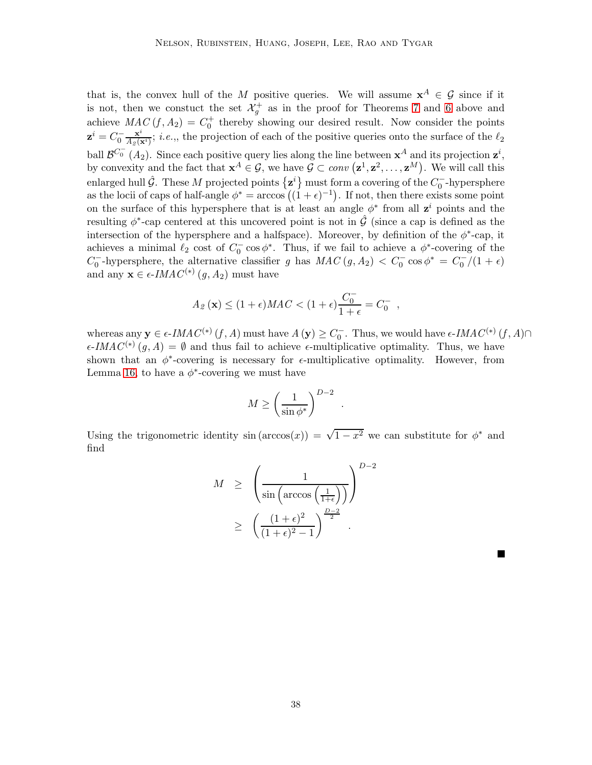that is, the convex hull of the $M$ positive queries. We will assume $\mathbf{x}^A \in \mathcal{G}$ since if it is not, then we constuct the set $\mathcal{X}_g^+$ as in the proof for Theorems 7 and 6 above and achieve $MAC(f, A_2) = C_0^+$ thereby showing our desired result. Now consider the points $\mathbf{z}^i = C_0^- \frac{\mathbf{x}^i}{A_2(\mathbf{x}^i)}$; *i.e.*,, the projection of each of the positive queries onto the surface of the $\ell_2$ ball $\mathcal{B}^{C_0^-}(A_2)$. Since each positive query lies along the line between $\mathbf{x}^A$ and its projection $\mathbf{z}^i$, by convexity and the fact that $\mathbf{x}^A \in \mathcal{G}$, we have $\mathcal{G} \subset conv\left(\mathbf{z}^1, \mathbf{z}^2, \ldots, \mathbf{z}^M\right)$. We will call this enlarged hull $\hat{\mathcal{G}}$. These $M$ projected points $\left\{\mathbf{z}^i\right\}$ must form a covering of the $C_0^-$-hypersphere as the locii of caps of half-angle $\phi^* = \arccos\left((1+\epsilon)^{-1}\right)$. If not, then there exists some point on the surface of this hypersphere that is at least an angle $\phi^*$ from all $\mathbf{z}^i$ points and the resulting $\phi^*$-cap centered at this uncovered point is not in $\hat{\mathcal{G}}$ (since a cap is defined as the intersection of the hypersphere and a halfspace). Moreover, by definition of the $\phi^*$-cap, it achieves a minimal $\ell_2$ cost of $C_0^- \cos\phi^*$. Thus, if we fail to achieve a $\phi^*$-covering of the $C_0^-$-hypersphere, the alternative classifier $g$ has $MAC(g, A_2) < C_0^- \cos\phi^* = C_0^-/(1+\epsilon)$ and any $\mathbf{x} \in \epsilon\text{-}IMAC^{(*)}(g, A_2)$ must have

$$A_2(\mathbf{x}) \leq (1+\epsilon)MAC < (1+\epsilon)\frac{C_0^-}{1+\epsilon} = C_0^- \ ,$$

whereas any $\mathbf{y} \in \epsilon\text{-}IMAC^{(*)}(f, A)$ must have $A(\mathbf{y}) \geq C_0^-$. Thus, we would have $\epsilon\text{-}IMAC^{(*)}(f, A) \cap \epsilon\text{-}IMAC^{(*)}(g, A) = \emptyset$ and thus fail to achieve $\epsilon$-multiplicative optimality. Thus, we have shown that an $\phi^*$-covering is necessary for $\epsilon$-multiplicative optimality. However, from Lemma 16, to have a $\phi^*$-covering we must have

$$M \geq \left(\frac{1}{\sin\phi^*}\right)^{D-2} \ .$$

Using the trigonometric identity $\sin(\arccos(x)) = \sqrt{1-x^2}$ we can substitute for $\phi^*$ and find

$$\begin{aligned} M &\geq \left(\frac{1}{\sin\left(\arccos\left(\frac{1}{1+\epsilon}\right)\right)}\right)^{D-2} \\ &\geq \left(\frac{(1+\epsilon)^2}{(1+\epsilon)^2 - 1}\right)^{\frac{D-2}{2}} \ . \end{aligned}$$

■